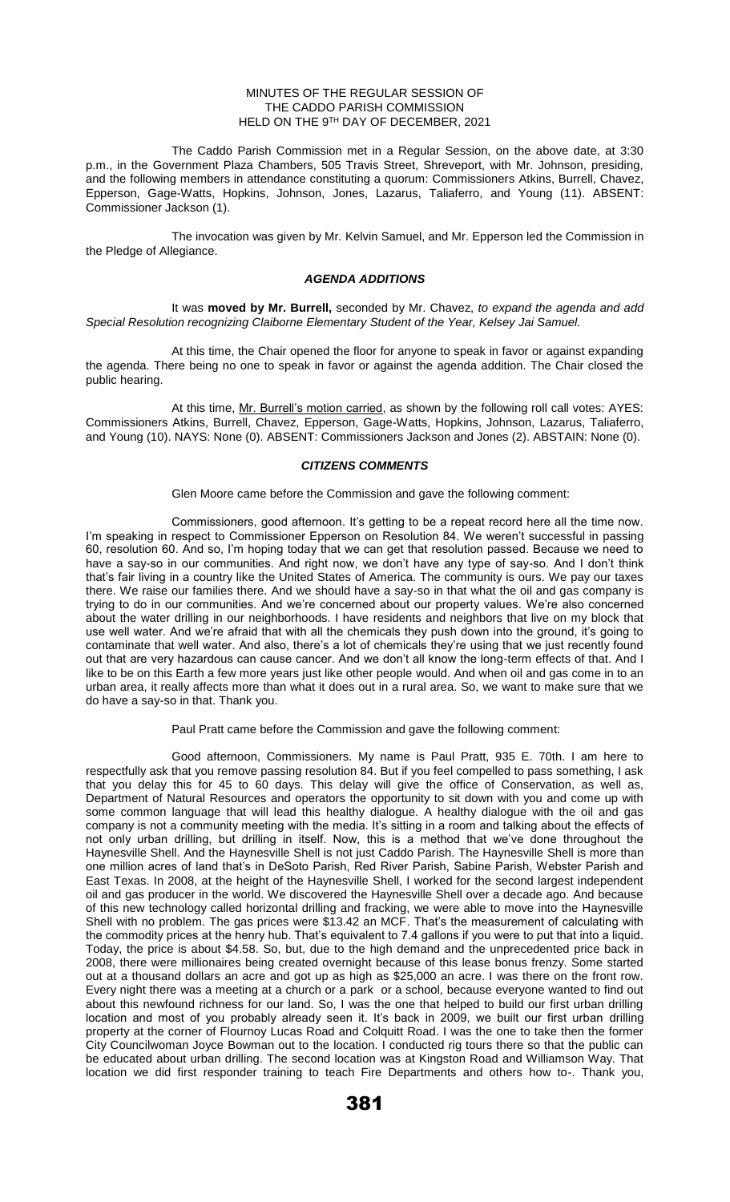MINUTES OF THE REGULAR SESSION OF
THE CADDO PARISH COMMISSION
HELD ON THE 9TH DAY OF DECEMBER, 2021

The Caddo Parish Commission met in a Regular Session, on the above date, at 3:30 p.m., in the Government Plaza Chambers, 505 Travis Street, Shreveport, with Mr. Johnson, presiding, and the following members in attendance constituting a quorum: Commissioners Atkins, Burrell, Chavez, Epperson, Gage-Watts, Hopkins, Johnson, Jones, Lazarus, Taliaferro, and Young (11). ABSENT: Commissioner Jackson (1).

The invocation was given by Mr. Kelvin Samuel, and Mr. Epperson led the Commission in the Pledge of Allegiance.

### *AGENDA ADDITIONS*

It was **moved by Mr. Burrell,** seconded by Mr. Chavez, *to expand the agenda and add Special Resolution recognizing Claiborne Elementary Student of the Year, Kelsey Jai Samuel.*

At this time, the Chair opened the floor for anyone to speak in favor or against expanding the agenda. There being no one to speak in favor or against the agenda addition. The Chair closed the public hearing.

At this time, Mr. Burrell's motion carried, as shown by the following roll call votes: AYES: Commissioners Atkins, Burrell, Chavez, Epperson, Gage-Watts, Hopkins, Johnson, Lazarus, Taliaferro, and Young (10). NAYS: None (0). ABSENT: Commissioners Jackson and Jones (2). ABSTAIN: None (0).

### *CITIZENS COMMENTS*

Glen Moore came before the Commission and gave the following comment:

Commissioners, good afternoon. It's getting to be a repeat record here all the time now. I'm speaking in respect to Commissioner Epperson on Resolution 84. We weren't successful in passing 60, resolution 60. And so, I'm hoping today that we can get that resolution passed. Because we need to have a say-so in our communities. And right now, we don't have any type of say-so. And I don't think that's fair living in a country like the United States of America. The community is ours. We pay our taxes there. We raise our families there. And we should have a say-so in that what the oil and gas company is trying to do in our communities. And we're concerned about our property values. We're also concerned about the water drilling in our neighborhoods. I have residents and neighbors that live on my block that use well water. And we're afraid that with all the chemicals they push down into the ground, it's going to contaminate that well water. And also, there's a lot of chemicals they're using that we just recently found out that are very hazardous can cause cancer. And we don't all know the long-term effects of that. And I like to be on this Earth a few more years just like other people would. And when oil and gas come in to an urban area, it really affects more than what it does out in a rural area. So, we want to make sure that we do have a say-so in that. Thank you.

Paul Pratt came before the Commission and gave the following comment:

Good afternoon, Commissioners. My name is Paul Pratt, 935 E. 70th. I am here to respectfully ask that you remove passing resolution 84. But if you feel compelled to pass something, I ask that you delay this for 45 to 60 days. This delay will give the office of Conservation, as well as, Department of Natural Resources and operators the opportunity to sit down with you and come up with some common language that will lead this healthy dialogue. A healthy dialogue with the oil and gas company is not a community meeting with the media. It's sitting in a room and talking about the effects of not only urban drilling, but drilling in itself. Now, this is a method that we've done throughout the Haynesville Shell. And the Haynesville Shell is not just Caddo Parish. The Haynesville Shell is more than one million acres of land that's in DeSoto Parish, Red River Parish, Sabine Parish, Webster Parish and East Texas. In 2008, at the height of the Haynesville Shell, I worked for the second largest independent oil and gas producer in the world. We discovered the Haynesville Shell over a decade ago. And because of this new technology called horizontal drilling and fracking, we were able to move into the Haynesville Shell with no problem. The gas prices were $13.42 an MCF. That's the measurement of calculating with the commodity prices at the henry hub. That's equivalent to 7.4 gallons if you were to put that into a liquid. Today, the price is about $4.58. So, but, due to the high demand and the unprecedented price back in 2008, there were millionaires being created overnight because of this lease bonus frenzy. Some started out at a thousand dollars an acre and got up as high as $25,000 an acre. I was there on the front row. Every night there was a meeting at a church or a park or a school, because everyone wanted to find out about this newfound richness for our land. So, I was the one that helped to build our first urban drilling location and most of you probably already seen it. It's back in 2009, we built our first urban drilling property at the corner of Flournoy Lucas Road and Colquitt Road. I was the one to take then the former City Councilwoman Joyce Bowman out to the location. I conducted rig tours there so that the public can be educated about urban drilling. The second location was at Kingston Road and Williamson Way. That location we did first responder training to teach Fire Departments and others how to-. Thank you,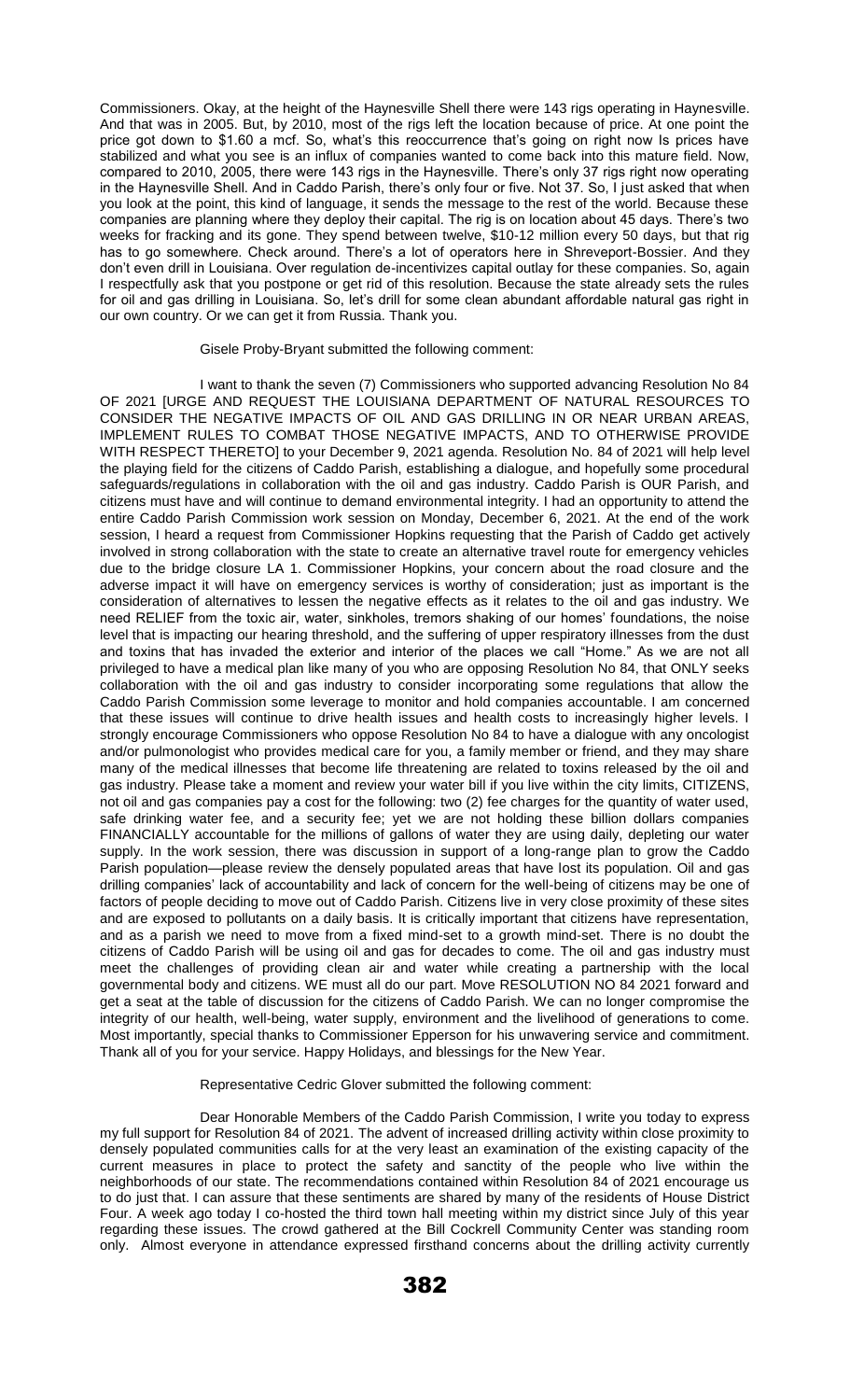Commissioners. Okay, at the height of the Haynesville Shell there were 143 rigs operating in Haynesville. And that was in 2005. But, by 2010, most of the rigs left the location because of price. At one point the price got down to $1.60 a mcf. So, what's this reoccurrence that's going on right now Is prices have stabilized and what you see is an influx of companies wanted to come back into this mature field. Now, compared to 2010, 2005, there were 143 rigs in the Haynesville. There's only 37 rigs right now operating in the Haynesville Shell. And in Caddo Parish, there's only four or five. Not 37. So, I just asked that when you look at the point, this kind of language, it sends the message to the rest of the world. Because these companies are planning where they deploy their capital. The rig is on location about 45 days. There's two weeks for fracking and its gone. They spend between twelve, $10-12 million every 50 days, but that rig has to go somewhere. Check around. There's a lot of operators here in Shreveport-Bossier. And they don't even drill in Louisiana. Over regulation de-incentivizes capital outlay for these companies. So, again I respectfully ask that you postpone or get rid of this resolution. Because the state already sets the rules for oil and gas drilling in Louisiana. So, let's drill for some clean abundant affordable natural gas right in our own country. Or we can get it from Russia. Thank you.

Gisele Proby-Bryant submitted the following comment:

I want to thank the seven (7) Commissioners who supported advancing Resolution No 84 OF 2021 [URGE AND REQUEST THE LOUISIANA DEPARTMENT OF NATURAL RESOURCES TO CONSIDER THE NEGATIVE IMPACTS OF OIL AND GAS DRILLING IN OR NEAR URBAN AREAS, IMPLEMENT RULES TO COMBAT THOSE NEGATIVE IMPACTS, AND TO OTHERWISE PROVIDE WITH RESPECT THERETO] to your December 9, 2021 agenda. Resolution No. 84 of 2021 will help level the playing field for the citizens of Caddo Parish, establishing a dialogue, and hopefully some procedural safeguards/regulations in collaboration with the oil and gas industry. Caddo Parish is OUR Parish, and citizens must have and will continue to demand environmental integrity. I had an opportunity to attend the entire Caddo Parish Commission work session on Monday, December 6, 2021. At the end of the work session, I heard a request from Commissioner Hopkins requesting that the Parish of Caddo get actively involved in strong collaboration with the state to create an alternative travel route for emergency vehicles due to the bridge closure LA 1. Commissioner Hopkins, your concern about the road closure and the adverse impact it will have on emergency services is worthy of consideration; just as important is the consideration of alternatives to lessen the negative effects as it relates to the oil and gas industry. We need RELIEF from the toxic air, water, sinkholes, tremors shaking of our homes' foundations, the noise level that is impacting our hearing threshold, and the suffering of upper respiratory illnesses from the dust and toxins that has invaded the exterior and interior of the places we call "Home." As we are not all privileged to have a medical plan like many of you who are opposing Resolution No 84, that ONLY seeks collaboration with the oil and gas industry to consider incorporating some regulations that allow the Caddo Parish Commission some leverage to monitor and hold companies accountable. I am concerned that these issues will continue to drive health issues and health costs to increasingly higher levels. I strongly encourage Commissioners who oppose Resolution No 84 to have a dialogue with any oncologist and/or pulmonologist who provides medical care for you, a family member or friend, and they may share many of the medical illnesses that become life threatening are related to toxins released by the oil and gas industry. Please take a moment and review your water bill if you live within the city limits, CITIZENS, not oil and gas companies pay a cost for the following: two (2) fee charges for the quantity of water used, safe drinking water fee, and a security fee; yet we are not holding these billion dollars companies FINANCIALLY accountable for the millions of gallons of water they are using daily, depleting our water supply. In the work session, there was discussion in support of a long-range plan to grow the Caddo Parish population—please review the densely populated areas that have lost its population. Oil and gas drilling companies' lack of accountability and lack of concern for the well-being of citizens may be one of factors of people deciding to move out of Caddo Parish. Citizens live in very close proximity of these sites and are exposed to pollutants on a daily basis. It is critically important that citizens have representation, and as a parish we need to move from a fixed mind-set to a growth mind-set. There is no doubt the citizens of Caddo Parish will be using oil and gas for decades to come. The oil and gas industry must meet the challenges of providing clean air and water while creating a partnership with the local governmental body and citizens. WE must all do our part. Move RESOLUTION NO 84 2021 forward and get a seat at the table of discussion for the citizens of Caddo Parish. We can no longer compromise the integrity of our health, well-being, water supply, environment and the livelihood of generations to come. Most importantly, special thanks to Commissioner Epperson for his unwavering service and commitment. Thank all of you for your service. Happy Holidays, and blessings for the New Year.

Representative Cedric Glover submitted the following comment:

Dear Honorable Members of the Caddo Parish Commission, I write you today to express my full support for Resolution 84 of 2021. The advent of increased drilling activity within close proximity to densely populated communities calls for at the very least an examination of the existing capacity of the current measures in place to protect the safety and sanctity of the people who live within the neighborhoods of our state. The recommendations contained within Resolution 84 of 2021 encourage us to do just that. I can assure that these sentiments are shared by many of the residents of House District Four. A week ago today I co-hosted the third town hall meeting within my district since July of this year regarding these issues. The crowd gathered at the Bill Cockrell Community Center was standing room only. Almost everyone in attendance expressed firsthand concerns about the drilling activity currently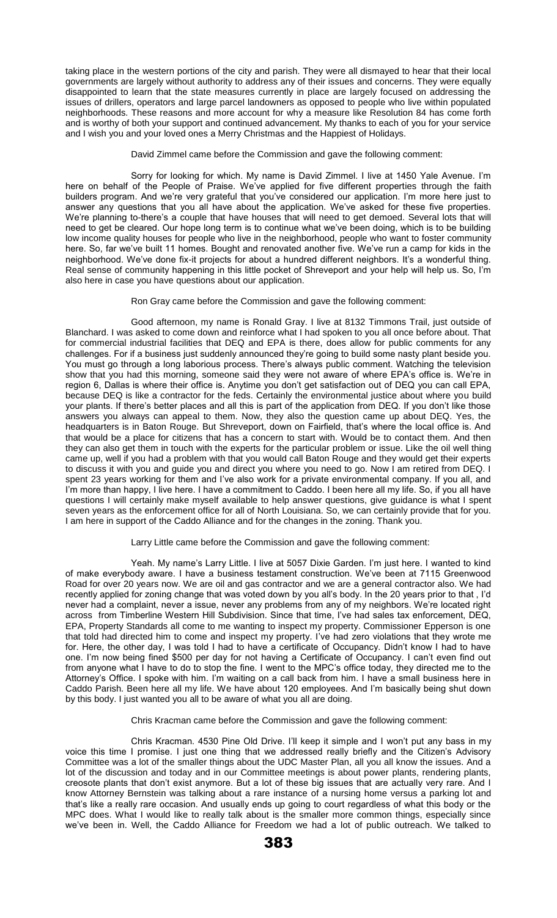taking place in the western portions of the city and parish. They were all dismayed to hear that their local governments are largely without authority to address any of their issues and concerns. They were equally disappointed to learn that the state measures currently in place are largely focused on addressing the issues of drillers, operators and large parcel landowners as opposed to people who live within populated neighborhoods. These reasons and more account for why a measure like Resolution 84 has come forth and is worthy of both your support and continued advancement. My thanks to each of you for your service and I wish you and your loved ones a Merry Christmas and the Happiest of Holidays.

David Zimmel came before the Commission and gave the following comment:

Sorry for looking for which. My name is David Zimmel. I live at 1450 Yale Avenue. I'm here on behalf of the People of Praise. We've applied for five different properties through the faith builders program. And we're very grateful that you've considered our application. I'm more here just to answer any questions that you all have about the application. We've asked for these five properties. We're planning to-there's a couple that have houses that will need to get demoed. Several lots that will need to get be cleared. Our hope long term is to continue what we've been doing, which is to be building low income quality houses for people who live in the neighborhood, people who want to foster community here. So, far we've built 11 homes. Bought and renovated another five. We've run a camp for kids in the neighborhood. We've done fix-it projects for about a hundred different neighbors. It's a wonderful thing. Real sense of community happening in this little pocket of Shreveport and your help will help us. So, I'm also here in case you have questions about our application.

Ron Gray came before the Commission and gave the following comment:

Good afternoon, my name is Ronald Gray. I live at 8132 Timmons Trail, just outside of Blanchard. I was asked to come down and reinforce what I had spoken to you all once before about. That for commercial industrial facilities that DEQ and EPA is there, does allow for public comments for any challenges. For if a business just suddenly announced they're going to build some nasty plant beside you. You must go through a long laborious process. There's always public comment. Watching the television show that you had this morning, someone said they were not aware of where EPA's office is. We're in region 6, Dallas is where their office is. Anytime you don't get satisfaction out of DEQ you can call EPA, because DEQ is like a contractor for the feds. Certainly the environmental justice about where you build your plants. If there's better places and all this is part of the application from DEQ. If you don't like those answers you always can appeal to them. Now, they also the question came up about DEQ. Yes, the headquarters is in Baton Rouge. But Shreveport, down on Fairfield, that's where the local office is. And that would be a place for citizens that has a concern to start with. Would be to contact them. And then they can also get them in touch with the experts for the particular problem or issue. Like the oil well thing came up, well if you had a problem with that you would call Baton Rouge and they would get their experts to discuss it with you and guide you and direct you where you need to go. Now I am retired from DEQ. I spent 23 years working for them and I've also work for a private environmental company. If you all, and I'm more than happy, I live here. I have a commitment to Caddo. I been here all my life. So, if you all have questions I will certainly make myself available to help answer questions, give guidance is what I spent seven years as the enforcement office for all of North Louisiana. So, we can certainly provide that for you. I am here in support of the Caddo Alliance and for the changes in the zoning. Thank you.

Larry Little came before the Commission and gave the following comment:

Yeah. My name's Larry Little. I live at 5057 Dixie Garden. I'm just here. I wanted to kind of make everybody aware. I have a business testament construction. We've been at 7115 Greenwood Road for over 20 years now. We are oil and gas contractor and we are a general contractor also. We had recently applied for zoning change that was voted down by you all's body. In the 20 years prior to that , I'd never had a complaint, never a issue, never any problems from any of my neighbors. We're located right across from Timberline Western Hill Subdivision. Since that time, I've had sales tax enforcement, DEQ, EPA, Property Standards all come to me wanting to inspect my property. Commissioner Epperson is one that told had directed him to come and inspect my property. I've had zero violations that they wrote me for. Here, the other day, I was told I had to have a certificate of Occupancy. Didn't know I had to have one. I'm now being fined $500 per day for not having a Certificate of Occupancy. I can't even find out from anyone what I have to do to stop the fine. I went to the MPC's office today, they directed me to the Attorney's Office. I spoke with him. I'm waiting on a call back from him. I have a small business here in Caddo Parish. Been here all my life. We have about 120 employees. And I'm basically being shut down by this body. I just wanted you all to be aware of what you all are doing.

Chris Kracman came before the Commission and gave the following comment:

Chris Kracman. 4530 Pine Old Drive. I'll keep it simple and I won't put any bass in my voice this time I promise. I just one thing that we addressed really briefly and the Citizen's Advisory Committee was a lot of the smaller things about the UDC Master Plan, all you all know the issues. And a lot of the discussion and today and in our Committee meetings is about power plants, rendering plants, creosote plants that don't exist anymore. But a lot of these big issues that are actually very rare. And I know Attorney Bernstein was talking about a rare instance of a nursing home versus a parking lot and that's like a really rare occasion. And usually ends up going to court regardless of what this body or the MPC does. What I would like to really talk about is the smaller more common things, especially since we've been in. Well, the Caddo Alliance for Freedom we had a lot of public outreach. We talked to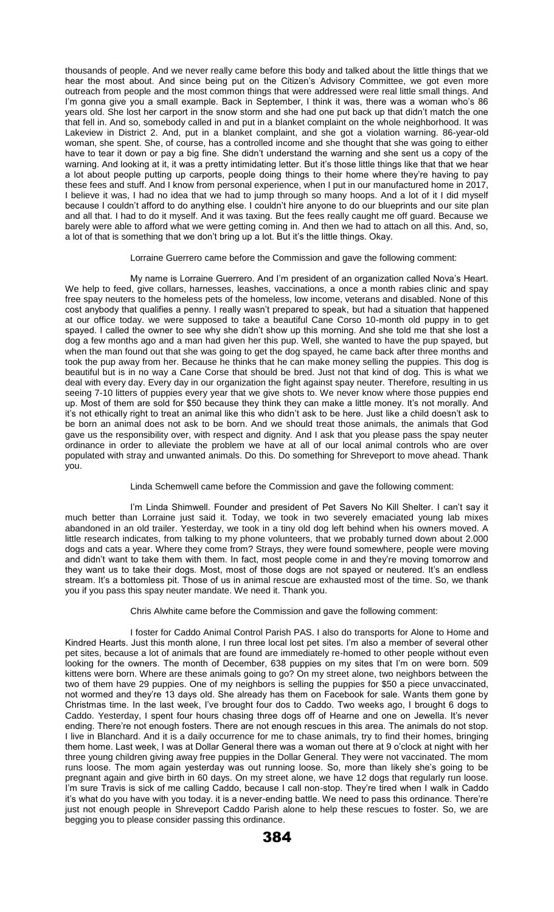thousands of people. And we never really came before this body and talked about the little things that we hear the most about. And since being put on the Citizen's Advisory Committee, we got even more outreach from people and the most common things that were addressed were real little small things. And I'm gonna give you a small example. Back in September, I think it was, there was a woman who's 86 years old. She lost her carport in the snow storm and she had one put back up that didn't match the one that fell in. And so, somebody called in and put in a blanket complaint on the whole neighborhood. It was Lakeview in District 2. And, put in a blanket complaint, and she got a violation warning. 86-year-old woman, she spent. She, of course, has a controlled income and she thought that she was going to either have to tear it down or pay a big fine. She didn't understand the warning and she sent us a copy of the warning. And looking at it, it was a pretty intimidating letter. But it's those little things like that that we hear a lot about people putting up carports, people doing things to their home where they're having to pay these fees and stuff. And I know from personal experience, when I put in our manufactured home in 2017, I believe it was, I had no idea that we had to jump through so many hoops. And a lot of it I did myself because I couldn't afford to do anything else. I couldn't hire anyone to do our blueprints and our site plan and all that. I had to do it myself. And it was taxing. But the fees really caught me off guard. Because we barely were able to afford what we were getting coming in. And then we had to attach on all this. And, so, a lot of that is something that we don't bring up a lot. But it's the little things. Okay.

Lorraine Guerrero came before the Commission and gave the following comment:

My name is Lorraine Guerrero. And I'm president of an organization called Nova's Heart. We help to feed, give collars, harnesses, leashes, vaccinations, a once a month rabies clinic and spay free spay neuters to the homeless pets of the homeless, low income, veterans and disabled. None of this cost anybody that qualifies a penny. I really wasn't prepared to speak, but had a situation that happened at our office today. we were supposed to take a beautiful Cane Corso 10-month old puppy in to get spayed. I called the owner to see why she didn't show up this morning. And she told me that she lost a dog a few months ago and a man had given her this pup. Well, she wanted to have the pup spayed, but when the man found out that she was going to get the dog spayed, he came back after three months and took the pup away from her. Because he thinks that he can make money selling the puppies. This dog is beautiful but is in no way a Cane Corse that should be bred. Just not that kind of dog. This is what we deal with every day. Every day in our organization the fight against spay neuter. Therefore, resulting in us seeing 7-10 litters of puppies every year that we give shots to. We never know where those puppies end up. Most of them are sold for $50 because they think they can make a little money. It's not morally. And it's not ethically right to treat an animal like this who didn't ask to be here. Just like a child doesn't ask to be born an animal does not ask to be born. And we should treat those animals, the animals that God gave us the responsibility over, with respect and dignity. And I ask that you please pass the spay neuter ordinance in order to alleviate the problem we have at all of our local animal controls who are over populated with stray and unwanted animals. Do this. Do something for Shreveport to move ahead. Thank you.

Linda Schemwell came before the Commission and gave the following comment:

I'm Linda Shimwell. Founder and president of Pet Savers No Kill Shelter. I can't say it much better than Lorraine just said it. Today, we took in two severely emaciated young lab mixes abandoned in an old trailer. Yesterday, we took in a tiny old dog left behind when his owners moved. A little research indicates, from talking to my phone volunteers, that we probably turned down about 2.000 dogs and cats a year. Where they come from? Strays, they were found somewhere, people were moving and didn't want to take them with them. In fact, most people come in and they're moving tomorrow and they want us to take their dogs. Most, most of those dogs are not spayed or neutered. It's an endless stream. It's a bottomless pit. Those of us in animal rescue are exhausted most of the time. So, we thank you if you pass this spay neuter mandate. We need it. Thank you.

Chris Alwhite came before the Commission and gave the following comment:

I foster for Caddo Animal Control Parish PAS. I also do transports for Alone to Home and Kindred Hearts. Just this month alone, I run three local lost pet sites. I'm also a member of several other pet sites, because a lot of animals that are found are immediately re-homed to other people without even looking for the owners. The month of December, 638 puppies on my sites that I'm on were born. 509 kittens were born. Where are these animals going to go? On my street alone, two neighbors between the two of them have 29 puppies. One of my neighbors is selling the puppies for $50 a piece unvaccinated, not wormed and they're 13 days old. She already has them on Facebook for sale. Wants them gone by Christmas time. In the last week, I've brought four dos to Caddo. Two weeks ago, I brought 6 dogs to Caddo. Yesterday, I spent four hours chasing three dogs off of Hearne and one on Jewella. It's never ending. There're not enough fosters. There are not enough rescues in this area. The animals do not stop. I live in Blanchard. And it is a daily occurrence for me to chase animals, try to find their homes, bringing them home. Last week, I was at Dollar General there was a woman out there at 9 o'clock at night with her three young children giving away free puppies in the Dollar General. They were not vaccinated. The mom runs loose. The mom again yesterday was out running loose. So, more than likely she's going to be pregnant again and give birth in 60 days. On my street alone, we have 12 dogs that regularly run loose. I'm sure Travis is sick of me calling Caddo, because I call non-stop. They're tired when I walk in Caddo it's what do you have with you today. it is a never-ending battle. We need to pass this ordinance. There're just not enough people in Shreveport Caddo Parish alone to help these rescues to foster. So, we are begging you to please consider passing this ordinance.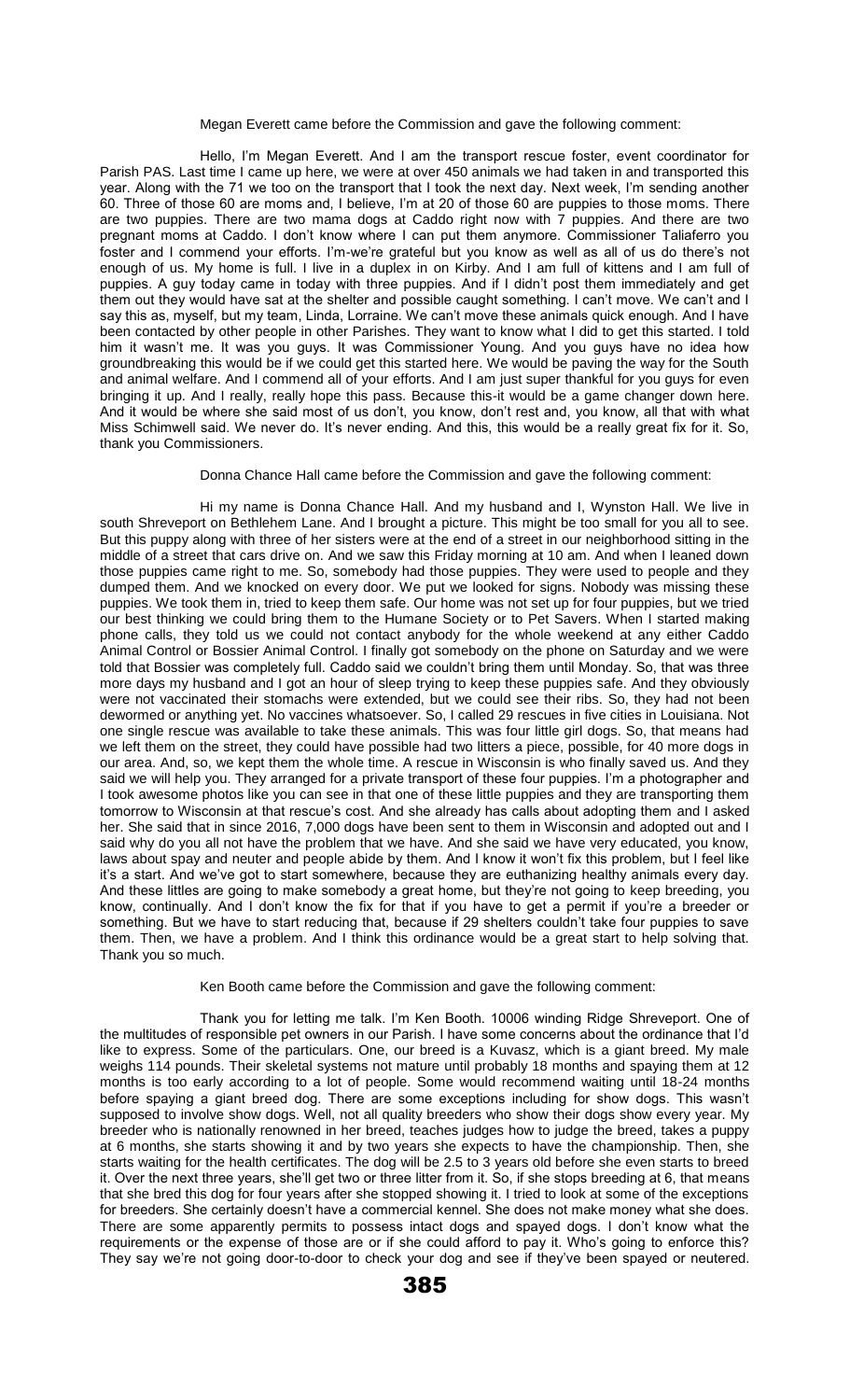Megan Everett came before the Commission and gave the following comment:

Hello, I'm Megan Everett. And I am the transport rescue foster, event coordinator for Parish PAS. Last time I came up here, we were at over 450 animals we had taken in and transported this year. Along with the 71 we too on the transport that I took the next day. Next week, I'm sending another 60. Three of those 60 are moms and, I believe, I'm at 20 of those 60 are puppies to those moms. There are two puppies. There are two mama dogs at Caddo right now with 7 puppies. And there are two pregnant moms at Caddo. I don't know where I can put them anymore. Commissioner Taliaferro you foster and I commend your efforts. I'm-we're grateful but you know as well as all of us do there's not enough of us. My home is full. I live in a duplex in on Kirby. And I am full of kittens and I am full of puppies. A guy today came in today with three puppies. And if I didn't post them immediately and get them out they would have sat at the shelter and possible caught something. I can't move. We can't and I say this as, myself, but my team, Linda, Lorraine. We can't move these animals quick enough. And I have been contacted by other people in other Parishes. They want to know what I did to get this started. I told him it wasn't me. It was you guys. It was Commissioner Young. And you guys have no idea how groundbreaking this would be if we could get this started here. We would be paving the way for the South and animal welfare. And I commend all of your efforts. And I am just super thankful for you guys for even bringing it up. And I really, really hope this pass. Because this-it would be a game changer down here. And it would be where she said most of us don't, you know, don't rest and, you know, all that with what Miss Schimwell said. We never do. It's never ending. And this, this would be a really great fix for it. So, thank you Commissioners.

Donna Chance Hall came before the Commission and gave the following comment:

Hi my name is Donna Chance Hall. And my husband and I, Wynston Hall. We live in south Shreveport on Bethlehem Lane. And I brought a picture. This might be too small for you all to see. But this puppy along with three of her sisters were at the end of a street in our neighborhood sitting in the middle of a street that cars drive on. And we saw this Friday morning at 10 am. And when I leaned down those puppies came right to me. So, somebody had those puppies. They were used to people and they dumped them. And we knocked on every door. We put we looked for signs. Nobody was missing these puppies. We took them in, tried to keep them safe. Our home was not set up for four puppies, but we tried our best thinking we could bring them to the Humane Society or to Pet Savers. When I started making phone calls, they told us we could not contact anybody for the whole weekend at any either Caddo Animal Control or Bossier Animal Control. I finally got somebody on the phone on Saturday and we were told that Bossier was completely full. Caddo said we couldn't bring them until Monday. So, that was three more days my husband and I got an hour of sleep trying to keep these puppies safe. And they obviously were not vaccinated their stomachs were extended, but we could see their ribs. So, they had not been dewormed or anything yet. No vaccines whatsoever. So, I called 29 rescues in five cities in Louisiana. Not one single rescue was available to take these animals. This was four little girl dogs. So, that means had we left them on the street, they could have possible had two litters a piece, possible, for 40 more dogs in our area. And, so, we kept them the whole time. A rescue in Wisconsin is who finally saved us. And they said we will help you. They arranged for a private transport of these four puppies. I'm a photographer and I took awesome photos like you can see in that one of these little puppies and they are transporting them tomorrow to Wisconsin at that rescue's cost. And she already has calls about adopting them and I asked her. She said that in since 2016, 7,000 dogs have been sent to them in Wisconsin and adopted out and I said why do you all not have the problem that we have. And she said we have very educated, you know, laws about spay and neuter and people abide by them. And I know it won't fix this problem, but I feel like it's a start. And we've got to start somewhere, because they are euthanizing healthy animals every day. And these littles are going to make somebody a great home, but they're not going to keep breeding, you know, continually. And I don't know the fix for that if you have to get a permit if you're a breeder or something. But we have to start reducing that, because if 29 shelters couldn't take four puppies to save them. Then, we have a problem. And I think this ordinance would be a great start to help solving that. Thank you so much.

Ken Booth came before the Commission and gave the following comment:

Thank you for letting me talk. I'm Ken Booth. 10006 winding Ridge Shreveport. One of the multitudes of responsible pet owners in our Parish. I have some concerns about the ordinance that I'd like to express. Some of the particulars. One, our breed is a Kuvasz, which is a giant breed. My male weighs 114 pounds. Their skeletal systems not mature until probably 18 months and spaying them at 12 months is too early according to a lot of people. Some would recommend waiting until 18-24 months before spaying a giant breed dog. There are some exceptions including for show dogs. This wasn't supposed to involve show dogs. Well, not all quality breeders who show their dogs show every year. My breeder who is nationally renowned in her breed, teaches judges how to judge the breed, takes a puppy at 6 months, she starts showing it and by two years she expects to have the championship. Then, she starts waiting for the health certificates. The dog will be 2.5 to 3 years old before she even starts to breed it. Over the next three years, she'll get two or three litter from it. So, if she stops breeding at 6, that means that she bred this dog for four years after she stopped showing it. I tried to look at some of the exceptions for breeders. She certainly doesn't have a commercial kennel. She does not make money what she does. There are some apparently permits to possess intact dogs and spayed dogs. I don't know what the requirements or the expense of those are or if she could afford to pay it. Who's going to enforce this? They say we're not going door-to-door to check your dog and see if they've been spayed or neutered.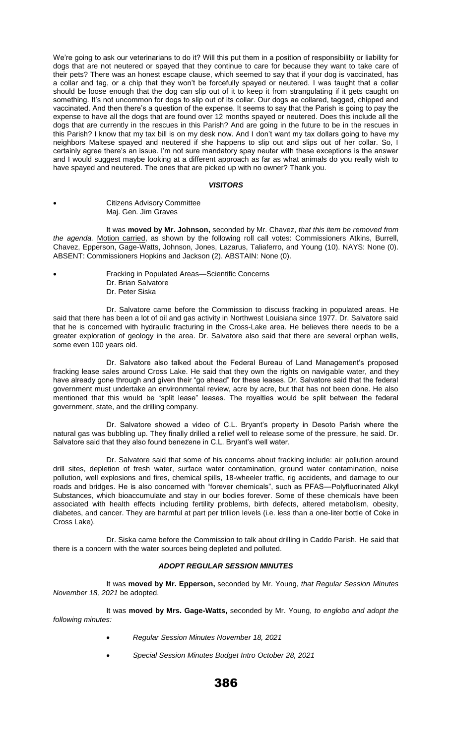We're going to ask our veterinarians to do it? Will this put them in a position of responsibility or liability for dogs that are not neutered or spayed that they continue to care for because they want to take care of their pets? There was an honest escape clause, which seemed to say that if your dog is vaccinated, has a collar and tag, or a chip that they won't be forcefully spayed or neutered. I was taught that a collar should be loose enough that the dog can slip out of it to keep it from strangulating if it gets caught on something. It's not uncommon for dogs to slip out of its collar. Our dogs ae collared, tagged, chipped and vaccinated. And then there's a question of the expense. It seems to say that the Parish is going to pay the expense to have all the dogs that are found over 12 months spayed or neutered. Does this include all the dogs that are currently in the rescues in this Parish? And are going in the future to be in the rescues in this Parish? I know that my tax bill is on my desk now. And I don't want my tax dollars going to have my neighbors Maltese spayed and neutered if she happens to slip out and slips out of her collar. So, I certainly agree there's an issue. I'm not sure mandatory spay neuter with these exceptions is the answer and I would suggest maybe looking at a different approach as far as what animals do you really wish to have spayed and neutered. The ones that are picked up with no owner? Thank you.

### *VISITORS*

- Citizens Advisory Committee
  Maj. Gen. Jim Graves

It was **moved by Mr. Johnson,** seconded by Mr. Chavez, *that this item be removed from the agenda.* Motion carried, as shown by the following roll call votes: Commissioners Atkins, Burrell, Chavez, Epperson, Gage-Watts, Johnson, Jones, Lazarus, Taliaferro, and Young (10). NAYS: None (0). ABSENT: Commissioners Hopkins and Jackson (2). ABSTAIN: None (0).

- Fracking in Populated Areas—Scientific Concerns
  Dr. Brian Salvatore
  Dr. Peter Siska

Dr. Salvatore came before the Commission to discuss fracking in populated areas. He said that there has been a lot of oil and gas activity in Northwest Louisiana since 1977. Dr. Salvatore said that he is concerned with hydraulic fracturing in the Cross-Lake area. He believes there needs to be a greater exploration of geology in the area. Dr. Salvatore also said that there are several orphan wells, some even 100 years old.

Dr. Salvatore also talked about the Federal Bureau of Land Management's proposed fracking lease sales around Cross Lake. He said that they own the rights on navigable water, and they have already gone through and given their "go ahead" for these leases. Dr. Salvatore said that the federal government must undertake an environmental review, acre by acre, but that has not been done. He also mentioned that this would be "split lease" leases. The royalties would be split between the federal government, state, and the drilling company.

Dr. Salvatore showed a video of C.L. Bryant's property in Desoto Parish where the natural gas was bubbling up. They finally drilled a relief well to release some of the pressure, he said. Dr. Salvatore said that they also found benezene in C.L. Bryant's well water.

Dr. Salvatore said that some of his concerns about fracking include: air pollution around drill sites, depletion of fresh water, surface water contamination, ground water contamination, noise pollution, well explosions and fires, chemical spills, 18-wheeler traffic, rig accidents, and damage to our roads and bridges. He is also concerned with "forever chemicals", such as PFAS—Polyfluorinated Alkyl Substances, which bioaccumulate and stay in our bodies forever. Some of these chemicals have been associated with health effects including fertility problems, birth defects, altered metabolism, obesity, diabetes, and cancer. They are harmful at part per trillion levels (i.e. less than a one-liter bottle of Coke in Cross Lake).

Dr. Siska came before the Commission to talk about drilling in Caddo Parish. He said that there is a concern with the water sources being depleted and polluted.

### *ADOPT REGULAR SESSION MINUTES*

It was **moved by Mr. Epperson,** seconded by Mr. Young, *that Regular Session Minutes November 18, 2021* be adopted.

It was **moved by Mrs. Gage-Watts,** seconded by Mr. Young, *to englobo and adopt the following minutes:*

- *Regular Session Minutes November 18, 2021*
- *Special Session Minutes Budget Intro October 28, 2021*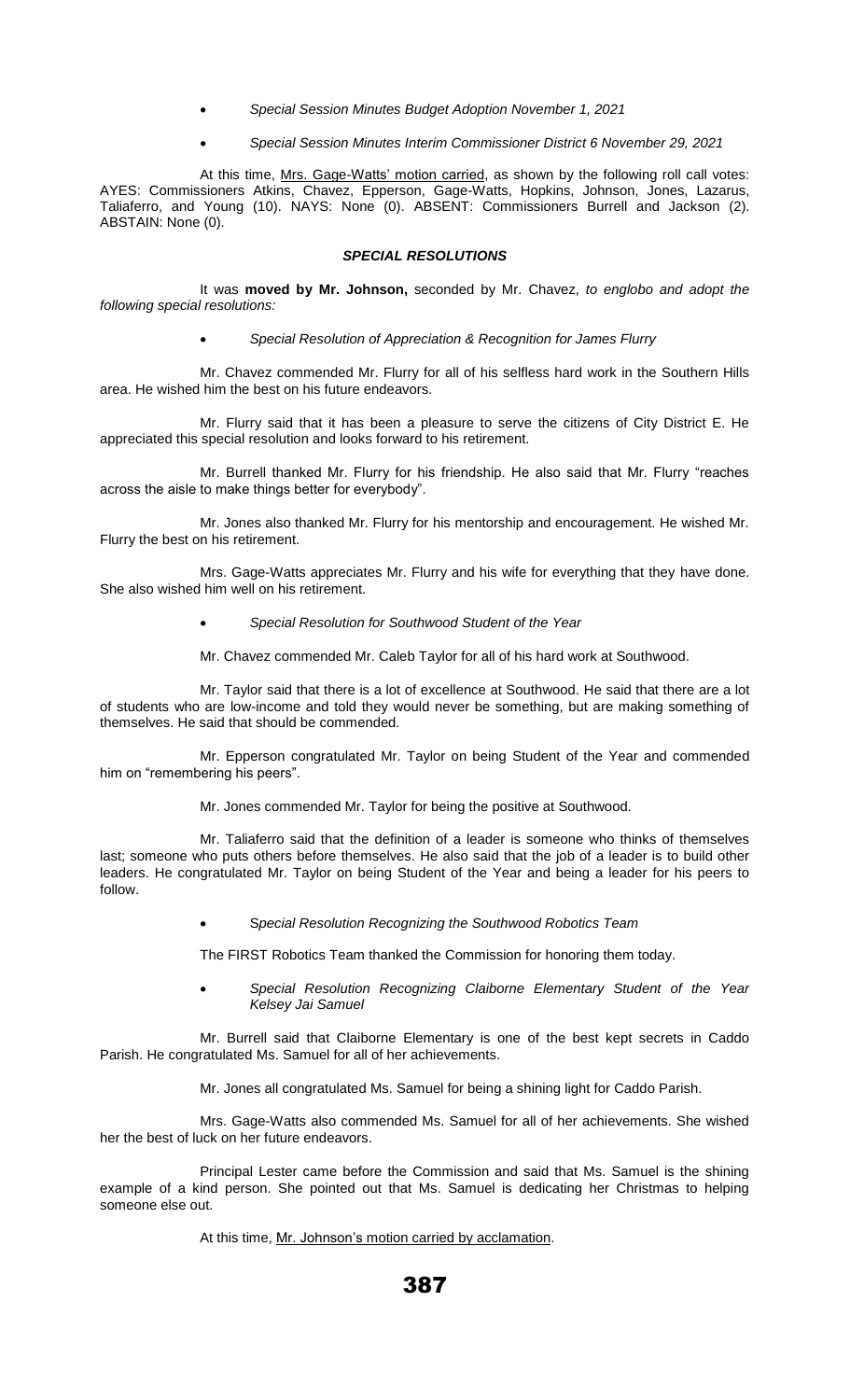- *Special Session Minutes Budget Adoption November 1, 2021*
- *Special Session Minutes Interim Commissioner District 6 November 29, 2021*

At this time, Mrs. Gage-Watts' motion carried, as shown by the following roll call votes: AYES: Commissioners Atkins, Chavez, Epperson, Gage-Watts, Hopkins, Johnson, Jones, Lazarus, Taliaferro, and Young (10). NAYS: None (0). ABSENT: Commissioners Burrell and Jackson (2). ABSTAIN: None (0).

### *SPECIAL RESOLUTIONS*

It was **moved by Mr. Johnson,** seconded by Mr. Chavez, *to englobo and adopt the following special resolutions:*

- *Special Resolution of Appreciation & Recognition for James Flurry*

Mr. Chavez commended Mr. Flurry for all of his selfless hard work in the Southern Hills area. He wished him the best on his future endeavors.

Mr. Flurry said that it has been a pleasure to serve the citizens of City District E. He appreciated this special resolution and looks forward to his retirement.

Mr. Burrell thanked Mr. Flurry for his friendship. He also said that Mr. Flurry "reaches across the aisle to make things better for everybody".

Mr. Jones also thanked Mr. Flurry for his mentorship and encouragement. He wished Mr. Flurry the best on his retirement.

Mrs. Gage-Watts appreciates Mr. Flurry and his wife for everything that they have done. She also wished him well on his retirement.

- *Special Resolution for Southwood Student of the Year*

Mr. Chavez commended Mr. Caleb Taylor for all of his hard work at Southwood.

Mr. Taylor said that there is a lot of excellence at Southwood. He said that there are a lot of students who are low-income and told they would never be something, but are making something of themselves. He said that should be commended.

Mr. Epperson congratulated Mr. Taylor on being Student of the Year and commended him on "remembering his peers".

Mr. Jones commended Mr. Taylor for being the positive at Southwood.

Mr. Taliaferro said that the definition of a leader is someone who thinks of themselves last; someone who puts others before themselves. He also said that the job of a leader is to build other leaders. He congratulated Mr. Taylor on being Student of the Year and being a leader for his peers to follow.

- S*pecial Resolution Recognizing the Southwood Robotics Team*

The FIRST Robotics Team thanked the Commission for honoring them today.

- *Special Resolution Recognizing Claiborne Elementary Student of the Year Kelsey Jai Samuel*

Mr. Burrell said that Claiborne Elementary is one of the best kept secrets in Caddo Parish. He congratulated Ms. Samuel for all of her achievements.

Mr. Jones all congratulated Ms. Samuel for being a shining light for Caddo Parish.

Mrs. Gage-Watts also commended Ms. Samuel for all of her achievements. She wished her the best of luck on her future endeavors.

Principal Lester came before the Commission and said that Ms. Samuel is the shining example of a kind person. She pointed out that Ms. Samuel is dedicating her Christmas to helping someone else out.

At this time, Mr. Johnson's motion carried by acclamation.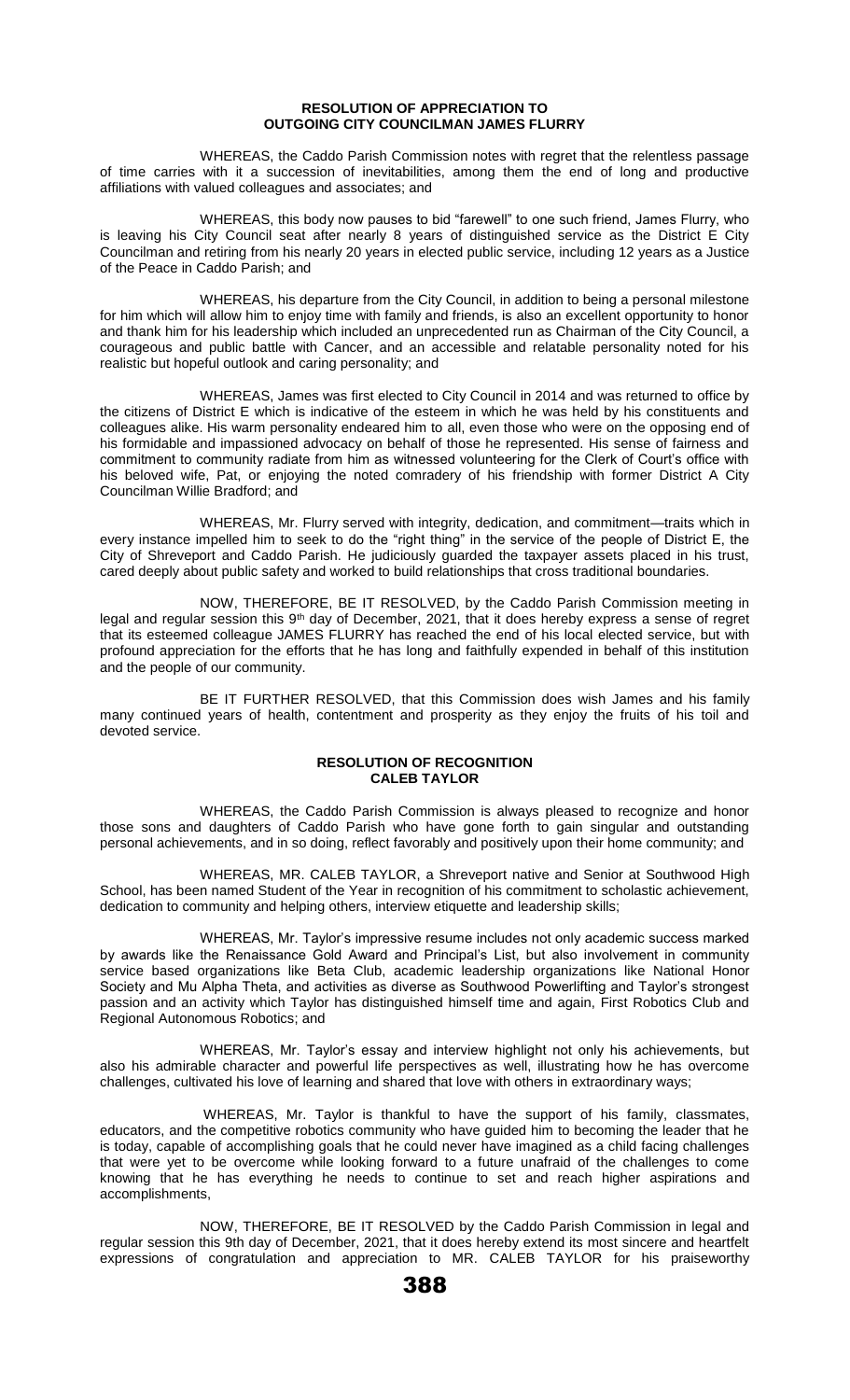## RESOLUTION OF APPRECIATION TO OUTGOING CITY COUNCILMAN JAMES FLURRY

WHEREAS, the Caddo Parish Commission notes with regret that the relentless passage of time carries with it a succession of inevitabilities, among them the end of long and productive affiliations with valued colleagues and associates; and

WHEREAS, this body now pauses to bid "farewell" to one such friend, James Flurry, who is leaving his City Council seat after nearly 8 years of distinguished service as the District E City Councilman and retiring from his nearly 20 years in elected public service, including 12 years as a Justice of the Peace in Caddo Parish; and

WHEREAS, his departure from the City Council, in addition to being a personal milestone for him which will allow him to enjoy time with family and friends, is also an excellent opportunity to honor and thank him for his leadership which included an unprecedented run as Chairman of the City Council, a courageous and public battle with Cancer, and an accessible and relatable personality noted for his realistic but hopeful outlook and caring personality; and

WHEREAS, James was first elected to City Council in 2014 and was returned to office by the citizens of District E which is indicative of the esteem in which he was held by his constituents and colleagues alike. His warm personality endeared him to all, even those who were on the opposing end of his formidable and impassioned advocacy on behalf of those he represented. His sense of fairness and commitment to community radiate from him as witnessed volunteering for the Clerk of Court's office with his beloved wife, Pat, or enjoying the noted comradery of his friendship with former District A City Councilman Willie Bradford; and

WHEREAS, Mr. Flurry served with integrity, dedication, and commitment—traits which in every instance impelled him to seek to do the "right thing" in the service of the people of District E, the City of Shreveport and Caddo Parish. He judiciously guarded the taxpayer assets placed in his trust, cared deeply about public safety and worked to build relationships that cross traditional boundaries.

NOW, THEREFORE, BE IT RESOLVED, by the Caddo Parish Commission meeting in legal and regular session this 9th day of December, 2021, that it does hereby express a sense of regret that its esteemed colleague JAMES FLURRY has reached the end of his local elected service, but with profound appreciation for the efforts that he has long and faithfully expended in behalf of this institution and the people of our community.

BE IT FURTHER RESOLVED, that this Commission does wish James and his family many continued years of health, contentment and prosperity as they enjoy the fruits of his toil and devoted service.

## RESOLUTION OF RECOGNITION CALEB TAYLOR

WHEREAS, the Caddo Parish Commission is always pleased to recognize and honor those sons and daughters of Caddo Parish who have gone forth to gain singular and outstanding personal achievements, and in so doing, reflect favorably and positively upon their home community; and

WHEREAS, MR. CALEB TAYLOR, a Shreveport native and Senior at Southwood High School, has been named Student of the Year in recognition of his commitment to scholastic achievement, dedication to community and helping others, interview etiquette and leadership skills;

WHEREAS, Mr. Taylor's impressive resume includes not only academic success marked by awards like the Renaissance Gold Award and Principal's List, but also involvement in community service based organizations like Beta Club, academic leadership organizations like National Honor Society and Mu Alpha Theta, and activities as diverse as Southwood Powerlifting and Taylor's strongest passion and an activity which Taylor has distinguished himself time and again, First Robotics Club and Regional Autonomous Robotics; and

WHEREAS, Mr. Taylor's essay and interview highlight not only his achievements, but also his admirable character and powerful life perspectives as well, illustrating how he has overcome challenges, cultivated his love of learning and shared that love with others in extraordinary ways;

WHEREAS, Mr. Taylor is thankful to have the support of his family, classmates, educators, and the competitive robotics community who have guided him to becoming the leader that he is today, capable of accomplishing goals that he could never have imagined as a child facing challenges that were yet to be overcome while looking forward to a future unafraid of the challenges to come knowing that he has everything he needs to continue to set and reach higher aspirations and accomplishments,

NOW, THEREFORE, BE IT RESOLVED by the Caddo Parish Commission in legal and regular session this 9th day of December, 2021, that it does hereby extend its most sincere and heartfelt expressions of congratulation and appreciation to MR. CALEB TAYLOR for his praiseworthy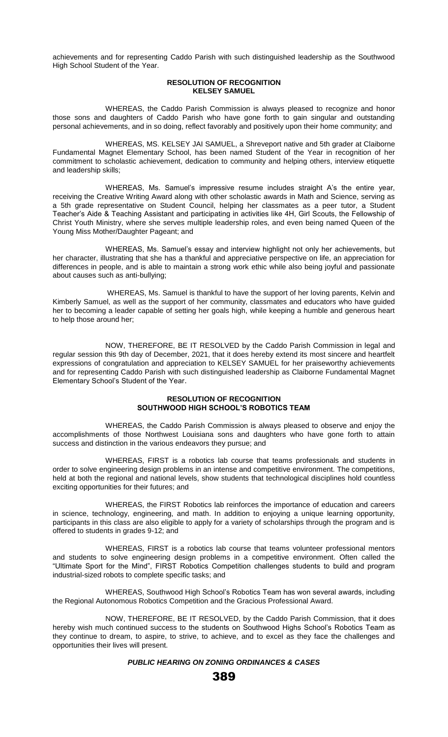achievements and for representing Caddo Parish with such distinguished leadership as the Southwood High School Student of the Year.

**RESOLUTION OF RECOGNITION**
**KELSEY SAMUEL**

WHEREAS, the Caddo Parish Commission is always pleased to recognize and honor those sons and daughters of Caddo Parish who have gone forth to gain singular and outstanding personal achievements, and in so doing, reflect favorably and positively upon their home community; and

WHEREAS, MS. KELSEY JAI SAMUEL, a Shreveport native and 5th grader at Claiborne Fundamental Magnet Elementary School, has been named Student of the Year in recognition of her commitment to scholastic achievement, dedication to community and helping others, interview etiquette and leadership skills;

WHEREAS, Ms. Samuel's impressive resume includes straight A's the entire year, receiving the Creative Writing Award along with other scholastic awards in Math and Science, serving as a 5th grade representative on Student Council, helping her classmates as a peer tutor, a Student Teacher's Aide & Teaching Assistant and participating in activities like 4H, Girl Scouts, the Fellowship of Christ Youth Ministry, where she serves multiple leadership roles, and even being named Queen of the Young Miss Mother/Daughter Pageant; and

WHEREAS, Ms. Samuel's essay and interview highlight not only her achievements, but her character, illustrating that she has a thankful and appreciative perspective on life, an appreciation for differences in people, and is able to maintain a strong work ethic while also being joyful and passionate about causes such as anti-bullying;

WHEREAS, Ms. Samuel is thankful to have the support of her loving parents, Kelvin and Kimberly Samuel, as well as the support of her community, classmates and educators who have guided her to becoming a leader capable of setting her goals high, while keeping a humble and generous heart to help those around her;

NOW, THEREFORE, BE IT RESOLVED by the Caddo Parish Commission in legal and regular session this 9th day of December, 2021, that it does hereby extend its most sincere and heartfelt expressions of congratulation and appreciation to KELSEY SAMUEL for her praiseworthy achievements and for representing Caddo Parish with such distinguished leadership as Claiborne Fundamental Magnet Elementary School's Student of the Year.

**RESOLUTION OF RECOGNITION**
**SOUTHWOOD HIGH SCHOOL'S ROBOTICS TEAM**

WHEREAS, the Caddo Parish Commission is always pleased to observe and enjoy the accomplishments of those Northwest Louisiana sons and daughters who have gone forth to attain success and distinction in the various endeavors they pursue; and

WHEREAS, FIRST is a robotics lab course that teams professionals and students in order to solve engineering design problems in an intense and competitive environment. The competitions, held at both the regional and national levels, show students that technological disciplines hold countless exciting opportunities for their futures; and

WHEREAS, the FIRST Robotics lab reinforces the importance of education and careers in science, technology, engineering, and math. In addition to enjoying a unique learning opportunity, participants in this class are also eligible to apply for a variety of scholarships through the program and is offered to students in grades 9-12; and

WHEREAS, FIRST is a robotics lab course that teams volunteer professional mentors and students to solve engineering design problems in a competitive environment. Often called the "Ultimate Sport for the Mind", FIRST Robotics Competition challenges students to build and program industrial-sized robots to complete specific tasks; and

WHEREAS, Southwood High School's Robotics Team has won several awards, including the Regional Autonomous Robotics Competition and the Gracious Professional Award.

NOW, THEREFORE, BE IT RESOLVED, by the Caddo Parish Commission, that it does hereby wish much continued success to the students on Southwood Highs School's Robotics Team as they continue to dream, to aspire, to strive, to achieve, and to excel as they face the challenges and opportunities their lives will present.

***PUBLIC HEARING ON ZONING ORDINANCES & CASES***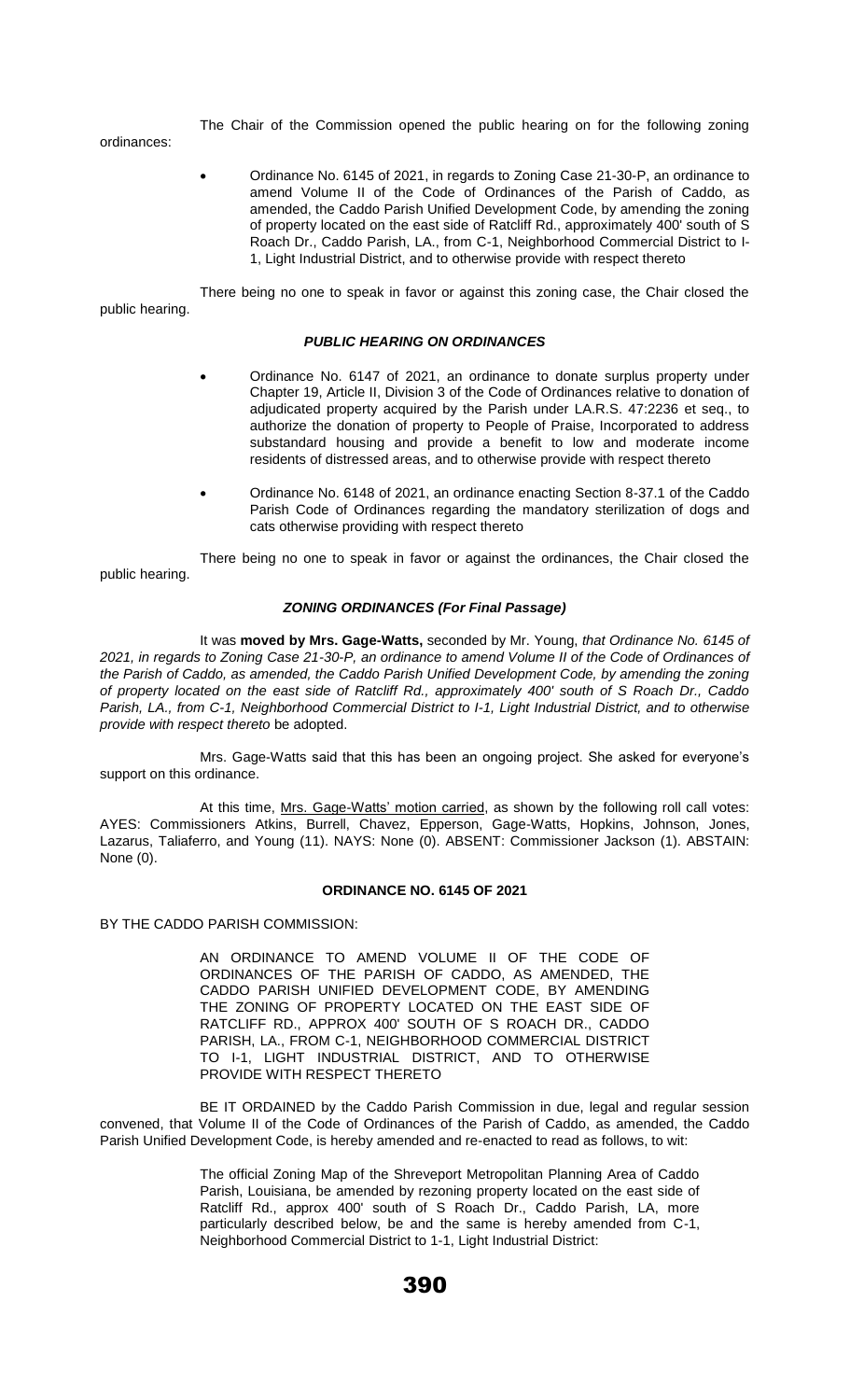The Chair of the Commission opened the public hearing on for the following zoning ordinances:

- Ordinance No. 6145 of 2021, in regards to Zoning Case 21-30-P, an ordinance to amend Volume II of the Code of Ordinances of the Parish of Caddo, as amended, the Caddo Parish Unified Development Code, by amending the zoning of property located on the east side of Ratcliff Rd., approximately 400' south of S Roach Dr., Caddo Parish, LA., from C-1, Neighborhood Commercial District to I-1, Light Industrial District, and to otherwise provide with respect thereto

There being no one to speak in favor or against this zoning case, the Chair closed the public hearing.

***PUBLIC HEARING ON ORDINANCES***

- Ordinance No. 6147 of 2021, an ordinance to donate surplus property under Chapter 19, Article II, Division 3 of the Code of Ordinances relative to donation of adjudicated property acquired by the Parish under LA.R.S. 47:2236 et seq., to authorize the donation of property to People of Praise, Incorporated to address substandard housing and provide a benefit to low and moderate income residents of distressed areas, and to otherwise provide with respect thereto
- Ordinance No. 6148 of 2021, an ordinance enacting Section 8-37.1 of the Caddo Parish Code of Ordinances regarding the mandatory sterilization of dogs and cats otherwise providing with respect thereto

There being no one to speak in favor or against the ordinances, the Chair closed the public hearing.

***ZONING ORDINANCES (For Final Passage)***

It was **moved by Mrs. Gage-Watts,** seconded by Mr. Young, *that Ordinance No. 6145 of 2021, in regards to Zoning Case 21-30-P, an ordinance to amend Volume II of the Code of Ordinances of the Parish of Caddo, as amended, the Caddo Parish Unified Development Code, by amending the zoning of property located on the east side of Ratcliff Rd., approximately 400' south of S Roach Dr., Caddo Parish, LA., from C-1, Neighborhood Commercial District to I-1, Light Industrial District, and to otherwise provide with respect thereto* be adopted.

Mrs. Gage-Watts said that this has been an ongoing project. She asked for everyone's support on this ordinance.

At this time, Mrs. Gage-Watts' motion carried, as shown by the following roll call votes: AYES: Commissioners Atkins, Burrell, Chavez, Epperson, Gage-Watts, Hopkins, Johnson, Jones, Lazarus, Taliaferro, and Young (11). NAYS: None (0). ABSENT: Commissioner Jackson (1). ABSTAIN: None (0).

**ORDINANCE NO. 6145 OF 2021**

BY THE CADDO PARISH COMMISSION:

AN ORDINANCE TO AMEND VOLUME II OF THE CODE OF ORDINANCES OF THE PARISH OF CADDO, AS AMENDED, THE CADDO PARISH UNIFIED DEVELOPMENT CODE, BY AMENDING THE ZONING OF PROPERTY LOCATED ON THE EAST SIDE OF RATCLIFF RD., APPROX 400' SOUTH OF S ROACH DR., CADDO PARISH, LA., FROM C-1, NEIGHBORHOOD COMMERCIAL DISTRICT TO I-1, LIGHT INDUSTRIAL DISTRICT, AND TO OTHERWISE PROVIDE WITH RESPECT THERETO

BE IT ORDAINED by the Caddo Parish Commission in due, legal and regular session convened, that Volume II of the Code of Ordinances of the Parish of Caddo, as amended, the Caddo Parish Unified Development Code, is hereby amended and re-enacted to read as follows, to wit:

The official Zoning Map of the Shreveport Metropolitan Planning Area of Caddo Parish, Louisiana, be amended by rezoning property located on the east side of Ratcliff Rd., approx 400' south of S Roach Dr., Caddo Parish, LA, more particularly described below, be and the same is hereby amended from C-1, Neighborhood Commercial District to 1-1, Light Industrial District: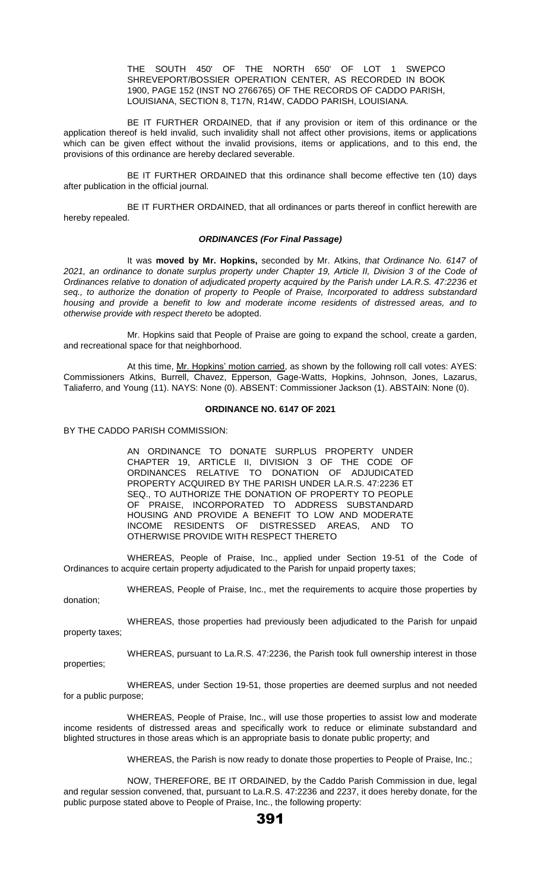THE SOUTH 450' OF THE NORTH 650' OF LOT 1 SWEPCO SHREVEPORT/BOSSIER OPERATION CENTER, AS RECORDED IN BOOK 1900, PAGE 152 (INST NO 2766765) OF THE RECORDS OF CADDO PARISH, LOUISIANA, SECTION 8, T17N, R14W, CADDO PARISH, LOUISIANA.

BE IT FURTHER ORDAINED, that if any provision or item of this ordinance or the application thereof is held invalid, such invalidity shall not affect other provisions, items or applications which can be given effect without the invalid provisions, items or applications, and to this end, the provisions of this ordinance are hereby declared severable.

BE IT FURTHER ORDAINED that this ordinance shall become effective ten (10) days after publication in the official journal.

BE IT FURTHER ORDAINED, that all ordinances or parts thereof in conflict herewith are hereby repealed.

### *ORDINANCES (For Final Passage)*

It was **moved by Mr. Hopkins,** seconded by Mr. Atkins, *that Ordinance No. 6147 of 2021, an ordinance to donate surplus property under Chapter 19, Article II, Division 3 of the Code of Ordinances relative to donation of adjudicated property acquired by the Parish under LA.R.S. 47:2236 et seq., to authorize the donation of property to People of Praise, Incorporated to address substandard housing and provide a benefit to low and moderate income residents of distressed areas, and to otherwise provide with respect thereto* be adopted.

Mr. Hopkins said that People of Praise are going to expand the school, create a garden, and recreational space for that neighborhood.

At this time, Mr. Hopkins' motion carried, as shown by the following roll call votes: AYES: Commissioners Atkins, Burrell, Chavez, Epperson, Gage-Watts, Hopkins, Johnson, Jones, Lazarus, Taliaferro, and Young (11). NAYS: None (0). ABSENT: Commissioner Jackson (1). ABSTAIN: None (0).

### ORDINANCE NO. 6147 OF 2021

BY THE CADDO PARISH COMMISSION:

AN ORDINANCE TO DONATE SURPLUS PROPERTY UNDER CHAPTER 19, ARTICLE II, DIVISION 3 OF THE CODE OF ORDINANCES RELATIVE TO DONATION OF ADJUDICATED PROPERTY ACQUIRED BY THE PARISH UNDER LA.R.S. 47:2236 ET SEQ., TO AUTHORIZE THE DONATION OF PROPERTY TO PEOPLE OF PRAISE, INCORPORATED TO ADDRESS SUBSTANDARD HOUSING AND PROVIDE A BENEFIT TO LOW AND MODERATE INCOME RESIDENTS OF DISTRESSED AREAS, AND TO OTHERWISE PROVIDE WITH RESPECT THERETO

WHEREAS, People of Praise, Inc., applied under Section 19-51 of the Code of Ordinances to acquire certain property adjudicated to the Parish for unpaid property taxes;

WHEREAS, People of Praise, Inc., met the requirements to acquire those properties by donation;

WHEREAS, those properties had previously been adjudicated to the Parish for unpaid property taxes;

WHEREAS, pursuant to La.R.S. 47:2236, the Parish took full ownership interest in those properties;

WHEREAS, under Section 19-51, those properties are deemed surplus and not needed for a public purpose;

WHEREAS, People of Praise, Inc., will use those properties to assist low and moderate income residents of distressed areas and specifically work to reduce or eliminate substandard and blighted structures in those areas which is an appropriate basis to donate public property; and

WHEREAS, the Parish is now ready to donate those properties to People of Praise, Inc.;

NOW, THEREFORE, BE IT ORDAINED, by the Caddo Parish Commission in due, legal and regular session convened, that, pursuant to La.R.S. 47:2236 and 2237, it does hereby donate, for the public purpose stated above to People of Praise, Inc., the following property: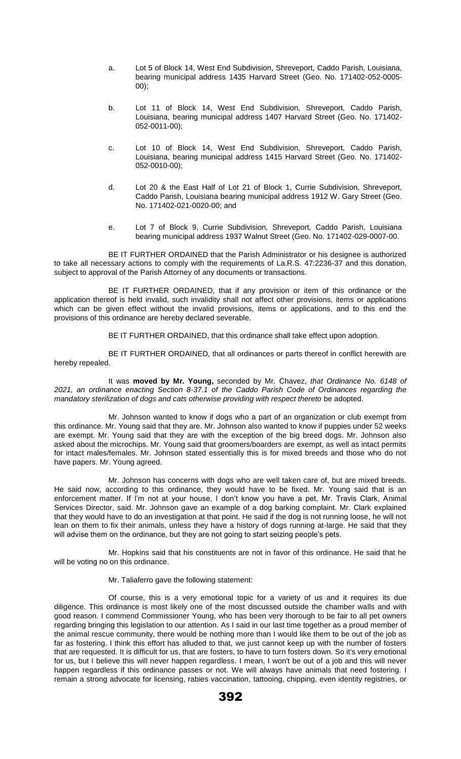a. Lot 5 of Block 14, West End Subdivision, Shreveport, Caddo Parish, Louisiana, bearing municipal address 1435 Harvard Street (Geo. No. 171402-052-0005-00);

b. Lot 11 of Block 14, West End Subdivision, Shreveport, Caddo Parish, Louisiana, bearing municipal address 1407 Harvard Street (Geo. No. 171402-052-0011-00);

c. Lot 10 of Block 14, West End Subdivision, Shreveport, Caddo Parish, Louisiana, bearing municipal address 1415 Harvard Street (Geo. No. 171402-052-0010-00);

d. Lot 20 & the East Half of Lot 21 of Block 1, Currie Subdivision, Shreveport, Caddo Parish, Louisiana bearing municipal address 1912 W. Gary Street (Geo. No. 171402-021-0020-00; and

e. Lot 7 of Block 9, Currie Subdivision, Shreveport, Caddo Parish, Louisiana bearing municipal address 1937 Walnut Street (Geo. No. 171402-029-0007-00.

BE IT FURTHER ORDAINED that the Parish Administrator or his designee is authorized to take all necessary actions to comply with the requirements of La.R.S. 47:2236-37 and this donation, subject to approval of the Parish Attorney of any documents or transactions.

BE IT FURTHER ORDAINED, that if any provision or item of this ordinance or the application thereof is held invalid, such invalidity shall not affect other provisions, items or applications which can be given effect without the invalid provisions, items or applications, and to this end the provisions of this ordinance are hereby declared severable.

BE IT FURTHER ORDAINED, that this ordinance shall take effect upon adoption.

BE IT FURTHER ORDAINED, that all ordinances or parts thereof in conflict herewith are hereby repealed.

It was **moved by Mr. Young,** seconded by Mr. Chavez, *that Ordinance No. 6148 of 2021, an ordinance enacting Section 8-37.1 of the Caddo Parish Code of Ordinances regarding the mandatory sterilization of dogs and cats otherwise providing with respect thereto* be adopted.

Mr. Johnson wanted to know if dogs who a part of an organization or club exempt from this ordinance. Mr. Young said that they are. Mr. Johnson also wanted to know if puppies under 52 weeks are exempt. Mr. Young said that they are with the exception of the big breed dogs. Mr. Johnson also asked about the microchips. Mr. Young said that groomers/boarders are exempt, as well as intact permits for intact males/females. Mr. Johnson stated essentially this is for mixed breeds and those who do not have papers. Mr. Young agreed.

Mr. Johnson has concerns with dogs who are well taken care of, but are mixed breeds. He said now, according to this ordinance, they would have to be fixed. Mr. Young said that is an enforcement matter. If I'm not at your house, I don't know you have a pet, Mr. Travis Clark, Animal Services Director, said. Mr. Johnson gave an example of a dog barking complaint. Mr. Clark explained that they would have to do an investigation at that point. He said if the dog is not running loose, he will not lean on them to fix their animals, unless they have a history of dogs running at-large. He said that they will advise them on the ordinance, but they are not going to start seizing people's pets.

Mr. Hopkins said that his constituents are not in favor of this ordinance. He said that he will be voting no on this ordinance.

Mr. Taliaferro gave the following statement:

Of course, this is a very emotional topic for a variety of us and it requires its due diligence. This ordinance is most likely one of the most discussed outside the chamber walls and with good reason. I commend Commissioner Young, who has been very thorough to be fair to all pet owners regarding bringing this legislation to our attention. As I said in our last time together as a proud member of the animal rescue community, there would be nothing more than I would like them to be out of the job as far as fostering. I think this effort has alluded to that, we just cannot keep up with the number of fosters that are requested. It is difficult for us, that are fosters, to have to turn fosters down. So it's very emotional for us, but I believe this will never happen regardless. I mean, I won't be out of a job and this will never happen regardless if this ordinance passes or not. We will always have animals that need fostering. I remain a strong advocate for licensing, rabies vaccination, tattooing, chipping, even identity registries, or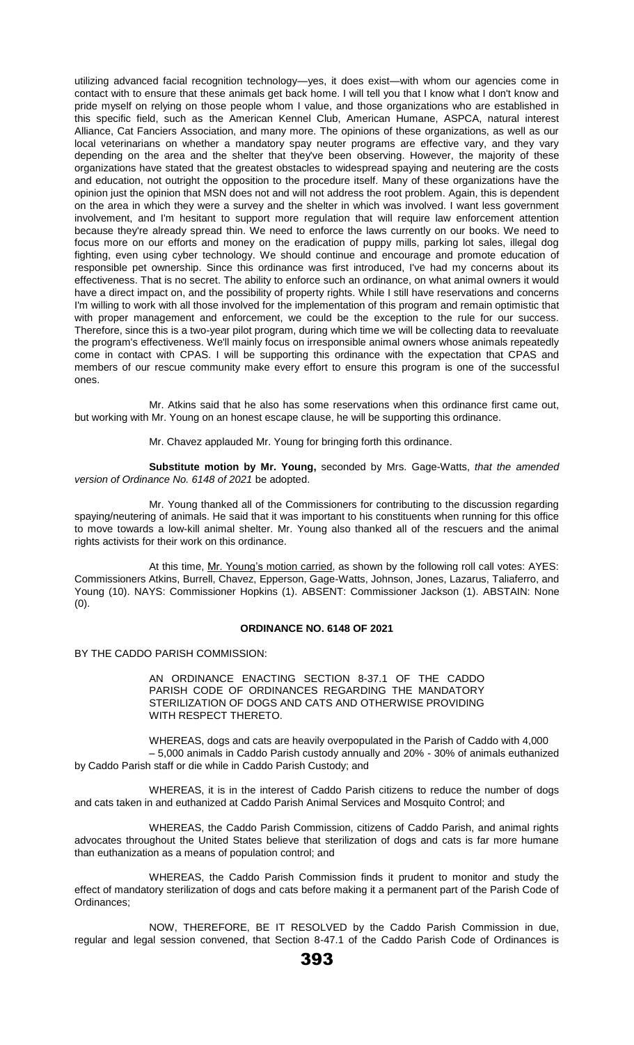utilizing advanced facial recognition technology—yes, it does exist—with whom our agencies come in contact with to ensure that these animals get back home. I will tell you that I know what I don't know and pride myself on relying on those people whom I value, and those organizations who are established in this specific field, such as the American Kennel Club, American Humane, ASPCA, natural interest Alliance, Cat Fanciers Association, and many more. The opinions of these organizations, as well as our local veterinarians on whether a mandatory spay neuter programs are effective vary, and they vary depending on the area and the shelter that they've been observing. However, the majority of these organizations have stated that the greatest obstacles to widespread spaying and neutering are the costs and education, not outright the opposition to the procedure itself. Many of these organizations have the opinion just the opinion that MSN does not and will not address the root problem. Again, this is dependent on the area in which they were a survey and the shelter in which was involved. I want less government involvement, and I'm hesitant to support more regulation that will require law enforcement attention because they're already spread thin. We need to enforce the laws currently on our books. We need to focus more on our efforts and money on the eradication of puppy mills, parking lot sales, illegal dog fighting, even using cyber technology. We should continue and encourage and promote education of responsible pet ownership. Since this ordinance was first introduced, I've had my concerns about its effectiveness. That is no secret. The ability to enforce such an ordinance, on what animal owners it would have a direct impact on, and the possibility of property rights. While I still have reservations and concerns I'm willing to work with all those involved for the implementation of this program and remain optimistic that with proper management and enforcement, we could be the exception to the rule for our success. Therefore, since this is a two-year pilot program, during which time we will be collecting data to reevaluate the program's effectiveness. We'll mainly focus on irresponsible animal owners whose animals repeatedly come in contact with CPAS. I will be supporting this ordinance with the expectation that CPAS and members of our rescue community make every effort to ensure this program is one of the successful ones.

Mr. Atkins said that he also has some reservations when this ordinance first came out, but working with Mr. Young on an honest escape clause, he will be supporting this ordinance.

Mr. Chavez applauded Mr. Young for bringing forth this ordinance.

**Substitute motion by Mr. Young,** seconded by Mrs. Gage-Watts, *that the amended version of Ordinance No. 6148 of 2021* be adopted.

Mr. Young thanked all of the Commissioners for contributing to the discussion regarding spaying/neutering of animals. He said that it was important to his constituents when running for this office to move towards a low-kill animal shelter. Mr. Young also thanked all of the rescuers and the animal rights activists for their work on this ordinance.

At this time, Mr. Young's motion carried, as shown by the following roll call votes: AYES: Commissioners Atkins, Burrell, Chavez, Epperson, Gage-Watts, Johnson, Jones, Lazarus, Taliaferro, and Young (10). NAYS: Commissioner Hopkins (1). ABSENT: Commissioner Jackson (1). ABSTAIN: None (0).

**ORDINANCE NO. 6148 OF 2021**

BY THE CADDO PARISH COMMISSION:

AN ORDINANCE ENACTING SECTION 8-37.1 OF THE CADDO PARISH CODE OF ORDINANCES REGARDING THE MANDATORY STERILIZATION OF DOGS AND CATS AND OTHERWISE PROVIDING WITH RESPECT THERETO.

WHEREAS, dogs and cats are heavily overpopulated in the Parish of Caddo with 4,000 – 5,000 animals in Caddo Parish custody annually and 20% - 30% of animals euthanized by Caddo Parish staff or die while in Caddo Parish Custody; and

WHEREAS, it is in the interest of Caddo Parish citizens to reduce the number of dogs and cats taken in and euthanized at Caddo Parish Animal Services and Mosquito Control; and

WHEREAS, the Caddo Parish Commission, citizens of Caddo Parish, and animal rights advocates throughout the United States believe that sterilization of dogs and cats is far more humane than euthanization as a means of population control; and

WHEREAS, the Caddo Parish Commission finds it prudent to monitor and study the effect of mandatory sterilization of dogs and cats before making it a permanent part of the Parish Code of Ordinances;

NOW, THEREFORE, BE IT RESOLVED by the Caddo Parish Commission in due, regular and legal session convened, that Section 8-47.1 of the Caddo Parish Code of Ordinances is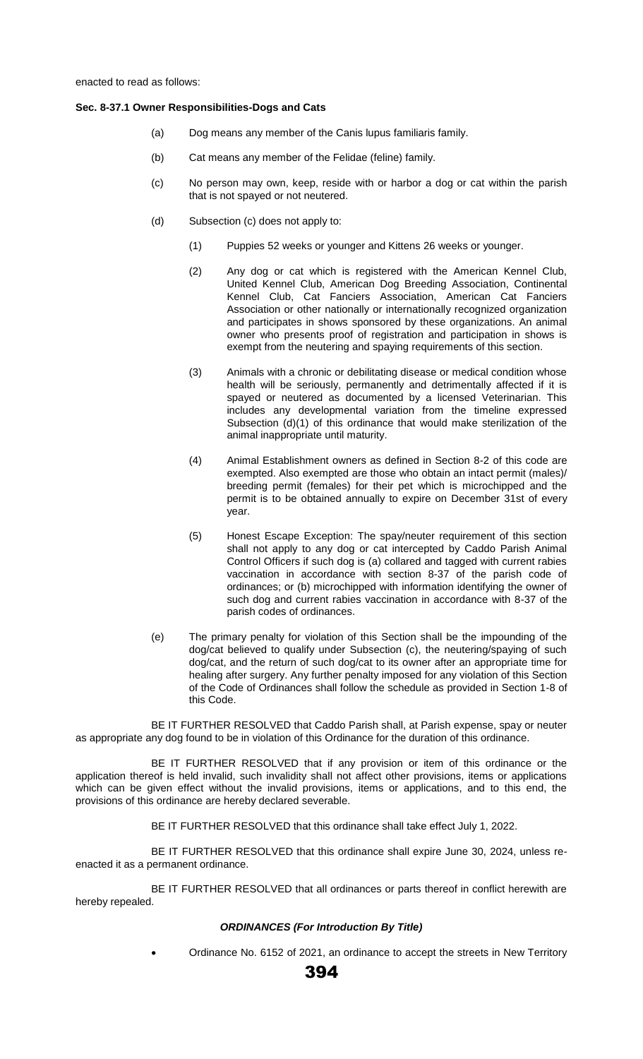enacted to read as follows:

**Sec. 8-37.1 Owner Responsibilities-Dogs and Cats**

(a) Dog means any member of the Canis lupus familiaris family.

(b) Cat means any member of the Felidae (feline) family.

(c) No person may own, keep, reside with or harbor a dog or cat within the parish that is not spayed or not neutered.

(d) Subsection (c) does not apply to:

(1) Puppies 52 weeks or younger and Kittens 26 weeks or younger.

(2) Any dog or cat which is registered with the American Kennel Club, United Kennel Club, American Dog Breeding Association, Continental Kennel Club, Cat Fanciers Association, American Cat Fanciers Association or other nationally or internationally recognized organization and participates in shows sponsored by these organizations. An animal owner who presents proof of registration and participation in shows is exempt from the neutering and spaying requirements of this section.

(3) Animals with a chronic or debilitating disease or medical condition whose health will be seriously, permanently and detrimentally affected if it is spayed or neutered as documented by a licensed Veterinarian. This includes any developmental variation from the timeline expressed Subsection (d)(1) of this ordinance that would make sterilization of the animal inappropriate until maturity.

(4) Animal Establishment owners as defined in Section 8-2 of this code are exempted. Also exempted are those who obtain an intact permit (males)/ breeding permit (females) for their pet which is microchipped and the permit is to be obtained annually to expire on December 31st of every year.

(5) Honest Escape Exception: The spay/neuter requirement of this section shall not apply to any dog or cat intercepted by Caddo Parish Animal Control Officers if such dog is (a) collared and tagged with current rabies vaccination in accordance with section 8-37 of the parish code of ordinances; or (b) microchipped with information identifying the owner of such dog and current rabies vaccination in accordance with 8-37 of the parish codes of ordinances.

(e) The primary penalty for violation of this Section shall be the impounding of the dog/cat believed to qualify under Subsection (c), the neutering/spaying of such dog/cat, and the return of such dog/cat to its owner after an appropriate time for healing after surgery. Any further penalty imposed for any violation of this Section of the Code of Ordinances shall follow the schedule as provided in Section 1-8 of this Code.

BE IT FURTHER RESOLVED that Caddo Parish shall, at Parish expense, spay or neuter as appropriate any dog found to be in violation of this Ordinance for the duration of this ordinance.

BE IT FURTHER RESOLVED that if any provision or item of this ordinance or the application thereof is held invalid, such invalidity shall not affect other provisions, items or applications which can be given effect without the invalid provisions, items or applications, and to this end, the provisions of this ordinance are hereby declared severable.

BE IT FURTHER RESOLVED that this ordinance shall take effect July 1, 2022.

BE IT FURTHER RESOLVED that this ordinance shall expire June 30, 2024, unless re-enacted it as a permanent ordinance.

BE IT FURTHER RESOLVED that all ordinances or parts thereof in conflict herewith are hereby repealed.

***ORDINANCES (For Introduction By Title)***

- Ordinance No. 6152 of 2021, an ordinance to accept the streets in New Territory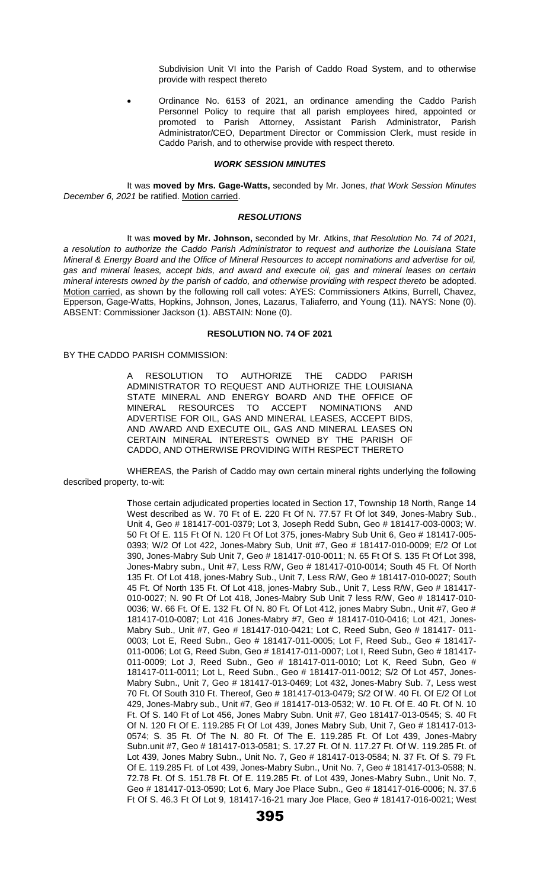Subdivision Unit VI into the Parish of Caddo Road System, and to otherwise provide with respect thereto

- Ordinance No. 6153 of 2021, an ordinance amending the Caddo Parish Personnel Policy to require that all parish employees hired, appointed or promoted to Parish Attorney, Assistant Parish Administrator, Parish Administrator/CEO, Department Director or Commission Clerk, must reside in Caddo Parish, and to otherwise provide with respect thereto.

### *WORK SESSION MINUTES*

It was **moved by Mrs. Gage-Watts,** seconded by Mr. Jones, *that Work Session Minutes December 6, 2021* be ratified. Motion carried.

### *RESOLUTIONS*

It was **moved by Mr. Johnson,** seconded by Mr. Atkins, *that Resolution No. 74 of 2021, a resolution to authorize the Caddo Parish Administrator to request and authorize the Louisiana State Mineral & Energy Board and the Office of Mineral Resources to accept nominations and advertise for oil, gas and mineral leases, accept bids, and award and execute oil, gas and mineral leases on certain mineral interests owned by the parish of caddo, and otherwise providing with respect thereto* be adopted. Motion carried, as shown by the following roll call votes: AYES: Commissioners Atkins, Burrell, Chavez, Epperson, Gage-Watts, Hopkins, Johnson, Jones, Lazarus, Taliaferro, and Young (11). NAYS: None (0). ABSENT: Commissioner Jackson (1). ABSTAIN: None (0).

**RESOLUTION NO. 74 OF 2021**

BY THE CADDO PARISH COMMISSION:

A RESOLUTION TO AUTHORIZE THE CADDO PARISH ADMINISTRATOR TO REQUEST AND AUTHORIZE THE LOUISIANA STATE MINERAL AND ENERGY BOARD AND THE OFFICE OF MINERAL RESOURCES TO ACCEPT NOMINATIONS AND ADVERTISE FOR OIL, GAS AND MINERAL LEASES, ACCEPT BIDS, AND AWARD AND EXECUTE OIL, GAS AND MINERAL LEASES ON CERTAIN MINERAL INTERESTS OWNED BY THE PARISH OF CADDO, AND OTHERWISE PROVIDING WITH RESPECT THERETO

WHEREAS, the Parish of Caddo may own certain mineral rights underlying the following described property, to-wit:

Those certain adjudicated properties located in Section 17, Township 18 North, Range 14 West described as W. 70 Ft of E. 220 Ft Of N. 77.57 Ft Of lot 349, Jones-Mabry Sub., Unit 4, Geo # 181417-001-0379; Lot 3, Joseph Redd Subn, Geo # 181417-003-0003; W. 50 Ft Of E. 115 Ft Of N. 120 Ft Of Lot 375, jones-Mabry Sub Unit 6, Geo # 181417-005-0393; W/2 Of Lot 422, Jones-Mabry Sub, Unit #7, Geo # 181417-010-0009; E/2 Of Lot 390, Jones-Mabry Sub Unit 7, Geo # 181417-010-0011; N. 65 Ft Of S. 135 Ft Of Lot 398, Jones-Mabry subn., Unit #7, Less R/W, Geo # 181417-010-0014; South 45 Ft. Of North 135 Ft. Of Lot 418, jones-Mabry Sub., Unit 7, Less R/W, Geo # 181417-010-0027; South 45 Ft. Of North 135 Ft. Of Lot 418, jones-Mabry Sub., Unit 7, Less R/W, Geo # 181417-010-0027; N. 90 Ft Of Lot 418, Jones-Mabry Sub Unit 7 less R/W, Geo # 181417-010-0036; W. 66 Ft. Of E. 132 Ft. Of N. 80 Ft. Of Lot 412, jones Mabry Subn., Unit #7, Geo # 181417-010-0087; Lot 416 Jones-Mabry #7, Geo # 181417-010-0416; Lot 421, Jones-Mabry Sub., Unit #7, Geo # 181417-010-0421; Lot C, Reed Subn, Geo # 181417- 011-0003; Lot E, Reed Subn., Geo # 181417-011-0005; Lot F, Reed Sub., Geo # 181417-011-0006; Lot G, Reed Subn, Geo # 181417-011-0007; Lot I, Reed Subn, Geo # 181417-011-0009; Lot J, Reed Subn., Geo # 181417-011-0010; Lot K, Reed Subn, Geo # 181417-011-0011; Lot L, Reed Subn., Geo # 181417-011-0012; S/2 Of Lot 457, Jones-Mabry Subn., Unit 7, Geo # 181417-013-0469; Lot 432, Jones-Mabry Sub. 7, Less west 70 Ft. Of South 310 Ft. Thereof, Geo # 181417-013-0479; S/2 Of W. 40 Ft. Of E/2 Of Lot 429, Jones-Mabry sub., Unit #7, Geo # 181417-013-0532; W. 10 Ft. Of E. 40 Ft. Of N. 10 Ft. Of S. 140 Ft of Lot 456, Jones Mabry Subn. Unit #7, Geo 181417-013-0545; S. 40 Ft Of N. 120 Ft Of E. 119.285 Ft Of Lot 439, Jones Mabry Sub, Unit 7, Geo # 181417-013-0574; S. 35 Ft. Of The N. 80 Ft. Of The E. 119.285 Ft. Of Lot 439, Jones-Mabry Subn.unit #7, Geo # 181417-013-0581; S. 17.27 Ft. Of N. 117.27 Ft. Of W. 119.285 Ft. of Lot 439, Jones Mabry Subn., Unit No. 7, Geo # 181417-013-0584; N. 37 Ft. Of S. 79 Ft. Of E. 119.285 Ft. of Lot 439, Jones-Mabry Subn., Unit No. 7, Geo # 181417-013-0588; N. 72.78 Ft. Of S. 151.78 Ft. Of E. 119.285 Ft. of Lot 439, Jones-Mabry Subn., Unit No. 7, Geo # 181417-013-0590; Lot 6, Mary Joe Place Subn., Geo # 181417-016-0006; N. 37.6 Ft Of S. 46.3 Ft Of Lot 9, 181417-16-21 mary Joe Place, Geo # 181417-016-0021; West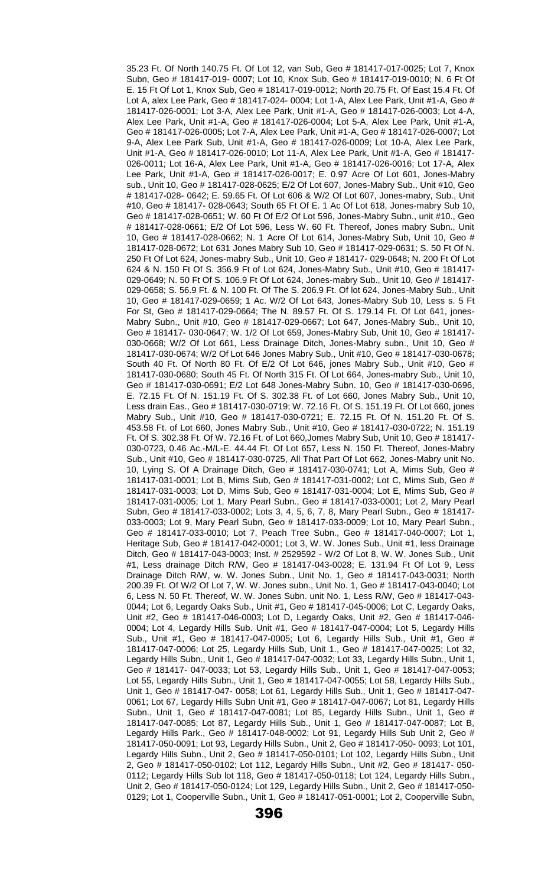35.23 Ft. Of North 140.75 Ft. Of Lot 12, van Sub, Geo # 181417-017-0025; Lot 7, Knox Subn, Geo # 181417-019- 0007; Lot 10, Knox Sub, Geo # 181417-019-0010; N. 6 Ft Of E. 15 Ft Of Lot 1, Knox Sub, Geo # 181417-019-0012; North 20.75 Ft. Of East 15.4 Ft. Of Lot A, alex Lee Park, Geo # 181417-024- 0004; Lot 1-A, Alex Lee Park, Unit #1-A, Geo # 181417-026-0001; Lot 3-A, Alex Lee Park, Unit #1-A, Geo # 181417-026-0003; Lot 4-A, Alex Lee Park, Unit #1-A, Geo # 181417-026-0004; Lot 5-A, Alex Lee Park, Unit #1-A, Geo # 181417-026-0005; Lot 7-A, Alex Lee Park, Unit #1-A, Geo # 181417-026-0007; Lot 9-A, Alex Lee Park Sub, Unit #1-A, Geo # 181417-026-0009; Lot 10-A, Alex Lee Park, Unit #1-A, Geo # 181417-026-0010; Lot 11-A, Alex Lee Park, Unit #1-A, Geo # 181417-026-0011; Lot 16-A, Alex Lee Park, Unit #1-A, Geo # 181417-026-0016; Lot 17-A, Alex Lee Park, Unit #1-A, Geo # 181417-026-0017; E. 0.97 Acre Of Lot 601, Jones-Mabry sub., Unit 10, Geo # 181417-028-0625; E/2 Of Lot 607, Jones-Mabry Sub., Unit #10, Geo # 181417-028- 0642; E. 59.65 Ft. Of Lot 606 & W/2 Of Lot 607, Jones-mabry, Sub., Unit #10, Geo # 181417- 028-0643; South 65 Ft Of E. 1 Ac Of Lot 618, Jones-mabry Sub 10, Geo # 181417-028-0651; W. 60 Ft Of E/2 Of Lot 596, Jones-Mabry Subn., unit #10., Geo # 181417-028-0661; E/2 Of Lot 596, Less W. 60 Ft. Thereof, Jones mabry Subn., Unit 10, Geo # 181417-028-0662; N. 1 Acre Of Lot 614, Jones-Mabry Sub, Unit 10, Geo # 181417-028-0672; Lot 631 Jones Mabry Sub 10, Geo # 181417-029-0631; S. 50 Ft Of N. 250 Ft Of Lot 624, Jones-mabry Sub., Unit 10, Geo # 181417- 029-0648; N. 200 Ft Of Lot 624 & N. 150 Ft Of S. 356.9 Ft of Lot 624, Jones-Mabry Sub., Unit #10, Geo # 181417-029-0649; N. 50 Ft Of S. 106.9 Ft Of Lot 624, Jones-mabry Sub., Unit 10, Geo # 181417-029-0658; S. 56.9 Ft. & N. 100 Ft. Of The S. 206.9 Ft. Of lot 624, Jones-Mabry Sub., Unit 10, Geo # 181417-029-0659; 1 Ac. W/2 Of Lot 643, Jones-Mabry Sub 10, Less s. 5 Ft For St, Geo # 181417-029-0664; The N. 89.57 Ft. Of S. 179.14 Ft. Of Lot 641, jones-Mabry Subn., Unit #10, Geo # 181417-029-0667; Lot 647, Jones-Mabry Sub., Unit 10, Geo # 181417- 030-0647; W. 1/2 Of Lot 659, Jones-Mabry Sub, Unit 10, Geo # 181417-030-0668; W/2 Of Lot 661, Less Drainage Ditch, Jones-Mabry subn., Unit 10, Geo # 181417-030-0674; W/2 Of Lot 646 Jones Mabry Sub., Unit #10, Geo # 181417-030-0678; South 40 Ft. Of North 80 Ft. Of E/2 Of Lot 646, jones Mabry Sub., Unit #10, Geo # 181417-030-0680; South 45 Ft. Of North 315 Ft. Of Lot 664, Jones-mabry Sub., Unit 10, Geo # 181417-030-0691; E/2 Lot 648 Jones-Mabry Subn. 10, Geo # 181417-030-0696, E. 72.15 Ft. Of N. 151.19 Ft. Of S. 302.38 Ft. of Lot 660, Jones Mabry Sub., Unit 10, Less drain Eas., Geo # 181417-030-0719; W. 72.16 Ft. Of S. 151.19 Ft. Of Lot 660, jones Mabry Sub., Unit #10, Geo # 181417-030-0721; E. 72.15 Ft. Of N. 151.20 Ft. Of S. 453.58 Ft. of Lot 660, Jones Mabry Sub., Unit #10, Geo # 181417-030-0722; N. 151.19 Ft. Of S. 302.38 Ft. Of W. 72.16 Ft. of Lot 660,Jomes Mabry Sub, Unit 10, Geo # 181417-030-0723, 0.46 Ac.-M/L-E. 44.44 Ft. Of Lot 657, Less N. 150 Ft. Thereof, Jones-Mabry Sub., Unit #10, Geo # 181417-030-0725, All That Part Of Lot 662, Jones-Mabry unit No. 10, Lying S. Of A Drainage Ditch, Geo # 181417-030-0741; Lot A, Mims Sub, Geo # 181417-031-0001; Lot B, Mims Sub, Geo # 181417-031-0002; Lot C, Mims Sub, Geo # 181417-031-0003; Lot D, Mims Sub, Geo # 181417-031-0004; Lot E, Mims Sub, Geo # 181417-031-0005; Lot 1, Mary Pearl Subn., Geo # 181417-033-0001; Lot 2, Mary Pearl Subn, Geo # 181417-033-0002; Lots 3, 4, 5, 6, 7, 8, Mary Pearl Subn., Geo # 181417-033-0003; Lot 9, Mary Pearl Subn, Geo # 181417-033-0009; Lot 10, Mary Pearl Subn., Geo # 181417-033-0010; Lot 7, Peach Tree Subn., Geo # 181417-040-0007; Lot 1, Heritage Sub, Geo # 181417-042-0001; Lot 3, W. W. Jones Sub., Unit #1, less Drainage Ditch, Geo # 181417-043-0003; Inst. # 2529592 - W/2 Of Lot 8, W. W. Jones Sub., Unit #1, Less drainage Ditch R/W, Geo # 181417-043-0028; E. 131.94 Ft Of Lot 9, Less Drainage Ditch R/W, w. W. Jones Subn., Unit No. 1, Geo # 181417-043-0031; North 200.39 Ft. Of W/2 Of Lot 7, W. W. Jones subn., Unit No. 1, Geo # 181417-043-0040; Lot 6, Less N. 50 Ft. Thereof, W. W. Jones Subn. unit No. 1, Less R/W, Geo # 181417-043-0044; Lot 6, Legardy Oaks Sub., Unit #1, Geo # 181417-045-0006; Lot C, Legardy Oaks, Unit #2, Geo # 181417-046-0003; Lot D, Legardy Oaks, Unit #2, Geo # 181417-046-0004; Lot 4, Legardy Hills Sub. Unit #1, Geo # 181417-047-0004; Lot 5, Legardy Hills Sub., Unit #1, Geo # 181417-047-0005; Lot 6, Legardy Hills Sub., Unit #1, Geo # 181417-047-0006; Lot 25, Legardy Hills Sub, Unit 1., Geo # 181417-047-0025; Lot 32, Legardy Hills Subn., Unit 1, Geo # 181417-047-0032; Lot 33, Legardy Hills Subn., Unit 1, Geo # 181417- 047-0033; Lot 53, Legardy Hills Sub., Unit 1, Geo # 181417-047-0053; Lot 55, Legardy Hills Subn., Unit 1, Geo # 181417-047-0055; Lot 58, Legardy Hills Sub., Unit 1, Geo # 181417-047- 0058; Lot 61, Legardy Hills Sub., Unit 1, Geo # 181417-047-0061; Lot 67, Legardy Hills Subn Unit #1, Geo # 181417-047-0067; Lot 81, Legardy Hills Subn., Unit 1, Geo # 181417-047-0081; Lot 85, Legardy Hills Subn., Unit 1, Geo # 181417-047-0085; Lot 87, Legardy Hills Sub., Unit 1, Geo # 181417-047-0087; Lot B, Legardy Hills Park., Geo # 181417-048-0002; Lot 91, Legardy Hills Sub Unit 2, Geo # 181417-050-0091; Lot 93, Legardy Hills Subn., Unit 2, Geo # 181417-050- 0093; Lot 101, Legardy Hills Subn., Unit 2, Geo # 181417-050-0101; Lot 102, Legardy Hills Subn., Unit 2, Geo # 181417-050-0102; Lot 112, Legardy Hills Subn., Unit #2, Geo # 181417- 050-0112; Legardy Hills Sub lot 118, Geo # 181417-050-0118; Lot 124, Legardy Hills Subn., Unit 2, Geo # 181417-050-0124; Lot 129, Legardy Hills Subn., Unit 2, Geo # 181417-050-0129; Lot 1, Cooperville Subn., Unit 1, Geo # 181417-051-0001; Lot 2, Cooperville Subn,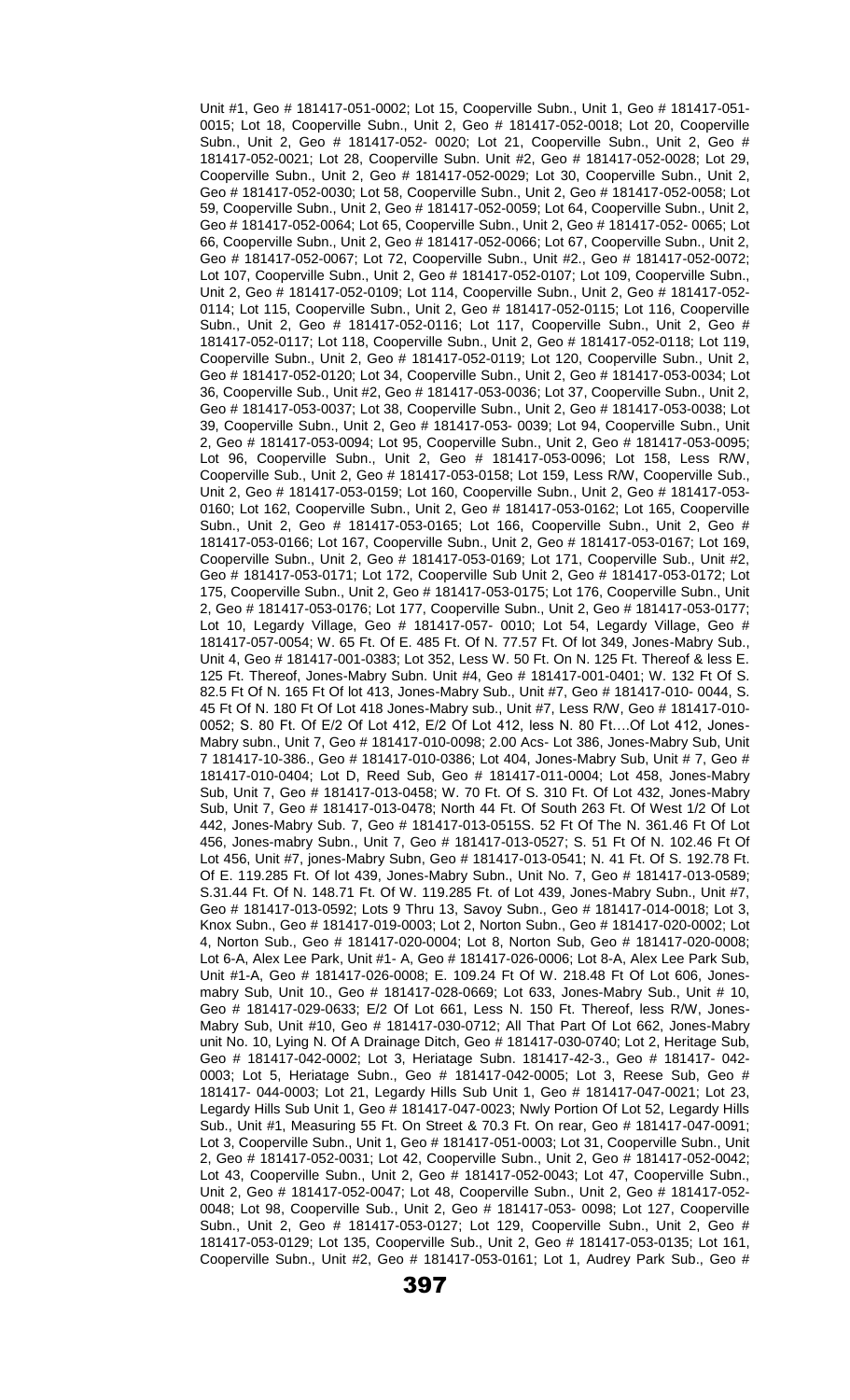Unit #1, Geo # 181417-051-0002; Lot 15, Cooperville Subn., Unit 1, Geo # 181417-051-0015; Lot 18, Cooperville Subn., Unit 2, Geo # 181417-052-0018; Lot 20, Cooperville Subn., Unit 2, Geo # 181417-052- 0020; Lot 21, Cooperville Subn., Unit 2, Geo # 181417-052-0021; Lot 28, Cooperville Subn. Unit #2, Geo # 181417-052-0028; Lot 29, Cooperville Subn., Unit 2, Geo # 181417-052-0029; Lot 30, Cooperville Subn., Unit 2, Geo # 181417-052-0030; Lot 58, Cooperville Subn., Unit 2, Geo # 181417-052-0058; Lot 59, Cooperville Subn., Unit 2, Geo # 181417-052-0059; Lot 64, Cooperville Subn., Unit 2, Geo # 181417-052-0064; Lot 65, Cooperville Subn., Unit 2, Geo # 181417-052- 0065; Lot 66, Cooperville Subn., Unit 2, Geo # 181417-052-0066; Lot 67, Cooperville Subn., Unit 2, Geo # 181417-052-0067; Lot 72, Cooperville Subn., Unit #2., Geo # 181417-052-0072; Lot 107, Cooperville Subn., Unit 2, Geo # 181417-052-0107; Lot 109, Cooperville Subn., Unit 2, Geo # 181417-052-0109; Lot 114, Cooperville Subn., Unit 2, Geo # 181417-052-0114; Lot 115, Cooperville Subn., Unit 2, Geo # 181417-052-0115; Lot 116, Cooperville Subn., Unit 2, Geo # 181417-052-0116; Lot 117, Cooperville Subn., Unit 2, Geo # 181417-052-0117; Lot 118, Cooperville Subn., Unit 2, Geo # 181417-052-0118; Lot 119, Cooperville Subn., Unit 2, Geo # 181417-052-0119; Lot 120, Cooperville Subn., Unit 2, Geo # 181417-052-0120; Lot 34, Cooperville Subn., Unit 2, Geo # 181417-053-0034; Lot 36, Cooperville Sub., Unit #2, Geo # 181417-053-0036; Lot 37, Cooperville Subn., Unit 2, Geo # 181417-053-0037; Lot 38, Cooperville Subn., Unit 2, Geo # 181417-053-0038; Lot 39, Cooperville Subn., Unit 2, Geo # 181417-053- 0039; Lot 94, Cooperville Subn., Unit 2, Geo # 181417-053-0094; Lot 95, Cooperville Subn., Unit 2, Geo # 181417-053-0095; Lot 96, Cooperville Subn., Unit 2, Geo # 181417-053-0096; Lot 158, Less R/W, Cooperville Sub., Unit 2, Geo # 181417-053-0158; Lot 159, Less R/W, Cooperville Sub., Unit 2, Geo # 181417-053-0159; Lot 160, Cooperville Subn., Unit 2, Geo # 181417-053-0160; Lot 162, Cooperville Subn., Unit 2, Geo # 181417-053-0162; Lot 165, Cooperville Subn., Unit 2, Geo # 181417-053-0165; Lot 166, Cooperville Subn., Unit 2, Geo # 181417-053-0166; Lot 167, Cooperville Subn., Unit 2, Geo # 181417-053-0167; Lot 169, Cooperville Subn., Unit 2, Geo # 181417-053-0169; Lot 171, Cooperville Sub., Unit #2, Geo # 181417-053-0171; Lot 172, Cooperville Sub Unit 2, Geo # 181417-053-0172; Lot 175, Cooperville Subn., Unit 2, Geo # 181417-053-0175; Lot 176, Cooperville Subn., Unit 2, Geo # 181417-053-0176; Lot 177, Cooperville Subn., Unit 2, Geo # 181417-053-0177; Lot 10, Legardy Village, Geo # 181417-057- 0010; Lot 54, Legardy Village, Geo # 181417-057-0054; W. 65 Ft. Of E. 485 Ft. Of N. 77.57 Ft. Of lot 349, Jones-Mabry Sub., Unit 4, Geo # 181417-001-0383; Lot 352, Less W. 50 Ft. On N. 125 Ft. Thereof & less E. 125 Ft. Thereof, Jones-Mabry Subn. Unit #4, Geo # 181417-001-0401; W. 132 Ft Of S. 82.5 Ft Of N. 165 Ft Of lot 413, Jones-Mabry Sub., Unit #7, Geo # 181417-010- 0044, S. 45 Ft Of N. 180 Ft Of Lot 418 Jones-Mabry sub., Unit #7, Less R/W, Geo # 181417-010-0052; S. 80 Ft. Of E/2 Of Lot 412, E/2 Of Lot 412, less N. 80 Ft.…Of Lot 412, Jones-Mabry subn., Unit 7, Geo # 181417-010-0098; 2.00 Acs- Lot 386, Jones-Mabry Sub, Unit 7 181417-10-386., Geo # 181417-010-0386; Lot 404, Jones-Mabry Sub, Unit # 7, Geo # 181417-010-0404; Lot D, Reed Sub, Geo # 181417-011-0004; Lot 458, Jones-Mabry Sub, Unit 7, Geo # 181417-013-0458; W. 70 Ft. Of S. 310 Ft. Of Lot 432, Jones-Mabry Sub, Unit 7, Geo # 181417-013-0478; North 44 Ft. Of South 263 Ft. Of West 1/2 Of Lot 442, Jones-Mabry Sub. 7, Geo # 181417-013-0515S. 52 Ft Of The N. 361.46 Ft Of Lot 456, Jones-mabry Subn., Unit 7, Geo # 181417-013-0527; S. 51 Ft Of N. 102.46 Ft Of Lot 456, Unit #7, jones-Mabry Subn, Geo # 181417-013-0541; N. 41 Ft. Of S. 192.78 Ft. Of E. 119.285 Ft. Of lot 439, Jones-Mabry Subn., Unit No. 7, Geo # 181417-013-0589; S.31.44 Ft. Of N. 148.71 Ft. Of W. 119.285 Ft. of Lot 439, Jones-Mabry Subn., Unit #7, Geo # 181417-013-0592; Lots 9 Thru 13, Savoy Subn., Geo # 181417-014-0018; Lot 3, Knox Subn., Geo # 181417-019-0003; Lot 2, Norton Subn., Geo # 181417-020-0002; Lot 4, Norton Sub., Geo # 181417-020-0004; Lot 8, Norton Sub, Geo # 181417-020-0008; Lot 6-A, Alex Lee Park, Unit #1- A, Geo # 181417-026-0006; Lot 8-A, Alex Lee Park Sub, Unit #1-A, Geo # 181417-026-0008; E. 109.24 Ft Of W. 218.48 Ft Of Lot 606, Jones-mabry Sub, Unit 10., Geo # 181417-028-0669; Lot 633, Jones-Mabry Sub., Unit # 10, Geo # 181417-029-0633; E/2 Of Lot 661, Less N. 150 Ft. Thereof, less R/W, Jones-Mabry Sub, Unit #10, Geo # 181417-030-0712; All That Part Of Lot 662, Jones-Mabry unit No. 10, Lying N. Of A Drainage Ditch, Geo # 181417-030-0740; Lot 2, Heritage Sub, Geo # 181417-042-0002; Lot 3, Heriatage Subn. 181417-42-3., Geo # 181417- 042-0003; Lot 5, Heriatage Subn., Geo # 181417-042-0005; Lot 3, Reese Sub, Geo # 181417- 044-0003; Lot 21, Legardy Hills Sub Unit 1, Geo # 181417-047-0021; Lot 23, Legardy Hills Sub Unit 1, Geo # 181417-047-0023; Nwly Portion Of Lot 52, Legardy Hills Sub., Unit #1, Measuring 55 Ft. On Street & 70.3 Ft. On rear, Geo # 181417-047-0091; Lot 3, Cooperville Subn., Unit 1, Geo # 181417-051-0003; Lot 31, Cooperville Subn., Unit 2, Geo # 181417-052-0031; Lot 42, Cooperville Subn., Unit 2, Geo # 181417-052-0042; Lot 43, Cooperville Subn., Unit 2, Geo # 181417-052-0043; Lot 47, Cooperville Subn., Unit 2, Geo # 181417-052-0047; Lot 48, Cooperville Subn., Unit 2, Geo # 181417-052-0048; Lot 98, Cooperville Sub., Unit 2, Geo # 181417-053- 0098; Lot 127, Cooperville Subn., Unit 2, Geo # 181417-053-0127; Lot 129, Cooperville Subn., Unit 2, Geo # 181417-053-0129; Lot 135, Cooperville Sub., Unit 2, Geo # 181417-053-0135; Lot 161, Cooperville Subn., Unit #2, Geo # 181417-053-0161; Lot 1, Audrey Park Sub., Geo #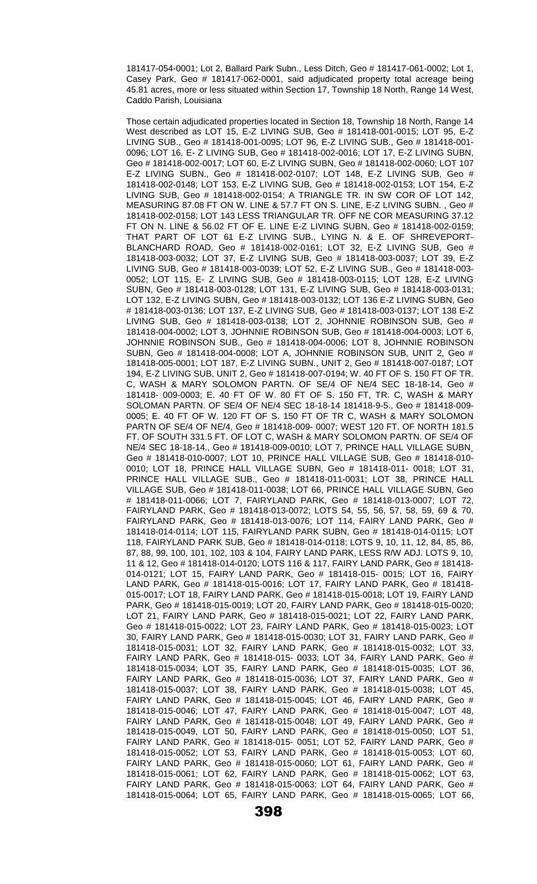181417-054-0001; Lot 2, Ballard Park Subn., Less Ditch, Geo # 181417-061-0002; Lot 1, Casey Park, Geo # 181417-062-0001, said adjudicated property total acreage being 45.81 acres, more or less situated within Section 17, Township 18 North, Range 14 West, Caddo Parish, Louisiana

Those certain adjudicated properties located in Section 18, Township 18 North, Range 14 West described as LOT 15, E-Z LIVING SUB, Geo # 181418-001-0015; LOT 95, E-Z LIVING SUB., Geo # 181418-001-0095; LOT 96, E-Z LIVING SUB., Geo # 181418-001-0096; LOT 16, E- Z LIVING SUB, Geo # 181418-002-0016; LOT 17, E-Z LIVING SUBN, Geo # 181418-002-0017; LOT 60, E-Z LIVING SUBN, Geo # 181418-002-0060; LOT 107 E-Z LIVING SUBN., Geo # 181418-002-0107; LOT 148, E-Z LIVING SUB, Geo # 181418-002-0148; LOT 153, E-Z LIVING SUB, Geo # 181418-002-0153; LOT 154, E-Z LIVING SUB, Geo # 181418-002-0154; A TRIANGLE TR. IN SW COR OF LOT 142, MEASURING 87.08 FT ON W. LINE & 57.7 FT ON S. LINE, E-Z LIVING SUBN. , Geo # 181418-002-0158; LOT 143 LESS TRIANGULAR TR. OFF NE COR MEASURING 37.12 FT ON N. LINE & 56.02 FT OF E. LINE E-Z LIVING SUBN, Geo # 181418-002-0159; THAT PART OF LOT 61 E-Z LIVING SUB., LYING N. & E. OF SHREVEPORT-BLANCHARD ROAD, Geo # 181418-002-0161; LOT 32, E-Z LIVING SUB, Geo # 181418-003-0032; LOT 37, E-Z LIVING SUB, Geo # 181418-003-0037; LOT 39, E-Z LIVING SUB, Geo # 181418-003-0039; LOT 52, E-Z LIVING SUB., Geo # 181418-003-0052; LOT 115, E- Z LIVING SUB, Geo # 181418-003-0115; LOT 128, E-Z LIVING SUBN, Geo # 181418-003-0128; LOT 131, E-Z LIVING SUB, Geo # 181418-003-0131; LOT 132, E-Z LIVING SUBN, Geo # 181418-003-0132; LOT 136 E-Z LIVING SUBN, Geo # 181418-003-0136; LOT 137, E-Z LIVING SUB, Geo # 181418-003-0137; LOT 138 E-Z LIVING SUB, Geo # 181418-003-0138; LOT 2, JOHNNIE ROBINSON SUB, Geo # 181418-004-0002; LOT 3, JOHNNIE ROBINSON SUB, Geo # 181418-004-0003; LOT 6, JOHNNIE ROBINSON SUB., Geo # 181418-004-0006; LOT 8, JOHNNIE ROBINSON SUBN, Geo # 181418-004-0008; LOT A, JOHNNIE ROBINSON SUB, UNIT 2, Geo # 181418-005-0001; LOT 187, E-Z LIVING SUBN., UNIT 2, Geo # 181418-007-0187; LOT 194, E-Z LIVING SUB, UNIT 2, Geo # 181418-007-0194; W. 40 FT OF S. 150 FT OF TR. C, WASH & MARY SOLOMON PARTN. OF SE/4 OF NE/4 SEC 18-18-14, Geo # 181418- 009-0003; E. 40 FT OF W. 80 FT OF S. 150 FT, TR. C, WASH & MARY SOLOMAN PARTN. OF SE/4 OF NE/4 SEC 18-18-14 181418-9-5., Geo # 181418-009-0005; E. 40 FT OF W. 120 FT OF S. 150 FT OF TR C, WASH & MARY SOLOMON PARTN OF SE/4 OF NE/4, Geo # 181418-009- 0007; WEST 120 FT. OF NORTH 181.5 FT. OF SOUTH 331.5 FT. OF LOT C, WASH & MARY SOLOMON PARTN. OF SE/4 OF NE/4 SEC 18-18-14., Geo # 181418-009-0010; LOT 7, PRINCE HALL VILLAGE SUBN, Geo # 181418-010-0007; LOT 10, PRINCE HALL VILLAGE SUB, Geo # 181418-010-0010; LOT 18, PRINCE HALL VILLAGE SUBN, Geo # 181418-011- 0018; LOT 31, PRINCE HALL VILLAGE SUB., Geo # 181418-011-0031; LOT 38, PRINCE HALL VILLAGE SUB, Geo # 181418-011-0038; LOT 66, PRINCE HALL VILLAGE SUBN, Geo # 181418-011-0066; LOT 7, FAIRYLAND PARK, Geo # 181418-013-0007; LOT 72, FAIRYLAND PARK, Geo # 181418-013-0072; LOTS 54, 55, 56, 57, 58, 59, 69 & 70, FAIRYLAND PARK, Geo # 181418-013-0076; LOT 114, FAIRY LAND PARK, Geo # 181418-014-0114; LOT 115, FAIRYLAND PARK SUBN, Geo # 181418-014-0115; LOT 118, FAIRYLAND PARK SUB, Geo # 181418-014-0118; LOTS 9, 10, 11, 12, 84, 85, 86, 87, 88, 99, 100, 101, 102, 103 & 104, FAIRY LAND PARK, LESS R/W ADJ. LOTS 9, 10, 11 & 12, Geo # 181418-014-0120; LOTS 116 & 117, FAIRY LAND PARK, Geo # 181418-014-0121; LOT 15, FAIRY LAND PARK, Geo # 181418-015- 0015; LOT 16, FAIRY LAND PARK, Geo # 181418-015-0016; LOT 17, FAIRY LAND PARK, Geo # 181418-015-0017; LOT 18, FAIRY LAND PARK, Geo # 181418-015-0018; LOT 19, FAIRY LAND PARK, Geo # 181418-015-0019; LOT 20, FAIRY LAND PARK, Geo # 181418-015-0020; LOT 21, FAIRY LAND PARK, Geo # 181418-015-0021; LOT 22, FAIRY LAND PARK, Geo # 181418-015-0022; LOT 23, FAIRY LAND PARK, Geo # 181418-015-0023; LOT 30, FAIRY LAND PARK, Geo # 181418-015-0030; LOT 31, FAIRY LAND PARK, Geo # 181418-015-0031; LOT 32, FAIRY LAND PARK, Geo # 181418-015-0032; LOT 33, FAIRY LAND PARK, Geo # 181418-015- 0033; LOT 34, FAIRY LAND PARK, Geo # 181418-015-0034; LOT 35, FAIRY LAND PARK, Geo # 181418-015-0035; LOT 36, FAIRY LAND PARK, Geo # 181418-015-0036; LOT 37, FAIRY LAND PARK, Geo # 181418-015-0037; LOT 38, FAIRY LAND PARK, Geo # 181418-015-0038; LOT 45, FAIRY LAND PARK, Geo # 181418-015-0045; LOT 46, FAIRY LAND PARK, Geo # 181418-015-0046; LOT 47, FAIRY LAND PARK, Geo # 181418-015-0047; LOT 48, FAIRY LAND PARK, Geo # 181418-015-0048; LOT 49, FAIRY LAND PARK, Geo # 181418-015-0049, LOT 50, FAIRY LAND PARK, Geo # 181418-015-0050; LOT 51, FAIRY LAND PARK, Geo # 181418-015- 0051; LOT 52, FAIRY LAND PARK, Geo # 181418-015-0052; LOT 53, FAIRY LAND PARK, Geo # 181418-015-0053; LOT 60, FAIRY LAND PARK, Geo # 181418-015-0060; LOT 61, FAIRY LAND PARK, Geo # 181418-015-0061; LOT 62, FAIRY LAND PARK, Geo # 181418-015-0062; LOT 63, FAIRY LAND PARK, Geo # 181418-015-0063; LOT 64, FAIRY LAND PARK, Geo # 181418-015-0064; LOT 65, FAIRY LAND PARK, Geo # 181418-015-0065; LOT 66,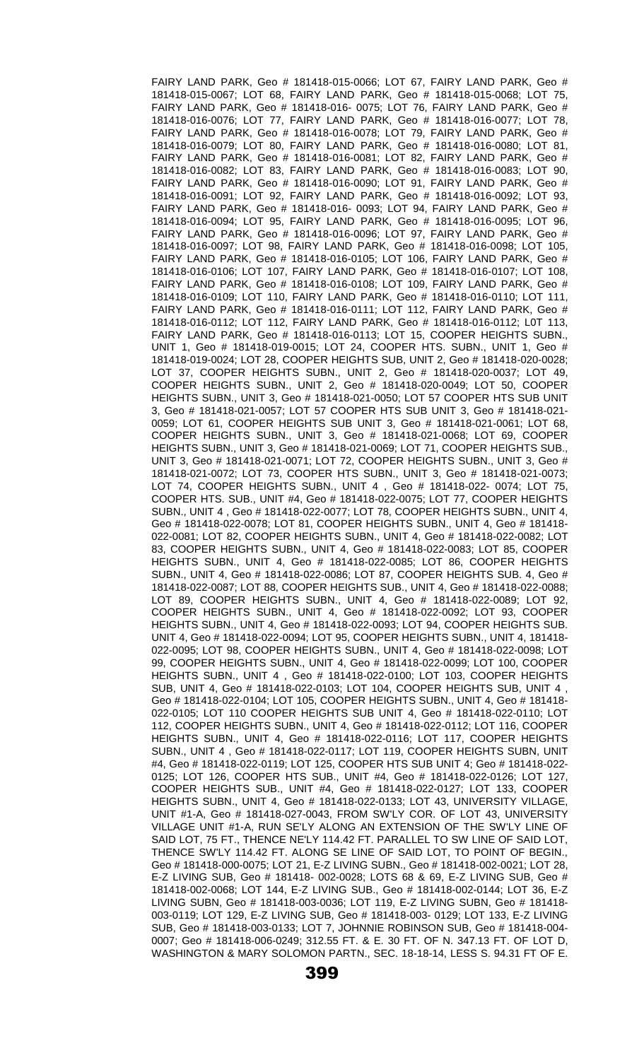FAIRY LAND PARK, Geo # 181418-015-0066; LOT 67, FAIRY LAND PARK, Geo # 181418-015-0067; LOT 68, FAIRY LAND PARK, Geo # 181418-015-0068; LOT 75, FAIRY LAND PARK, Geo # 181418-016- 0075; LOT 76, FAIRY LAND PARK, Geo # 181418-016-0076; LOT 77, FAIRY LAND PARK, Geo # 181418-016-0077; LOT 78, FAIRY LAND PARK, Geo # 181418-016-0078; LOT 79, FAIRY LAND PARK, Geo # 181418-016-0079; LOT 80, FAIRY LAND PARK, Geo # 181418-016-0080; LOT 81, FAIRY LAND PARK, Geo # 181418-016-0081; LOT 82, FAIRY LAND PARK, Geo # 181418-016-0082; LOT 83, FAIRY LAND PARK, Geo # 181418-016-0083; LOT 90, FAIRY LAND PARK, Geo # 181418-016-0090; LOT 91, FAIRY LAND PARK, Geo # 181418-016-0091; LOT 92, FAIRY LAND PARK, Geo # 181418-016-0092; LOT 93, FAIRY LAND PARK, Geo # 181418-016- 0093; LOT 94, FAIRY LAND PARK, Geo # 181418-016-0094; LOT 95, FAIRY LAND PARK, Geo # 181418-016-0095; LOT 96, FAIRY LAND PARK, Geo # 181418-016-0096; LOT 97, FAIRY LAND PARK, Geo # 181418-016-0097; LOT 98, FAIRY LAND PARK, Geo # 181418-016-0098; LOT 105, FAIRY LAND PARK, Geo # 181418-016-0105; LOT 106, FAIRY LAND PARK, Geo # 181418-016-0106; LOT 107, FAIRY LAND PARK, Geo # 181418-016-0107; LOT 108, FAIRY LAND PARK, Geo # 181418-016-0108; LOT 109, FAIRY LAND PARK, Geo # 181418-016-0109; LOT 110, FAIRY LAND PARK, Geo # 181418-016-0110; LOT 111, FAIRY LAND PARK, Geo # 181418-016-0111; LOT 112, FAIRY LAND PARK, Geo # 181418-016-0112; LOT 112, FAIRY LAND PARK, Geo # 181418-016-0112; L0T 113, FAIRY LAND PARK, Geo # 181418-016-0113; LOT 15, COOPER HEIGHTS SUBN., UNIT 1, Geo # 181418-019-0015; LOT 24, COOPER HTS. SUBN., UNIT 1, Geo # 181418-019-0024; LOT 28, COOPER HEIGHTS SUB, UNIT 2, Geo # 181418-020-0028; LOT 37, COOPER HEIGHTS SUBN., UNIT 2, Geo # 181418-020-0037; LOT 49, COOPER HEIGHTS SUBN., UNIT 2, Geo # 181418-020-0049; LOT 50, COOPER HEIGHTS SUBN., UNIT 3, Geo # 181418-021-0050; LOT 57 COOPER HTS SUB UNIT 3, Geo # 181418-021-0057; LOT 57 COOPER HTS SUB UNIT 3, Geo # 181418-021-0059; LOT 61, COOPER HEIGHTS SUB UNIT 3, Geo # 181418-021-0061; LOT 68, COOPER HEIGHTS SUBN., UNIT 3, Geo # 181418-021-0068; LOT 69, COOPER HEIGHTS SUBN., UNIT 3, Geo # 181418-021-0069; LOT 71, COOPER HEIGHTS SUB., UNIT 3, Geo # 181418-021-0071; LOT 72, COOPER HEIGHTS SUBN., UNIT 3, Geo # 181418-021-0072; LOT 73, COOPER HTS SUBN., UNIT 3, Geo # 181418-021-0073; LOT 74, COOPER HEIGHTS SUBN., UNIT 4 , Geo # 181418-022- 0074; LOT 75, COOPER HTS. SUB., UNIT #4, Geo # 181418-022-0075; LOT 77, COOPER HEIGHTS SUBN., UNIT 4 , Geo # 181418-022-0077; LOT 78, COOPER HEIGHTS SUBN., UNIT 4, Geo # 181418-022-0078; LOT 81, COOPER HEIGHTS SUBN., UNIT 4, Geo # 181418-022-0081; LOT 82, COOPER HEIGHTS SUBN., UNIT 4, Geo # 181418-022-0082; LOT 83, COOPER HEIGHTS SUBN., UNIT 4, Geo # 181418-022-0083; LOT 85, COOPER HEIGHTS SUBN., UNIT 4, Geo # 181418-022-0085; LOT 86, COOPER HEIGHTS SUBN., UNIT 4, Geo # 181418-022-0086; LOT 87, COOPER HEIGHTS SUB. 4, Geo # 181418-022-0087; LOT 88, COOPER HEIGHTS SUB., UNIT 4, Geo # 181418-022-0088; LOT 89, COOPER HEIGHTS SUBN., UNIT 4, Geo # 181418-022-0089; LOT 92, COOPER HEIGHTS SUBN., UNIT 4, Geo # 181418-022-0092; LOT 93, COOPER HEIGHTS SUBN., UNIT 4, Geo # 181418-022-0093; LOT 94, COOPER HEIGHTS SUB. UNIT 4, Geo # 181418-022-0094; LOT 95, COOPER HEIGHTS SUBN., UNIT 4, 181418-022-0095; LOT 98, COOPER HEIGHTS SUBN., UNIT 4, Geo # 181418-022-0098; LOT 99, COOPER HEIGHTS SUBN., UNIT 4, Geo # 181418-022-0099; LOT 100, COOPER HEIGHTS SUBN., UNIT 4 , Geo # 181418-022-0100; LOT 103, COOPER HEIGHTS SUB, UNIT 4, Geo # 181418-022-0103; LOT 104, COOPER HEIGHTS SUB, UNIT 4 , Geo # 181418-022-0104; LOT 105, COOPER HEIGHTS SUBN., UNIT 4, Geo # 181418-022-0105; LOT 110 COOPER HEIGHTS SUB UNIT 4, Geo # 181418-022-0110; LOT 112, COOPER HEIGHTS SUBN., UNIT 4, Geo # 181418-022-0112; LOT 116, COOPER HEIGHTS SUBN., UNIT 4, Geo # 181418-022-0116; LOT 117, COOPER HEIGHTS SUBN., UNIT 4 , Geo # 181418-022-0117; LOT 119, COOPER HEIGHTS SUBN, UNIT #4, Geo # 181418-022-0119; LOT 125, COOPER HTS SUB UNIT 4; Geo # 181418-022-0125; LOT 126, COOPER HTS SUB., UNIT #4, Geo # 181418-022-0126; LOT 127, COOPER HEIGHTS SUB., UNIT #4, Geo # 181418-022-0127; LOT 133, COOPER HEIGHTS SUBN., UNIT 4, Geo # 181418-022-0133; LOT 43, UNIVERSITY VILLAGE, UNIT #1-A, Geo # 181418-027-0043, FROM SW'LY COR. OF LOT 43, UNIVERSITY VILLAGE UNIT #1-A, RUN SE'LY ALONG AN EXTENSION OF THE SW'LY LINE OF SAID LOT, 75 FT., THENCE NE'LY 114.42 FT. PARALLEL TO SW LINE OF SAID LOT, THENCE SW'LY 114.42 FT. ALONG SE LINE OF SAID LOT, TO POINT OF BEGIN., Geo # 181418-000-0075; LOT 21, E-Z LIVING SUBN., Geo # 181418-002-0021; LOT 28, E-Z LIVING SUB, Geo # 181418- 002-0028; LOTS 68 & 69, E-Z LIVING SUB, Geo # 181418-002-0068; LOT 144, E-Z LIVING SUB., Geo # 181418-002-0144; LOT 36, E-Z LIVING SUBN, Geo # 181418-003-0036; LOT 119, E-Z LIVING SUBN, Geo # 181418-003-0119; LOT 129, E-Z LIVING SUB, Geo # 181418-003- 0129; LOT 133, E-Z LIVING SUB, Geo # 181418-003-0133; LOT 7, JOHNNIE ROBINSON SUB, Geo # 181418-004-0007; Geo # 181418-006-0249; 312.55 FT. & E. 30 FT. OF N. 347.13 FT. OF LOT D, WASHINGTON & MARY SOLOMON PARTN., SEC. 18-18-14, LESS S. 94.31 FT OF E.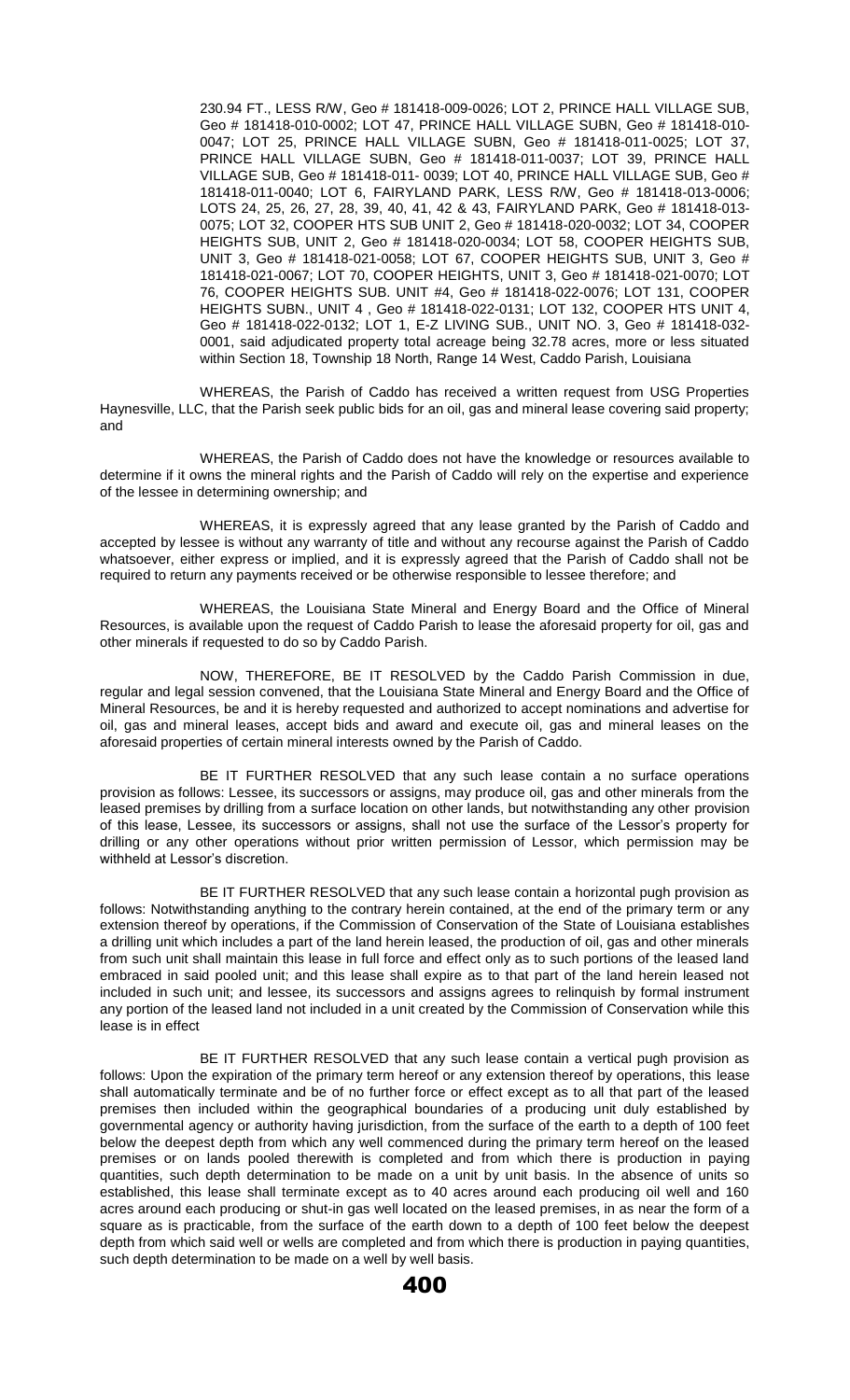230.94 FT., LESS R/W, Geo # 181418-009-0026; LOT 2, PRINCE HALL VILLAGE SUB, Geo # 181418-010-0002; LOT 47, PRINCE HALL VILLAGE SUBN, Geo # 181418-010-0047; LOT 25, PRINCE HALL VILLAGE SUBN, Geo # 181418-011-0025; LOT 37, PRINCE HALL VILLAGE SUBN, Geo # 181418-011-0037; LOT 39, PRINCE HALL VILLAGE SUB, Geo # 181418-011- 0039; LOT 40, PRINCE HALL VILLAGE SUB, Geo # 181418-011-0040; LOT 6, FAIRYLAND PARK, LESS R/W, Geo # 181418-013-0006; LOTS 24, 25, 26, 27, 28, 39, 40, 41, 42 & 43, FAIRYLAND PARK, Geo # 181418-013-0075; LOT 32, COOPER HTS SUB UNIT 2, Geo # 181418-020-0032; LOT 34, COOPER HEIGHTS SUB, UNIT 2, Geo # 181418-020-0034; LOT 58, COOPER HEIGHTS SUB, UNIT 3, Geo # 181418-021-0058; LOT 67, COOPER HEIGHTS SUB, UNIT 3, Geo # 181418-021-0067; LOT 70, COOPER HEIGHTS, UNIT 3, Geo # 181418-021-0070; LOT 76, COOPER HEIGHTS SUB. UNIT #4, Geo # 181418-022-0076; LOT 131, COOPER HEIGHTS SUBN., UNIT 4 , Geo # 181418-022-0131; LOT 132, COOPER HTS UNIT 4, Geo # 181418-022-0132; LOT 1, E-Z LIVING SUB., UNIT NO. 3, Geo # 181418-032-0001, said adjudicated property total acreage being 32.78 acres, more or less situated within Section 18, Township 18 North, Range 14 West, Caddo Parish, Louisiana

WHEREAS, the Parish of Caddo has received a written request from USG Properties Haynesville, LLC, that the Parish seek public bids for an oil, gas and mineral lease covering said property; and

WHEREAS, the Parish of Caddo does not have the knowledge or resources available to determine if it owns the mineral rights and the Parish of Caddo will rely on the expertise and experience of the lessee in determining ownership; and

WHEREAS, it is expressly agreed that any lease granted by the Parish of Caddo and accepted by lessee is without any warranty of title and without any recourse against the Parish of Caddo whatsoever, either express or implied, and it is expressly agreed that the Parish of Caddo shall not be required to return any payments received or be otherwise responsible to lessee therefore; and

WHEREAS, the Louisiana State Mineral and Energy Board and the Office of Mineral Resources, is available upon the request of Caddo Parish to lease the aforesaid property for oil, gas and other minerals if requested to do so by Caddo Parish.

NOW, THEREFORE, BE IT RESOLVED by the Caddo Parish Commission in due, regular and legal session convened, that the Louisiana State Mineral and Energy Board and the Office of Mineral Resources, be and it is hereby requested and authorized to accept nominations and advertise for oil, gas and mineral leases, accept bids and award and execute oil, gas and mineral leases on the aforesaid properties of certain mineral interests owned by the Parish of Caddo.

BE IT FURTHER RESOLVED that any such lease contain a no surface operations provision as follows: Lessee, its successors or assigns, may produce oil, gas and other minerals from the leased premises by drilling from a surface location on other lands, but notwithstanding any other provision of this lease, Lessee, its successors or assigns, shall not use the surface of the Lessor's property for drilling or any other operations without prior written permission of Lessor, which permission may be withheld at Lessor's discretion.

BE IT FURTHER RESOLVED that any such lease contain a horizontal pugh provision as follows: Notwithstanding anything to the contrary herein contained, at the end of the primary term or any extension thereof by operations, if the Commission of Conservation of the State of Louisiana establishes a drilling unit which includes a part of the land herein leased, the production of oil, gas and other minerals from such unit shall maintain this lease in full force and effect only as to such portions of the leased land embraced in said pooled unit; and this lease shall expire as to that part of the land herein leased not included in such unit; and lessee, its successors and assigns agrees to relinquish by formal instrument any portion of the leased land not included in a unit created by the Commission of Conservation while this lease is in effect

BE IT FURTHER RESOLVED that any such lease contain a vertical pugh provision as follows: Upon the expiration of the primary term hereof or any extension thereof by operations, this lease shall automatically terminate and be of no further force or effect except as to all that part of the leased premises then included within the geographical boundaries of a producing unit duly established by governmental agency or authority having jurisdiction, from the surface of the earth to a depth of 100 feet below the deepest depth from which any well commenced during the primary term hereof on the leased premises or on lands pooled therewith is completed and from which there is production in paying quantities, such depth determination to be made on a unit by unit basis. In the absence of units so established, this lease shall terminate except as to 40 acres around each producing oil well and 160 acres around each producing or shut-in gas well located on the leased premises, in as near the form of a square as is practicable, from the surface of the earth down to a depth of 100 feet below the deepest depth from which said well or wells are completed and from which there is production in paying quantities, such depth determination to be made on a well by well basis.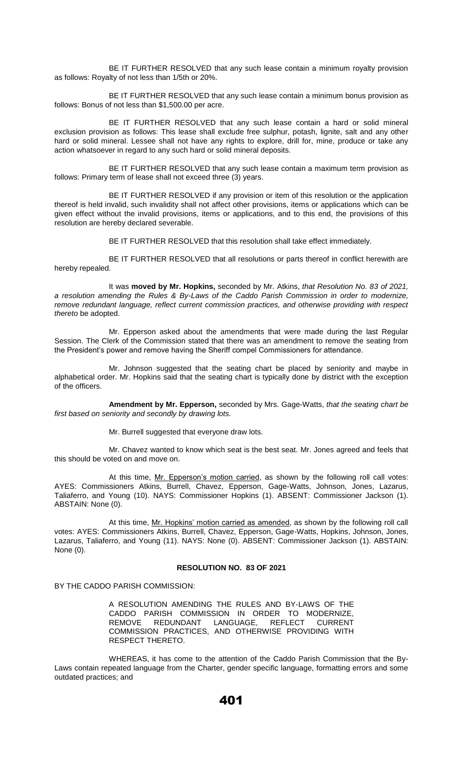BE IT FURTHER RESOLVED that any such lease contain a minimum royalty provision as follows: Royalty of not less than 1/5th or 20%.

BE IT FURTHER RESOLVED that any such lease contain a minimum bonus provision as follows: Bonus of not less than $1,500.00 per acre.

BE IT FURTHER RESOLVED that any such lease contain a hard or solid mineral exclusion provision as follows: This lease shall exclude free sulphur, potash, lignite, salt and any other hard or solid mineral. Lessee shall not have any rights to explore, drill for, mine, produce or take any action whatsoever in regard to any such hard or solid mineral deposits.

BE IT FURTHER RESOLVED that any such lease contain a maximum term provision as follows: Primary term of lease shall not exceed three (3) years.

BE IT FURTHER RESOLVED if any provision or item of this resolution or the application thereof is held invalid, such invalidity shall not affect other provisions, items or applications which can be given effect without the invalid provisions, items or applications, and to this end, the provisions of this resolution are hereby declared severable.

BE IT FURTHER RESOLVED that this resolution shall take effect immediately.

BE IT FURTHER RESOLVED that all resolutions or parts thereof in conflict herewith are hereby repealed.

It was **moved by Mr. Hopkins,** seconded by Mr. Atkins, *that Resolution No. 83 of 2021, a resolution amending the Rules & By-Laws of the Caddo Parish Commission in order to modernize, remove redundant language, reflect current commission practices, and otherwise providing with respect thereto* be adopted.

Mr. Epperson asked about the amendments that were made during the last Regular Session. The Clerk of the Commission stated that there was an amendment to remove the seating from the President's power and remove having the Sheriff compel Commissioners for attendance.

Mr. Johnson suggested that the seating chart be placed by seniority and maybe in alphabetical order. Mr. Hopkins said that the seating chart is typically done by district with the exception of the officers.

**Amendment by Mr. Epperson,** seconded by Mrs. Gage-Watts, *that the seating chart be first based on seniority and secondly by drawing lots.*

Mr. Burrell suggested that everyone draw lots.

Mr. Chavez wanted to know which seat is the best seat. Mr. Jones agreed and feels that this should be voted on and move on.

At this time, Mr. Epperson's motion carried, as shown by the following roll call votes: AYES: Commissioners Atkins, Burrell, Chavez, Epperson, Gage-Watts, Johnson, Jones, Lazarus, Taliaferro, and Young (10). NAYS: Commissioner Hopkins (1). ABSENT: Commissioner Jackson (1). ABSTAIN: None (0).

At this time, Mr. Hopkins' motion carried as amended, as shown by the following roll call votes: AYES: Commissioners Atkins, Burrell, Chavez, Epperson, Gage-Watts, Hopkins, Johnson, Jones, Lazarus, Taliaferro, and Young (11). NAYS: None (0). ABSENT: Commissioner Jackson (1). ABSTAIN: None (0).

## RESOLUTION NO. 83 OF 2021

BY THE CADDO PARISH COMMISSION:

A RESOLUTION AMENDING THE RULES AND BY-LAWS OF THE CADDO PARISH COMMISSION IN ORDER TO MODERNIZE, REMOVE REDUNDANT LANGUAGE, REFLECT CURRENT COMMISSION PRACTICES, AND OTHERWISE PROVIDING WITH RESPECT THERETO.

WHEREAS, it has come to the attention of the Caddo Parish Commission that the By-Laws contain repeated language from the Charter, gender specific language, formatting errors and some outdated practices; and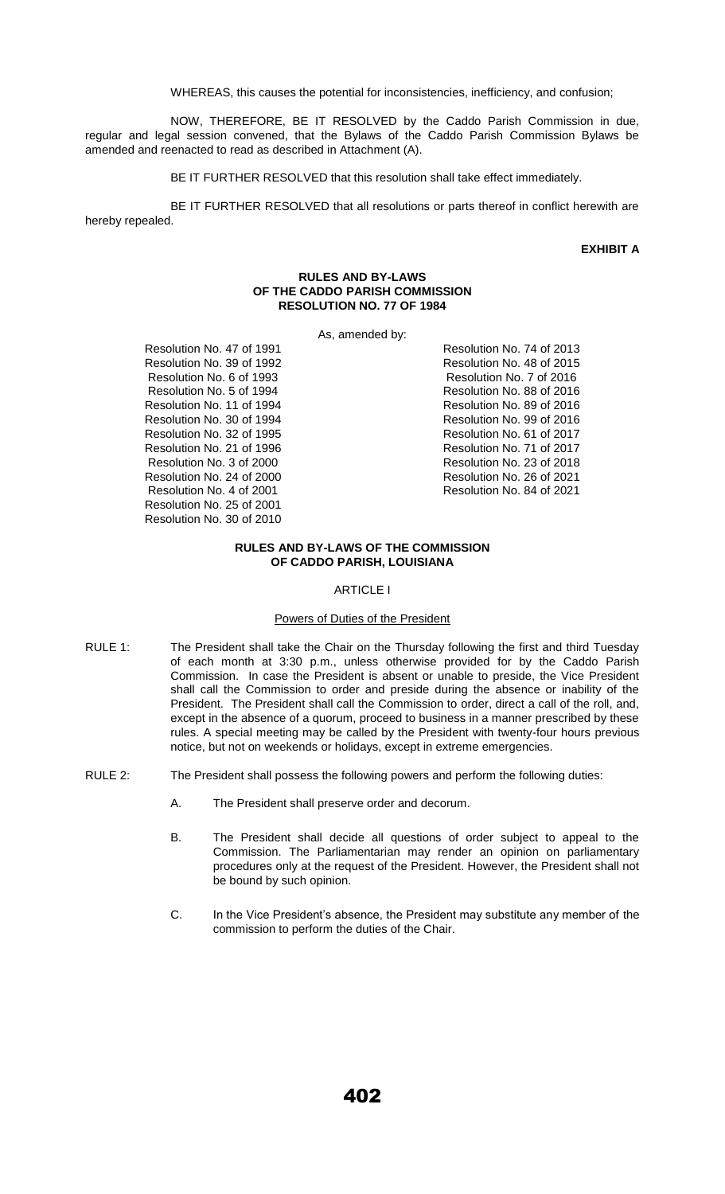WHEREAS, this causes the potential for inconsistencies, inefficiency, and confusion;

NOW, THEREFORE, BE IT RESOLVED by the Caddo Parish Commission in due, regular and legal session convened, that the Bylaws of the Caddo Parish Commission Bylaws be amended and reenacted to read as described in Attachment (A).

BE IT FURTHER RESOLVED that this resolution shall take effect immediately.

BE IT FURTHER RESOLVED that all resolutions or parts thereof in conflict herewith are hereby repealed.

**EXHIBIT A**

**RULES AND BY-LAWS**
**OF THE CADDO PARISH COMMISSION**
**RESOLUTION NO. 77 OF 1984**

As, amended by:

Resolution No. 47 of 1991
Resolution No. 39 of 1992
Resolution No. 6 of 1993
Resolution No. 5 of 1994
Resolution No. 11 of 1994
Resolution No. 30 of 1994
Resolution No. 32 of 1995
Resolution No. 21 of 1996
Resolution No. 3 of 2000
Resolution No. 24 of 2000
Resolution No. 4 of 2001
Resolution No. 25 of 2001
Resolution No. 30 of 2010
Resolution No. 74 of 2013
Resolution No. 48 of 2015
Resolution No. 7 of 2016
Resolution No. 88 of 2016
Resolution No. 89 of 2016
Resolution No. 99 of 2016
Resolution No. 61 of 2017
Resolution No. 71 of 2017
Resolution No. 23 of 2018
Resolution No. 26 of 2021
Resolution No. 84 of 2021

**RULES AND BY-LAWS OF THE COMMISSION**
**OF CADDO PARISH, LOUISIANA**

ARTICLE I

Powers of Duties of the President

RULE 1: The President shall take the Chair on the Thursday following the first and third Tuesday of each month at 3:30 p.m., unless otherwise provided for by the Caddo Parish Commission. In case the President is absent or unable to preside, the Vice President shall call the Commission to order and preside during the absence or inability of the President. The President shall call the Commission to order, direct a call of the roll, and, except in the absence of a quorum, proceed to business in a manner prescribed by these rules. A special meeting may be called by the President with twenty-four hours previous notice, but not on weekends or holidays, except in extreme emergencies.

RULE 2: The President shall possess the following powers and perform the following duties:

A. The President shall preserve order and decorum.

B. The President shall decide all questions of order subject to appeal to the Commission. The Parliamentarian may render an opinion on parliamentary procedures only at the request of the President. However, the President shall not be bound by such opinion.

C. In the Vice President's absence, the President may substitute any member of the commission to perform the duties of the Chair.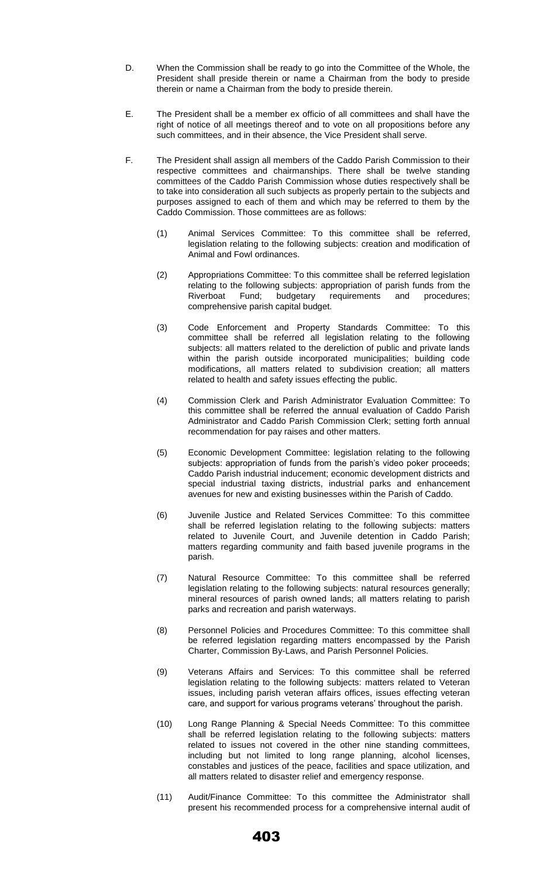D. When the Commission shall be ready to go into the Committee of the Whole, the President shall preside therein or name a Chairman from the body to preside therein or name a Chairman from the body to preside therein.

E. The President shall be a member ex officio of all committees and shall have the right of notice of all meetings thereof and to vote on all propositions before any such committees, and in their absence, the Vice President shall serve.

F. The President shall assign all members of the Caddo Parish Commission to their respective committees and chairmanships. There shall be twelve standing committees of the Caddo Parish Commission whose duties respectively shall be to take into consideration all such subjects as properly pertain to the subjects and purposes assigned to each of them and which may be referred to them by the Caddo Commission. Those committees are as follows:

   (1) Animal Services Committee: To this committee shall be referred, legislation relating to the following subjects: creation and modification of Animal and Fowl ordinances.

   (2) Appropriations Committee: To this committee shall be referred legislation relating to the following subjects: appropriation of parish funds from the Riverboat Fund; budgetary requirements and procedures; comprehensive parish capital budget.

   (3) Code Enforcement and Property Standards Committee: To this committee shall be referred all legislation relating to the following subjects: all matters related to the dereliction of public and private lands within the parish outside incorporated municipalities; building code modifications, all matters related to subdivision creation; all matters related to health and safety issues effecting the public.

   (4) Commission Clerk and Parish Administrator Evaluation Committee: To this committee shall be referred the annual evaluation of Caddo Parish Administrator and Caddo Parish Commission Clerk; setting forth annual recommendation for pay raises and other matters.

   (5) Economic Development Committee: legislation relating to the following subjects: appropriation of funds from the parish's video poker proceeds; Caddo Parish industrial inducement; economic development districts and special industrial taxing districts, industrial parks and enhancement avenues for new and existing businesses within the Parish of Caddo.

   (6) Juvenile Justice and Related Services Committee: To this committee shall be referred legislation relating to the following subjects: matters related to Juvenile Court, and Juvenile detention in Caddo Parish; matters regarding community and faith based juvenile programs in the parish.

   (7) Natural Resource Committee: To this committee shall be referred legislation relating to the following subjects: natural resources generally; mineral resources of parish owned lands; all matters relating to parish parks and recreation and parish waterways.

   (8) Personnel Policies and Procedures Committee: To this committee shall be referred legislation regarding matters encompassed by the Parish Charter, Commission By-Laws, and Parish Personnel Policies.

   (9) Veterans Affairs and Services: To this committee shall be referred legislation relating to the following subjects: matters related to Veteran issues, including parish veteran affairs offices, issues effecting veteran care, and support for various programs veterans' throughout the parish.

   (10) Long Range Planning & Special Needs Committee: To this committee shall be referred legislation relating to the following subjects: matters related to issues not covered in the other nine standing committees, including but not limited to long range planning, alcohol licenses, constables and justices of the peace, facilities and space utilization, and all matters related to disaster relief and emergency response.

   (11) Audit/Finance Committee: To this committee the Administrator shall present his recommended process for a comprehensive internal audit of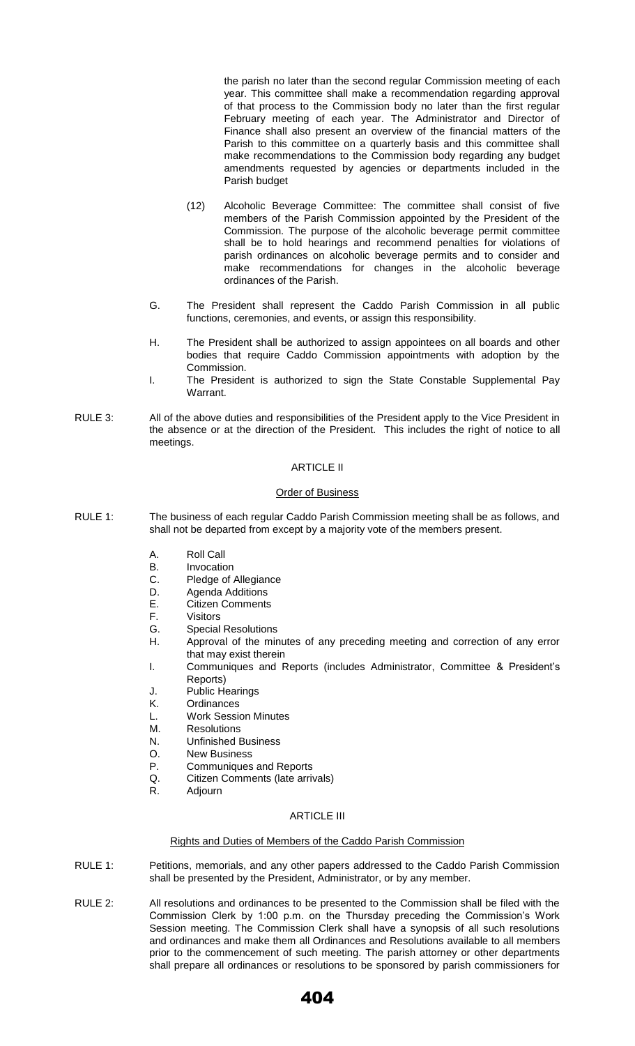the parish no later than the second regular Commission meeting of each year. This committee shall make a recommendation regarding approval of that process to the Commission body no later than the first regular February meeting of each year. The Administrator and Director of Finance shall also present an overview of the financial matters of the Parish to this committee on a quarterly basis and this committee shall make recommendations to the Commission body regarding any budget amendments requested by agencies or departments included in the Parish budget

(12) Alcoholic Beverage Committee: The committee shall consist of five members of the Parish Commission appointed by the President of the Commission. The purpose of the alcoholic beverage permit committee shall be to hold hearings and recommend penalties for violations of parish ordinances on alcoholic beverage permits and to consider and make recommendations for changes in the alcoholic beverage ordinances of the Parish.

G. The President shall represent the Caddo Parish Commission in all public functions, ceremonies, and events, or assign this responsibility.

H. The President shall be authorized to assign appointees on all boards and other bodies that require Caddo Commission appointments with adoption by the Commission.

I. The President is authorized to sign the State Constable Supplemental Pay Warrant.

RULE 3: All of the above duties and responsibilities of the President apply to the Vice President in the absence or at the direction of the President. This includes the right of notice to all meetings.

## ARTICLE II

### Order of Business

RULE 1: The business of each regular Caddo Parish Commission meeting shall be as follows, and shall not be departed from except by a majority vote of the members present.

A. Roll Call
B. Invocation
C. Pledge of Allegiance
D. Agenda Additions
E. Citizen Comments
F. Visitors
G. Special Resolutions
H. Approval of the minutes of any preceding meeting and correction of any error that may exist therein
I. Communiques and Reports (includes Administrator, Committee & President's Reports)
J. Public Hearings
K. Ordinances
L. Work Session Minutes
M. Resolutions
N. Unfinished Business
O. New Business
P. Communiques and Reports
Q. Citizen Comments (late arrivals)
R. Adjourn

## ARTICLE III

### Rights and Duties of Members of the Caddo Parish Commission

RULE 1: Petitions, memorials, and any other papers addressed to the Caddo Parish Commission shall be presented by the President, Administrator, or by any member.

RULE 2: All resolutions and ordinances to be presented to the Commission shall be filed with the Commission Clerk by 1:00 p.m. on the Thursday preceding the Commission's Work Session meeting. The Commission Clerk shall have a synopsis of all such resolutions and ordinances and make them all Ordinances and Resolutions available to all members prior to the commencement of such meeting. The parish attorney or other departments shall prepare all ordinances or resolutions to be sponsored by parish commissioners for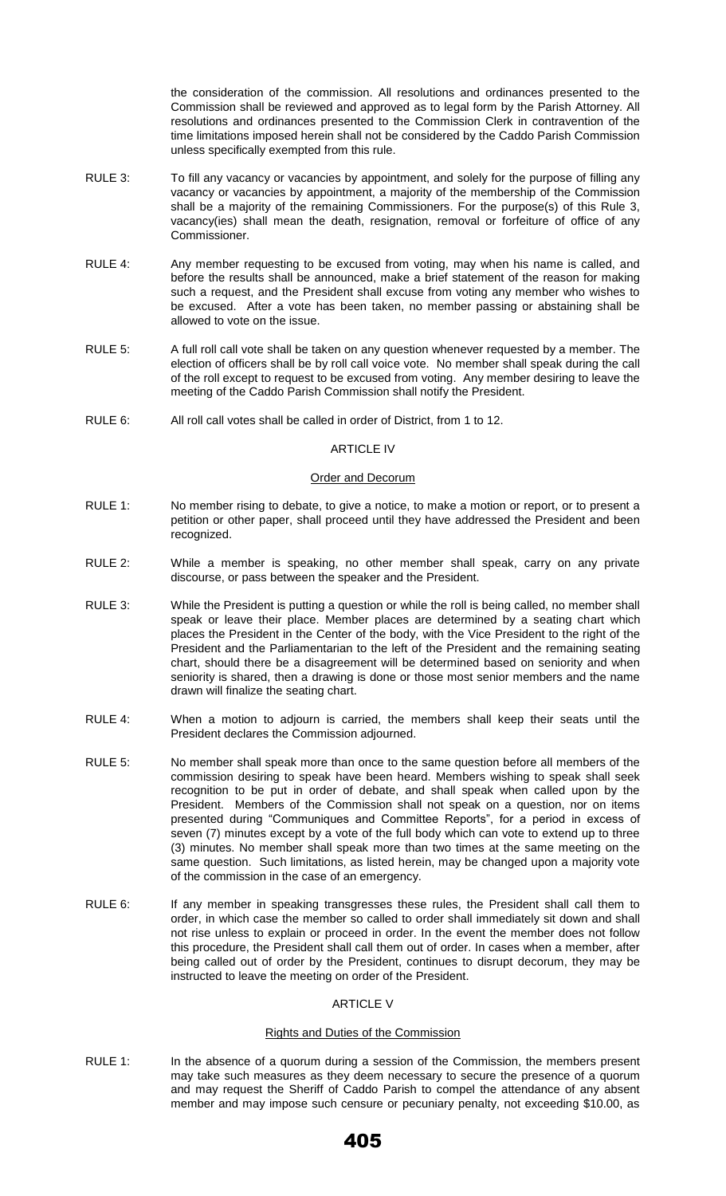the consideration of the commission. All resolutions and ordinances presented to the Commission shall be reviewed and approved as to legal form by the Parish Attorney. All resolutions and ordinances presented to the Commission Clerk in contravention of the time limitations imposed herein shall not be considered by the Caddo Parish Commission unless specifically exempted from this rule.

RULE 3: To fill any vacancy or vacancies by appointment, and solely for the purpose of filling any vacancy or vacancies by appointment, a majority of the membership of the Commission shall be a majority of the remaining Commissioners. For the purpose(s) of this Rule 3, vacancy(ies) shall mean the death, resignation, removal or forfeiture of office of any Commissioner.

RULE 4: Any member requesting to be excused from voting, may when his name is called, and before the results shall be announced, make a brief statement of the reason for making such a request, and the President shall excuse from voting any member who wishes to be excused. After a vote has been taken, no member passing or abstaining shall be allowed to vote on the issue.

RULE 5: A full roll call vote shall be taken on any question whenever requested by a member. The election of officers shall be by roll call voice vote. No member shall speak during the call of the roll except to request to be excused from voting. Any member desiring to leave the meeting of the Caddo Parish Commission shall notify the President.

RULE 6: All roll call votes shall be called in order of District, from 1 to 12.

## ARTICLE IV

### Order and Decorum

RULE 1: No member rising to debate, to give a notice, to make a motion or report, or to present a petition or other paper, shall proceed until they have addressed the President and been recognized.

RULE 2: While a member is speaking, no other member shall speak, carry on any private discourse, or pass between the speaker and the President.

RULE 3: While the President is putting a question or while the roll is being called, no member shall speak or leave their place. Member places are determined by a seating chart which places the President in the Center of the body, with the Vice President to the right of the President and the Parliamentarian to the left of the President and the remaining seating chart, should there be a disagreement will be determined based on seniority and when seniority is shared, then a drawing is done or those most senior members and the name drawn will finalize the seating chart.

RULE 4: When a motion to adjourn is carried, the members shall keep their seats until the President declares the Commission adjourned.

RULE 5: No member shall speak more than once to the same question before all members of the commission desiring to speak have been heard. Members wishing to speak shall seek recognition to be put in order of debate, and shall speak when called upon by the President. Members of the Commission shall not speak on a question, nor on items presented during "Communiques and Committee Reports", for a period in excess of seven (7) minutes except by a vote of the full body which can vote to extend up to three (3) minutes. No member shall speak more than two times at the same meeting on the same question. Such limitations, as listed herein, may be changed upon a majority vote of the commission in the case of an emergency.

RULE 6: If any member in speaking transgresses these rules, the President shall call them to order, in which case the member so called to order shall immediately sit down and shall not rise unless to explain or proceed in order. In the event the member does not follow this procedure, the President shall call them out of order. In cases when a member, after being called out of order by the President, continues to disrupt decorum, they may be instructed to leave the meeting on order of the President.

## ARTICLE V

### Rights and Duties of the Commission

RULE 1: In the absence of a quorum during a session of the Commission, the members present may take such measures as they deem necessary to secure the presence of a quorum and may request the Sheriff of Caddo Parish to compel the attendance of any absent member and may impose such censure or pecuniary penalty, not exceeding $10.00, as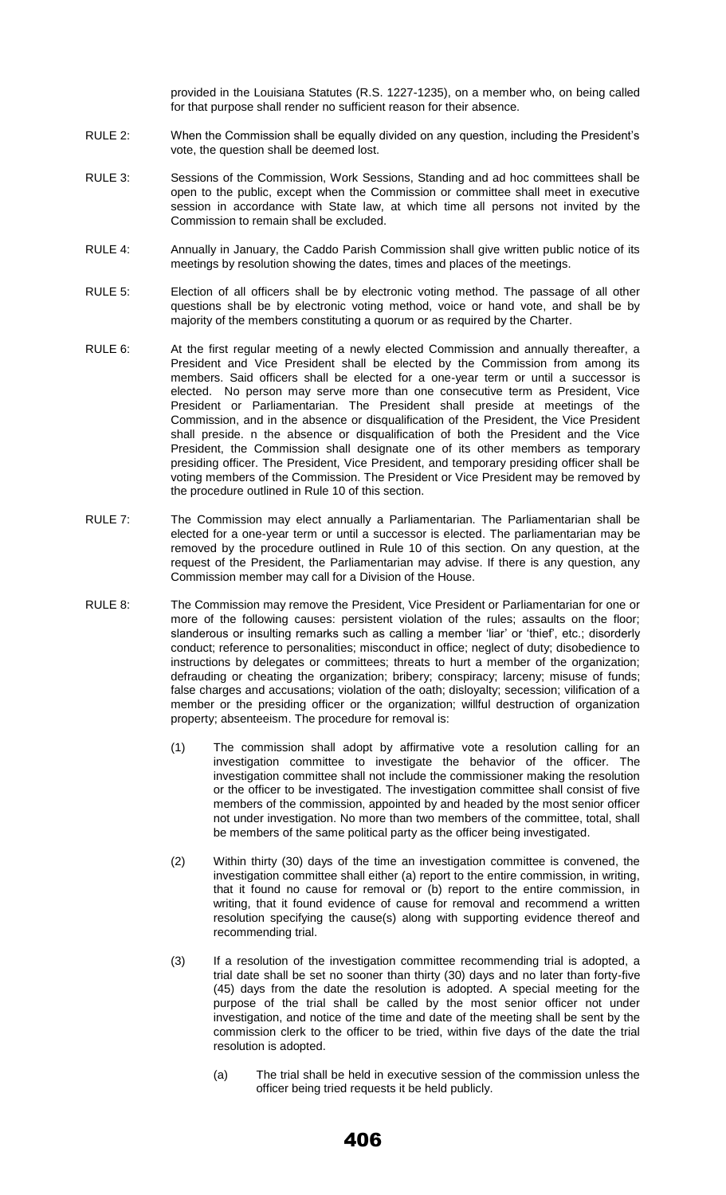provided in the Louisiana Statutes (R.S. 1227-1235), on a member who, on being called for that purpose shall render no sufficient reason for their absence.

RULE 2: When the Commission shall be equally divided on any question, including the President's vote, the question shall be deemed lost.

RULE 3: Sessions of the Commission, Work Sessions, Standing and ad hoc committees shall be open to the public, except when the Commission or committee shall meet in executive session in accordance with State law, at which time all persons not invited by the Commission to remain shall be excluded.

RULE 4: Annually in January, the Caddo Parish Commission shall give written public notice of its meetings by resolution showing the dates, times and places of the meetings.

RULE 5: Election of all officers shall be by electronic voting method. The passage of all other questions shall be by electronic voting method, voice or hand vote, and shall be by majority of the members constituting a quorum or as required by the Charter.

RULE 6: At the first regular meeting of a newly elected Commission and annually thereafter, a President and Vice President shall be elected by the Commission from among its members. Said officers shall be elected for a one-year term or until a successor is elected. No person may serve more than one consecutive term as President, Vice President or Parliamentarian. The President shall preside at meetings of the Commission, and in the absence or disqualification of the President, the Vice President shall preside. n the absence or disqualification of both the President and the Vice President, the Commission shall designate one of its other members as temporary presiding officer. The President, Vice President, and temporary presiding officer shall be voting members of the Commission. The President or Vice President may be removed by the procedure outlined in Rule 10 of this section.

RULE 7: The Commission may elect annually a Parliamentarian. The Parliamentarian shall be elected for a one-year term or until a successor is elected. The parliamentarian may be removed by the procedure outlined in Rule 10 of this section. On any question, at the request of the President, the Parliamentarian may advise. If there is any question, any Commission member may call for a Division of the House.

RULE 8: The Commission may remove the President, Vice President or Parliamentarian for one or more of the following causes: persistent violation of the rules; assaults on the floor; slanderous or insulting remarks such as calling a member 'liar' or 'thief', etc.; disorderly conduct; reference to personalities; misconduct in office; neglect of duty; disobedience to instructions by delegates or committees; threats to hurt a member of the organization; defrauding or cheating the organization; bribery; conspiracy; larceny; misuse of funds; false charges and accusations; violation of the oath; disloyalty; secession; vilification of a member or the presiding officer or the organization; willful destruction of organization property; absenteeism. The procedure for removal is:

(1) The commission shall adopt by affirmative vote a resolution calling for an investigation committee to investigate the behavior of the officer. The investigation committee shall not include the commissioner making the resolution or the officer to be investigated. The investigation committee shall consist of five members of the commission, appointed by and headed by the most senior officer not under investigation. No more than two members of the committee, total, shall be members of the same political party as the officer being investigated.

(2) Within thirty (30) days of the time an investigation committee is convened, the investigation committee shall either (a) report to the entire commission, in writing, that it found no cause for removal or (b) report to the entire commission, in writing, that it found evidence of cause for removal and recommend a written resolution specifying the cause(s) along with supporting evidence thereof and recommending trial.

(3) If a resolution of the investigation committee recommending trial is adopted, a trial date shall be set no sooner than thirty (30) days and no later than forty-five (45) days from the date the resolution is adopted. A special meeting for the purpose of the trial shall be called by the most senior officer not under investigation, and notice of the time and date of the meeting shall be sent by the commission clerk to the officer to be tried, within five days of the date the trial resolution is adopted.

   (a) The trial shall be held in executive session of the commission unless the officer being tried requests it be held publicly.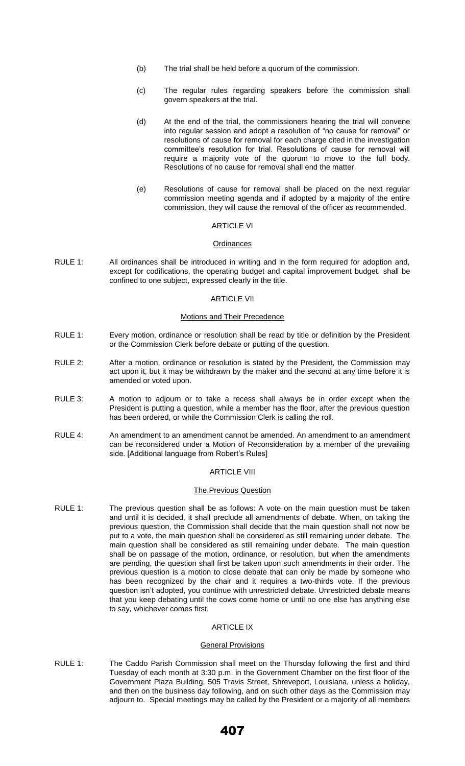(b) The trial shall be held before a quorum of the commission.

(c) The regular rules regarding speakers before the commission shall govern speakers at the trial.

(d) At the end of the trial, the commissioners hearing the trial will convene into regular session and adopt a resolution of "no cause for removal" or resolutions of cause for removal for each charge cited in the investigation committee's resolution for trial. Resolutions of cause for removal will require a majority vote of the quorum to move to the full body. Resolutions of no cause for removal shall end the matter.

(e) Resolutions of cause for removal shall be placed on the next regular commission meeting agenda and if adopted by a majority of the entire commission, they will cause the removal of the officer as recommended.

## ARTICLE VI

### Ordinances

RULE 1: All ordinances shall be introduced in writing and in the form required for adoption and, except for codifications, the operating budget and capital improvement budget, shall be confined to one subject, expressed clearly in the title.

## ARTICLE VII

### Motions and Their Precedence

RULE 1: Every motion, ordinance or resolution shall be read by title or definition by the President or the Commission Clerk before debate or putting of the question.

RULE 2: After a motion, ordinance or resolution is stated by the President, the Commission may act upon it, but it may be withdrawn by the maker and the second at any time before it is amended or voted upon.

RULE 3: A motion to adjourn or to take a recess shall always be in order except when the President is putting a question, while a member has the floor, after the previous question has been ordered, or while the Commission Clerk is calling the roll.

RULE 4: An amendment to an amendment cannot be amended. An amendment to an amendment can be reconsidered under a Motion of Reconsideration by a member of the prevailing side. [Additional language from Robert's Rules]

## ARTICLE VIII

### The Previous Question

RULE 1: The previous question shall be as follows: A vote on the main question must be taken and until it is decided, it shall preclude all amendments of debate. When, on taking the previous question, the Commission shall decide that the main question shall not now be put to a vote, the main question shall be considered as still remaining under debate. The main question shall be considered as still remaining under debate. The main question shall be on passage of the motion, ordinance, or resolution, but when the amendments are pending, the question shall first be taken upon such amendments in their order. The previous question is a motion to close debate that can only be made by someone who has been recognized by the chair and it requires a two-thirds vote. If the previous question isn't adopted, you continue with unrestricted debate. Unrestricted debate means that you keep debating until the cows come home or until no one else has anything else to say, whichever comes first.

## ARTICLE IX

### General Provisions

RULE 1: The Caddo Parish Commission shall meet on the Thursday following the first and third Tuesday of each month at 3:30 p.m. in the Government Chamber on the first floor of the Government Plaza Building, 505 Travis Street, Shreveport, Louisiana, unless a holiday, and then on the business day following, and on such other days as the Commission may adjourn to. Special meetings may be called by the President or a majority of all members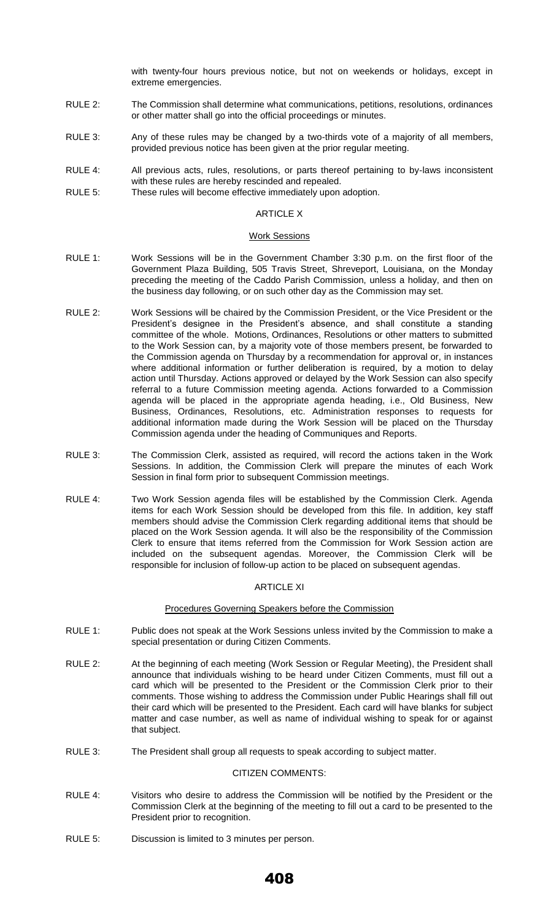with twenty-four hours previous notice, but not on weekends or holidays, except in extreme emergencies.

RULE 2: The Commission shall determine what communications, petitions, resolutions, ordinances or other matter shall go into the official proceedings or minutes.

RULE 3: Any of these rules may be changed by a two-thirds vote of a majority of all members, provided previous notice has been given at the prior regular meeting.

RULE 4: All previous acts, rules, resolutions, or parts thereof pertaining to by-laws inconsistent with these rules are hereby rescinded and repealed.

RULE 5: These rules will become effective immediately upon adoption.

## ARTICLE X

### Work Sessions

RULE 1: Work Sessions will be in the Government Chamber 3:30 p.m. on the first floor of the Government Plaza Building, 505 Travis Street, Shreveport, Louisiana, on the Monday preceding the meeting of the Caddo Parish Commission, unless a holiday, and then on the business day following, or on such other day as the Commission may set.

RULE 2: Work Sessions will be chaired by the Commission President, or the Vice President or the President's designee in the President's absence, and shall constitute a standing committee of the whole. Motions, Ordinances, Resolutions or other matters to submitted to the Work Session can, by a majority vote of those members present, be forwarded to the Commission agenda on Thursday by a recommendation for approval or, in instances where additional information or further deliberation is required, by a motion to delay action until Thursday. Actions approved or delayed by the Work Session can also specify referral to a future Commission meeting agenda. Actions forwarded to a Commission agenda will be placed in the appropriate agenda heading, i.e., Old Business, New Business, Ordinances, Resolutions, etc. Administration responses to requests for additional information made during the Work Session will be placed on the Thursday Commission agenda under the heading of Communiques and Reports.

RULE 3: The Commission Clerk, assisted as required, will record the actions taken in the Work Sessions. In addition, the Commission Clerk will prepare the minutes of each Work Session in final form prior to subsequent Commission meetings.

RULE 4: Two Work Session agenda files will be established by the Commission Clerk. Agenda items for each Work Session should be developed from this file. In addition, key staff members should advise the Commission Clerk regarding additional items that should be placed on the Work Session agenda. It will also be the responsibility of the Commission Clerk to ensure that items referred from the Commission for Work Session action are included on the subsequent agendas. Moreover, the Commission Clerk will be responsible for inclusion of follow-up action to be placed on subsequent agendas.

## ARTICLE XI

### Procedures Governing Speakers before the Commission

RULE 1: Public does not speak at the Work Sessions unless invited by the Commission to make a special presentation or during Citizen Comments.

RULE 2: At the beginning of each meeting (Work Session or Regular Meeting), the President shall announce that individuals wishing to be heard under Citizen Comments, must fill out a card which will be presented to the President or the Commission Clerk prior to their comments. Those wishing to address the Commission under Public Hearings shall fill out their card which will be presented to the President. Each card will have blanks for subject matter and case number, as well as name of individual wishing to speak for or against that subject.

RULE 3: The President shall group all requests to speak according to subject matter.

#### CITIZEN COMMENTS:

RULE 4: Visitors who desire to address the Commission will be notified by the President or the Commission Clerk at the beginning of the meeting to fill out a card to be presented to the President prior to recognition.

RULE 5: Discussion is limited to 3 minutes per person.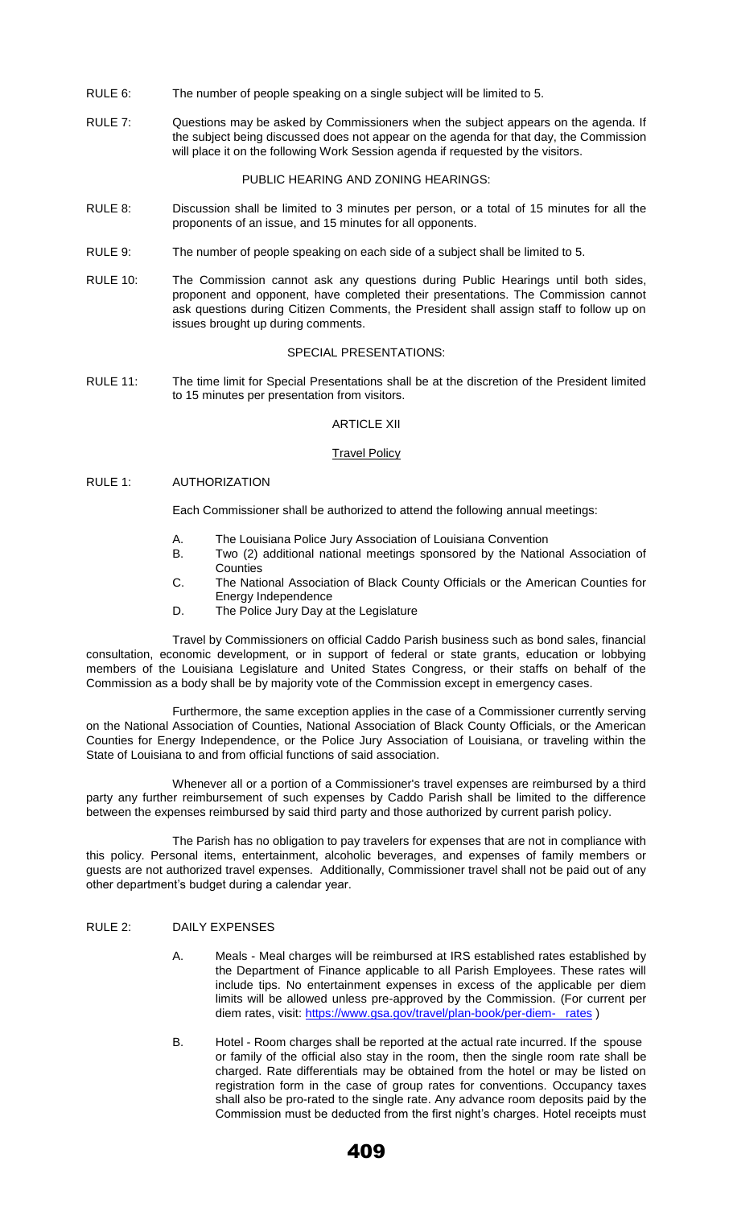RULE 6: The number of people speaking on a single subject will be limited to 5.

RULE 7: Questions may be asked by Commissioners when the subject appears on the agenda. If the subject being discussed does not appear on the agenda for that day, the Commission will place it on the following Work Session agenda if requested by the visitors.

PUBLIC HEARING AND ZONING HEARINGS:

RULE 8: Discussion shall be limited to 3 minutes per person, or a total of 15 minutes for all the proponents of an issue, and 15 minutes for all opponents.

RULE 9: The number of people speaking on each side of a subject shall be limited to 5.

RULE 10: The Commission cannot ask any questions during Public Hearings until both sides, proponent and opponent, have completed their presentations. The Commission cannot ask questions during Citizen Comments, the President shall assign staff to follow up on issues brought up during comments.

SPECIAL PRESENTATIONS:

RULE 11: The time limit for Special Presentations shall be at the discretion of the President limited to 15 minutes per presentation from visitors.

## ARTICLE XII

### Travel Policy

RULE 1: AUTHORIZATION

Each Commissioner shall be authorized to attend the following annual meetings:

A. The Louisiana Police Jury Association of Louisiana Convention
B. Two (2) additional national meetings sponsored by the National Association of Counties
C. The National Association of Black County Officials or the American Counties for Energy Independence
D. The Police Jury Day at the Legislature

Travel by Commissioners on official Caddo Parish business such as bond sales, financial consultation, economic development, or in support of federal or state grants, education or lobbying members of the Louisiana Legislature and United States Congress, or their staffs on behalf of the Commission as a body shall be by majority vote of the Commission except in emergency cases.

Furthermore, the same exception applies in the case of a Commissioner currently serving on the National Association of Counties, National Association of Black County Officials, or the American Counties for Energy Independence, or the Police Jury Association of Louisiana, or traveling within the State of Louisiana to and from official functions of said association.

Whenever all or a portion of a Commissioner's travel expenses are reimbursed by a third party any further reimbursement of such expenses by Caddo Parish shall be limited to the difference between the expenses reimbursed by said third party and those authorized by current parish policy.

The Parish has no obligation to pay travelers for expenses that are not in compliance with this policy. Personal items, entertainment, alcoholic beverages, and expenses of family members or guests are not authorized travel expenses. Additionally, Commissioner travel shall not be paid out of any other department's budget during a calendar year.

RULE 2: DAILY EXPENSES

A. Meals - Meal charges will be reimbursed at IRS established rates established by the Department of Finance applicable to all Parish Employees. These rates will include tips. No entertainment expenses in excess of the applicable per diem limits will be allowed unless pre-approved by the Commission. (For current per diem rates, visit: https://www.gsa.gov/travel/plan-book/per-diem- rates )

B. Hotel - Room charges shall be reported at the actual rate incurred. If the spouse or family of the official also stay in the room, then the single room rate shall be charged. Rate differentials may be obtained from the hotel or may be listed on registration form in the case of group rates for conventions. Occupancy taxes shall also be pro-rated to the single rate. Any advance room deposits paid by the Commission must be deducted from the first night's charges. Hotel receipts must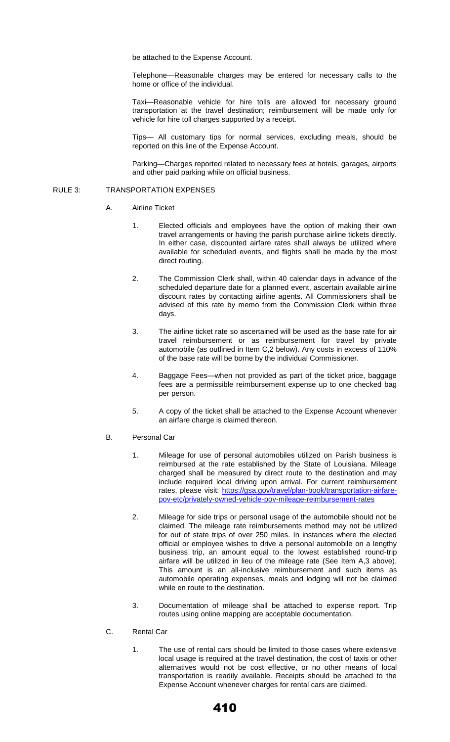be attached to the Expense Account.

Telephone—Reasonable charges may be entered for necessary calls to the home or office of the individual.

Taxi—Reasonable vehicle for hire tolls are allowed for necessary ground transportation at the travel destination; reimbursement will be made only for vehicle for hire toll charges supported by a receipt.

Tips— All customary tips for normal services, excluding meals, should be reported on this line of the Expense Account.

Parking—Charges reported related to necessary fees at hotels, garages, airports and other paid parking while on official business.

## RULE 3: TRANSPORTATION EXPENSES

A. Airline Ticket

1. Elected officials and employees have the option of making their own travel arrangements or having the parish purchase airline tickets directly. In either case, discounted airfare rates shall always be utilized where available for scheduled events, and flights shall be made by the most direct routing.

2. The Commission Clerk shall, within 40 calendar days in advance of the scheduled departure date for a planned event, ascertain available airline discount rates by contacting airline agents. All Commissioners shall be advised of this rate by memo from the Commission Clerk within three days.

3. The airline ticket rate so ascertained will be used as the base rate for air travel reimbursement or as reimbursement for travel by private automobile (as outlined in Item C,2 below). Any costs in excess of 110% of the base rate will be borne by the individual Commissioner.

4. Baggage Fees—when not provided as part of the ticket price, baggage fees are a permissible reimbursement expense up to one checked bag per person.

5. A copy of the ticket shall be attached to the Expense Account whenever an airfare charge is claimed thereon.

B. Personal Car

1. Mileage for use of personal automobiles utilized on Parish business is reimbursed at the rate established by the State of Louisiana. Mileage charged shall be measured by direct route to the destination and may include required local driving upon arrival. For current reimbursement rates, please visit: https://gsa.gov/travel/plan-book/transportation-airfare-pov-etc/privately-owned-vehicle-pov-mileage-reimbursement-rates

2. Mileage for side trips or personal usage of the automobile should not be claimed. The mileage rate reimbursements method may not be utilized for out of state trips of over 250 miles. In instances where the elected official or employee wishes to drive a personal automobile on a lengthy business trip, an amount equal to the lowest established round-trip airfare will be utilized in lieu of the mileage rate (See Item A,3 above). This amount is an all-inclusive reimbursement and such items as automobile operating expenses, meals and lodging will not be claimed while en route to the destination.

3. Documentation of mileage shall be attached to expense report. Trip routes using online mapping are acceptable documentation.

C. Rental Car

1. The use of rental cars should be limited to those cases where extensive local usage is required at the travel destination, the cost of taxis or other alternatives would not be cost effective, or no other means of local transportation is readily available. Receipts should be attached to the Expense Account whenever charges for rental cars are claimed.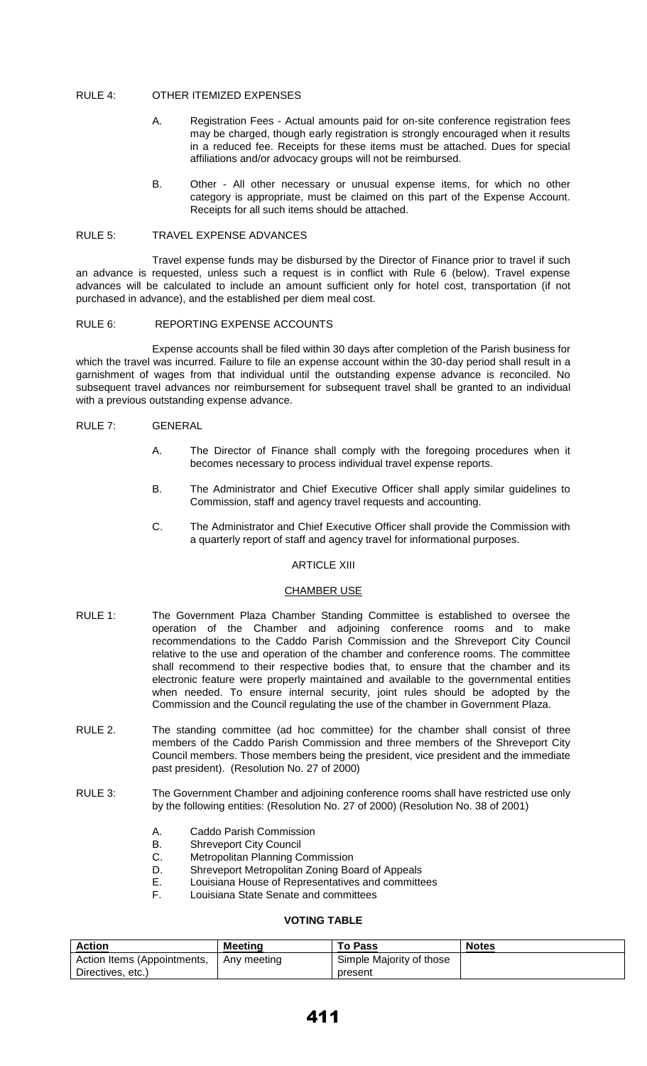RULE 4: OTHER ITEMIZED EXPENSES

A. Registration Fees - Actual amounts paid for on-site conference registration fees may be charged, though early registration is strongly encouraged when it results in a reduced fee. Receipts for these items must be attached. Dues for special affiliations and/or advocacy groups will not be reimbursed.

B. Other - All other necessary or unusual expense items, for which no other category is appropriate, must be claimed on this part of the Expense Account. Receipts for all such items should be attached.

RULE 5: TRAVEL EXPENSE ADVANCES

Travel expense funds may be disbursed by the Director of Finance prior to travel if such an advance is requested, unless such a request is in conflict with Rule 6 (below). Travel expense advances will be calculated to include an amount sufficient only for hotel cost, transportation (if not purchased in advance), and the established per diem meal cost.

RULE 6: REPORTING EXPENSE ACCOUNTS

Expense accounts shall be filed within 30 days after completion of the Parish business for which the travel was incurred. Failure to file an expense account within the 30-day period shall result in a garnishment of wages from that individual until the outstanding expense advance is reconciled. No subsequent travel advances nor reimbursement for subsequent travel shall be granted to an individual with a previous outstanding expense advance.

RULE 7: GENERAL

A. The Director of Finance shall comply with the foregoing procedures when it becomes necessary to process individual travel expense reports.

B. The Administrator and Chief Executive Officer shall apply similar guidelines to Commission, staff and agency travel requests and accounting.

C. The Administrator and Chief Executive Officer shall provide the Commission with a quarterly report of staff and agency travel for informational purposes.

## ARTICLE XIII

## CHAMBER USE

RULE 1: The Government Plaza Chamber Standing Committee is established to oversee the operation of the Chamber and adjoining conference rooms and to make recommendations to the Caddo Parish Commission and the Shreveport City Council relative to the use and operation of the chamber and conference rooms. The committee shall recommend to their respective bodies that, to ensure that the chamber and its electronic feature were properly maintained and available to the governmental entities when needed. To ensure internal security, joint rules should be adopted by the Commission and the Council regulating the use of the chamber in Government Plaza.

RULE 2. The standing committee (ad hoc committee) for the chamber shall consist of three members of the Caddo Parish Commission and three members of the Shreveport City Council members. Those members being the president, vice president and the immediate past president). (Resolution No. 27 of 2000)

RULE 3: The Government Chamber and adjoining conference rooms shall have restricted use only by the following entities: (Resolution No. 27 of 2000) (Resolution No. 38 of 2001)

A. Caddo Parish Commission
B. Shreveport City Council
C. Metropolitan Planning Commission
D. Shreveport Metropolitan Zoning Board of Appeals
E. Louisiana House of Representatives and committees
F. Louisiana State Senate and committees

### VOTING TABLE

| Action | Meeting | To Pass | Notes |
|---|---|---|---|
| Action Items (Appointments, Directives, etc.) | Any meeting | Simple Majority of those present | |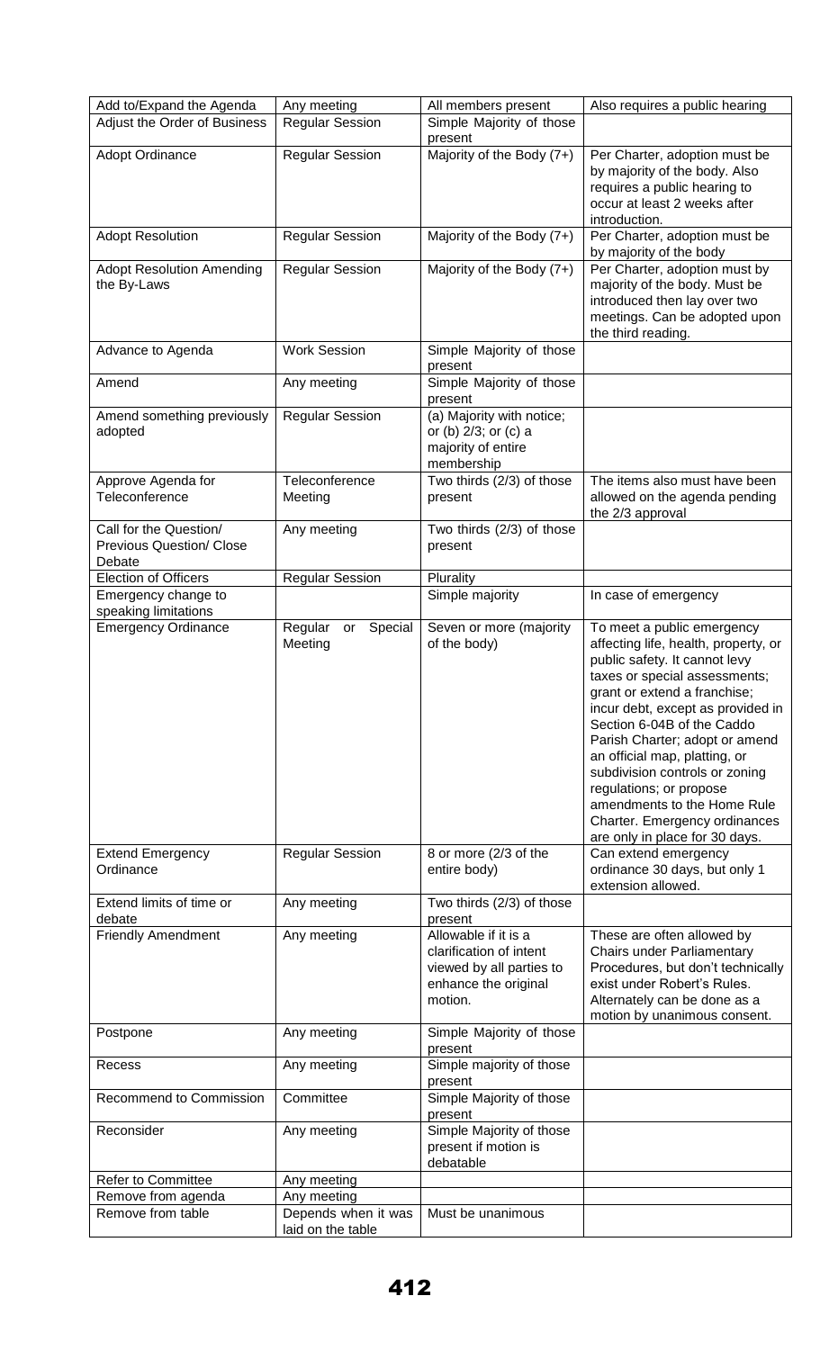| Add to/Expand the Agenda | Any meeting | All members present | Also requires a public hearing |
|---|---|---|---|
| Adjust the Order of Business | Regular Session | Simple Majority of those present | |
| Adopt Ordinance | Regular Session | Majority of the Body (7+) | Per Charter, adoption must be by majority of the body. Also requires a public hearing to occur at least 2 weeks after introduction. |
| Adopt Resolution | Regular Session | Majority of the Body (7+) | Per Charter, adoption must be by majority of the body |
| Adopt Resolution Amending the By-Laws | Regular Session | Majority of the Body (7+) | Per Charter, adoption must by majority of the body. Must be introduced then lay over two meetings. Can be adopted upon the third reading. |
| Advance to Agenda | Work Session | Simple Majority of those present | |
| Amend | Any meeting | Simple Majority of those present | |
| Amend something previously adopted | Regular Session | (a) Majority with notice; or (b) 2/3; or (c) a majority of entire membership | |
| Approve Agenda for Teleconference | Teleconference Meeting | Two thirds (2/3) of those present | The items also must have been allowed on the agenda pending the 2/3 approval |
| Call for the Question/ Previous Question/ Close Debate | Any meeting | Two thirds (2/3) of those present | |
| Election of Officers | Regular Session | Plurality | |
| Emergency change to speaking limitations | | Simple majority | In case of emergency |
| Emergency Ordinance | Regular or Special Meeting | Seven or more (majority of the body) | To meet a public emergency affecting life, health, property, or public safety. It cannot levy taxes or special assessments; grant or extend a franchise; incur debt, except as provided in Section 6-04B of the Caddo Parish Charter; adopt or amend an official map, platting, or subdivision controls or zoning regulations; or propose amendments to the Home Rule Charter. Emergency ordinances are only in place for 30 days. |
| Extend Emergency Ordinance | Regular Session | 8 or more (2/3 of the entire body) | Can extend emergency ordinance 30 days, but only 1 extension allowed. |
| Extend limits of time or debate | Any meeting | Two thirds (2/3) of those present | |
| Friendly Amendment | Any meeting | Allowable if it is a clarification of intent viewed by all parties to enhance the original motion. | These are often allowed by Chairs under Parliamentary Procedures, but don't technically exist under Robert's Rules. Alternately can be done as a motion by unanimous consent. |
| Postpone | Any meeting | Simple Majority of those present | |
| Recess | Any meeting | Simple majority of those present | |
| Recommend to Commission | Committee | Simple Majority of those present | |
| Reconsider | Any meeting | Simple Majority of those present if motion is debatable | |
| Refer to Committee | Any meeting | | |
| Remove from agenda | Any meeting | | |
| Remove from table | Depends when it was laid on the table | Must be unanimous | |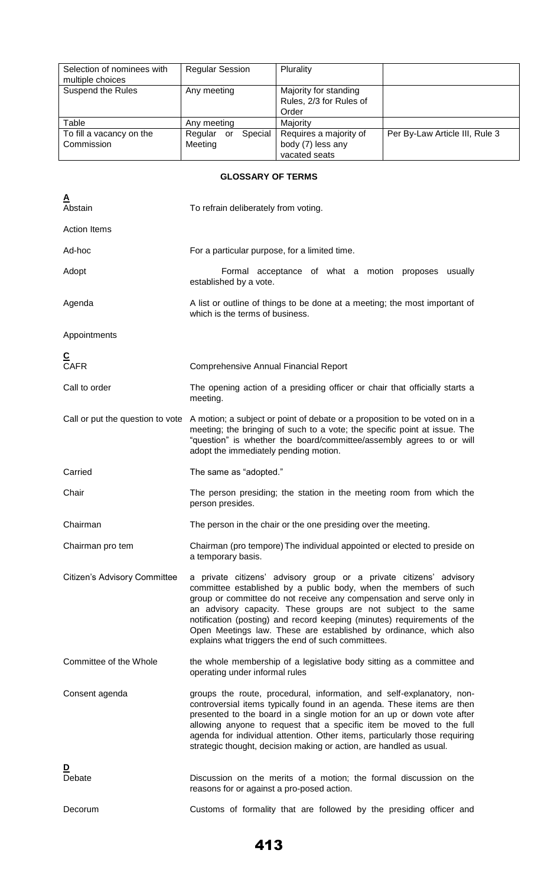| Selection of nominees with multiple choices | Regular Session | Plurality | |
|---|---|---|---|
| Suspend the Rules | Any meeting | Majority for standing Rules, 2/3 for Rules of Order | |
| Table | Any meeting | Majority | |
| To fill a vacancy on the Commission | Regular or Special Meeting | Requires a majority of body (7) less any vacated seats | Per By-Law Article III, Rule 3 |

## GLOSSARY OF TERMS

**A**

| | |
|---|---|
| Abstain | To refrain deliberately from voting. |
| Action Items | |
| Ad-hoc | For a particular purpose, for a limited time. |
| Adopt | Formal acceptance of what a motion proposes usually established by a vote. |
| Agenda | A list or outline of things to be done at a meeting; the most important of which is the terms of business. |
| Appointments | |

**C**

| | |
|---|---|
| CAFR | Comprehensive Annual Financial Report |
| Call to order | The opening action of a presiding officer or chair that officially starts a meeting. |
| Call or put the question to vote | A motion; a subject or point of debate or a proposition to be voted on in a meeting; the bringing of such to a vote; the specific point at issue. The "question" is whether the board/committee/assembly agrees to or will adopt the immediately pending motion. |
| Carried | The same as "adopted." |
| Chair | The person presiding; the station in the meeting room from which the person presides. |
| Chairman | The person in the chair or the one presiding over the meeting. |
| Chairman pro tem | Chairman (pro tempore) The individual appointed or elected to preside on a temporary basis. |
| Citizen's Advisory Committee | a private citizens' advisory group or a private citizens' advisory committee established by a public body, when the members of such group or committee do not receive any compensation and serve only in an advisory capacity. These groups are not subject to the same notification (posting) and record keeping (minutes) requirements of the Open Meetings law. These are established by ordinance, which also explains what triggers the end of such committees. |
| Committee of the Whole | the whole membership of a legislative body sitting as a committee and operating under informal rules |
| Consent agenda | groups the route, procedural, information, and self-explanatory, non-controversial items typically found in an agenda. These items are then presented to the board in a single motion for an up or down vote after allowing anyone to request that a specific item be moved to the full agenda for individual attention. Other items, particularly those requiring strategic thought, decision making or action, are handled as usual. |

**D**

| | |
|---|---|
| Debate | Discussion on the merits of a motion; the formal discussion on the reasons for or against a pro-posed action. |
| Decorum | Customs of formality that are followed by the presiding officer and |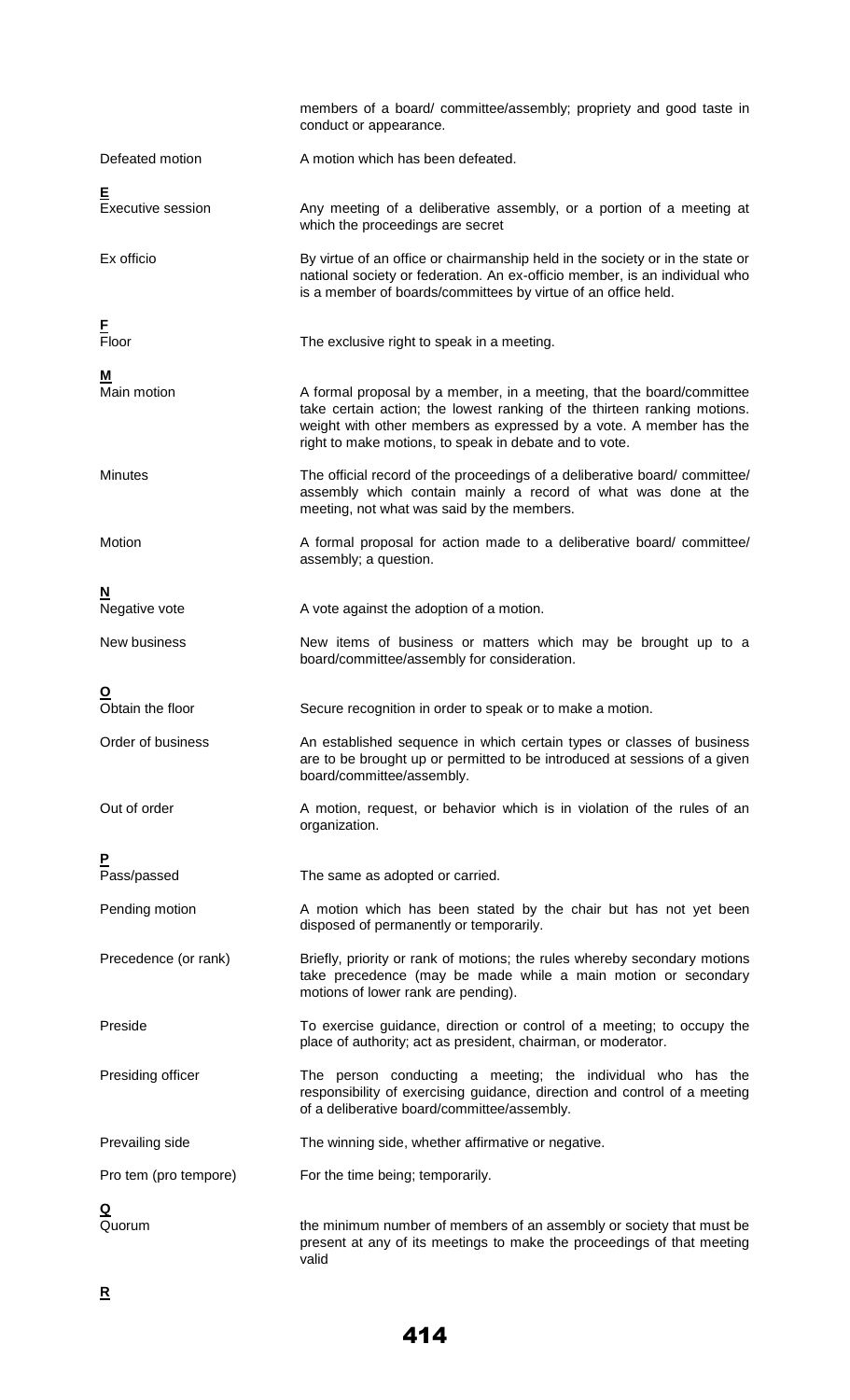| | |
|---|---|
| | members of a board/ committee/assembly; propriety and good taste in conduct or appearance. |
| Defeated motion | A motion which has been defeated. |
| **E** | |
| Executive session | Any meeting of a deliberative assembly, or a portion of a meeting at which the proceedings are secret |
| Ex officio | By virtue of an office or chairmanship held in the society or in the state or national society or federation. An ex-officio member, is an individual who is a member of boards/committees by virtue of an office held. |
| **F** | |
| Floor | The exclusive right to speak in a meeting. |
| **M** | |
| Main motion | A formal proposal by a member, in a meeting, that the board/committee take certain action; the lowest ranking of the thirteen ranking motions. weight with other members as expressed by a vote. A member has the right to make motions, to speak in debate and to vote. |
| Minutes | The official record of the proceedings of a deliberative board/ committee/ assembly which contain mainly a record of what was done at the meeting, not what was said by the members. |
| Motion | A formal proposal for action made to a deliberative board/ committee/ assembly; a question. |
| **N** | |
| Negative vote | A vote against the adoption of a motion. |
| New business | New items of business or matters which may be brought up to a board/committee/assembly for consideration. |
| **O** | |
| Obtain the floor | Secure recognition in order to speak or to make a motion. |
| Order of business | An established sequence in which certain types or classes of business are to be brought up or permitted to be introduced at sessions of a given board/committee/assembly. |
| Out of order | A motion, request, or behavior which is in violation of the rules of an organization. |
| **P** | |
| Pass/passed | The same as adopted or carried. |
| Pending motion | A motion which has been stated by the chair but has not yet been disposed of permanently or temporarily. |
| Precedence (or rank) | Briefly, priority or rank of motions; the rules whereby secondary motions take precedence (may be made while a main motion or secondary motions of lower rank are pending). |
| Preside | To exercise guidance, direction or control of a meeting; to occupy the place of authority; act as president, chairman, or moderator. |
| Presiding officer | The person conducting a meeting; the individual who has the responsibility of exercising guidance, direction and control of a meeting of a deliberative board/committee/assembly. |
| Prevailing side | The winning side, whether affirmative or negative. |
| Pro tem (pro tempore) | For the time being; temporarily. |
| **Q** | |
| Quorum | the minimum number of members of an assembly or society that must be present at any of its meetings to make the proceedings of that meeting valid |
| **R** | |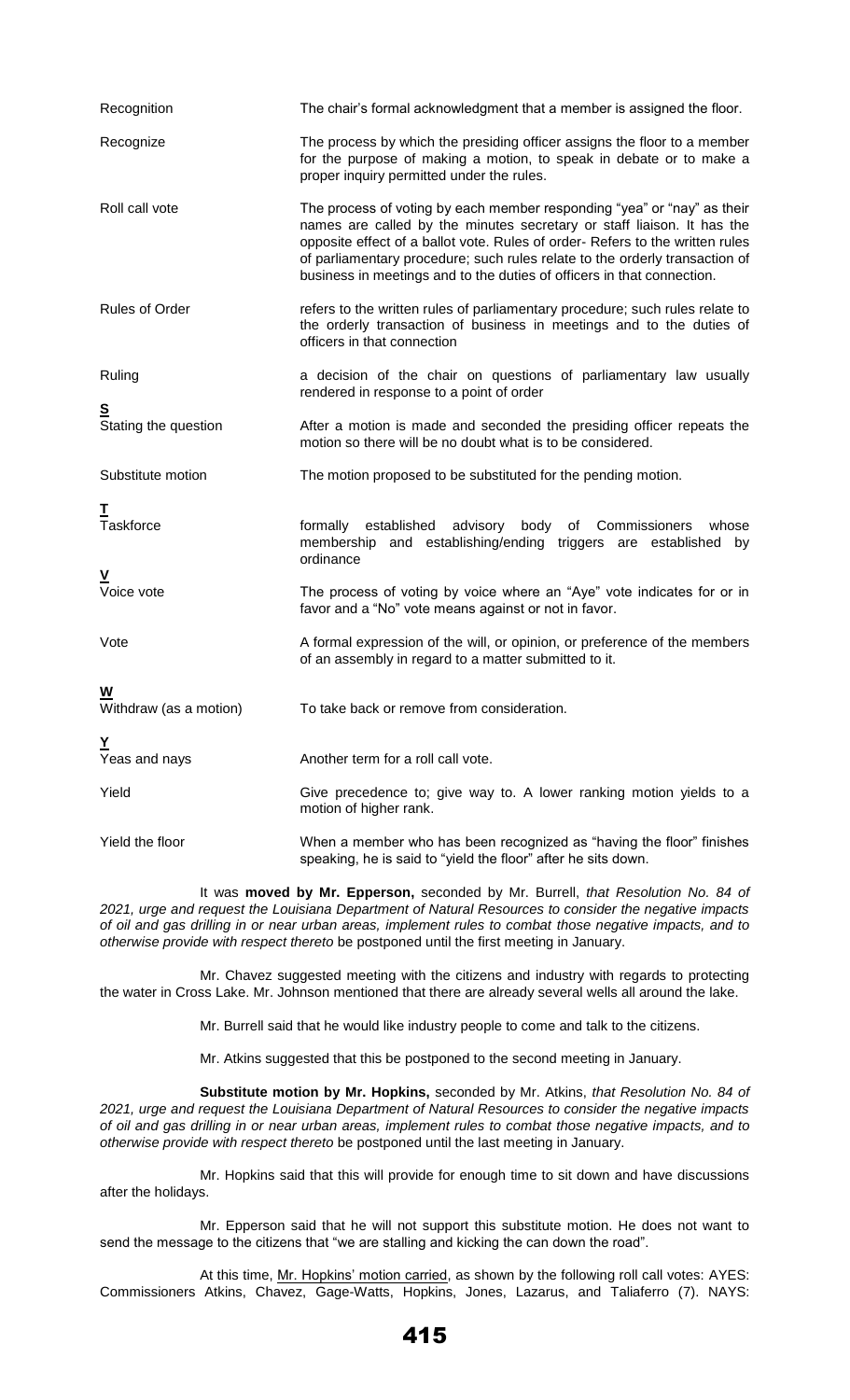| | |
|---|---|
| Recognition | The chair's formal acknowledgment that a member is assigned the floor. |
| Recognize | The process by which the presiding officer assigns the floor to a member for the purpose of making a motion, to speak in debate or to make a proper inquiry permitted under the rules. |
| Roll call vote | The process of voting by each member responding "yea" or "nay" as their names are called by the minutes secretary or staff liaison. It has the opposite effect of a ballot vote. Rules of order- Refers to the written rules of parliamentary procedure; such rules relate to the orderly transaction of business in meetings and to the duties of officers in that connection. |
| Rules of Order | refers to the written rules of parliamentary procedure; such rules relate to the orderly transaction of business in meetings and to the duties of officers in that connection |
| Ruling | a decision of the chair on questions of parliamentary law usually rendered in response to a point of order |
| **S** | |
| Stating the question | After a motion is made and seconded the presiding officer repeats the motion so there will be no doubt what is to be considered. |
| Substitute motion | The motion proposed to be substituted for the pending motion. |
| **T** | |
| Taskforce | formally established advisory body of Commissioners whose membership and establishing/ending triggers are established by ordinance |
| **V** | |
| Voice vote | The process of voting by voice where an "Aye" vote indicates for or in favor and a "No" vote means against or not in favor. |
| Vote | A formal expression of the will, or opinion, or preference of the members of an assembly in regard to a matter submitted to it. |
| **W** | |
| Withdraw (as a motion) | To take back or remove from consideration. |
| **Y** | |
| Yeas and nays | Another term for a roll call vote. |
| Yield | Give precedence to; give way to. A lower ranking motion yields to a motion of higher rank. |
| Yield the floor | When a member who has been recognized as "having the floor" finishes speaking, he is said to "yield the floor" after he sits down. |

It was **moved by Mr. Epperson,** seconded by Mr. Burrell, *that Resolution No. 84 of 2021, urge and request the Louisiana Department of Natural Resources to consider the negative impacts of oil and gas drilling in or near urban areas, implement rules to combat those negative impacts, and to otherwise provide with respect thereto* be postponed until the first meeting in January.

Mr. Chavez suggested meeting with the citizens and industry with regards to protecting the water in Cross Lake. Mr. Johnson mentioned that there are already several wells all around the lake.

Mr. Burrell said that he would like industry people to come and talk to the citizens.

Mr. Atkins suggested that this be postponed to the second meeting in January.

**Substitute motion by Mr. Hopkins,** seconded by Mr. Atkins, *that Resolution No. 84 of 2021, urge and request the Louisiana Department of Natural Resources to consider the negative impacts of oil and gas drilling in or near urban areas, implement rules to combat those negative impacts, and to otherwise provide with respect thereto* be postponed until the last meeting in January.

Mr. Hopkins said that this will provide for enough time to sit down and have discussions after the holidays.

Mr. Epperson said that he will not support this substitute motion. He does not want to send the message to the citizens that "we are stalling and kicking the can down the road".

At this time, Mr. Hopkins' motion carried, as shown by the following roll call votes: AYES: Commissioners Atkins, Chavez, Gage-Watts, Hopkins, Jones, Lazarus, and Taliaferro (7). NAYS: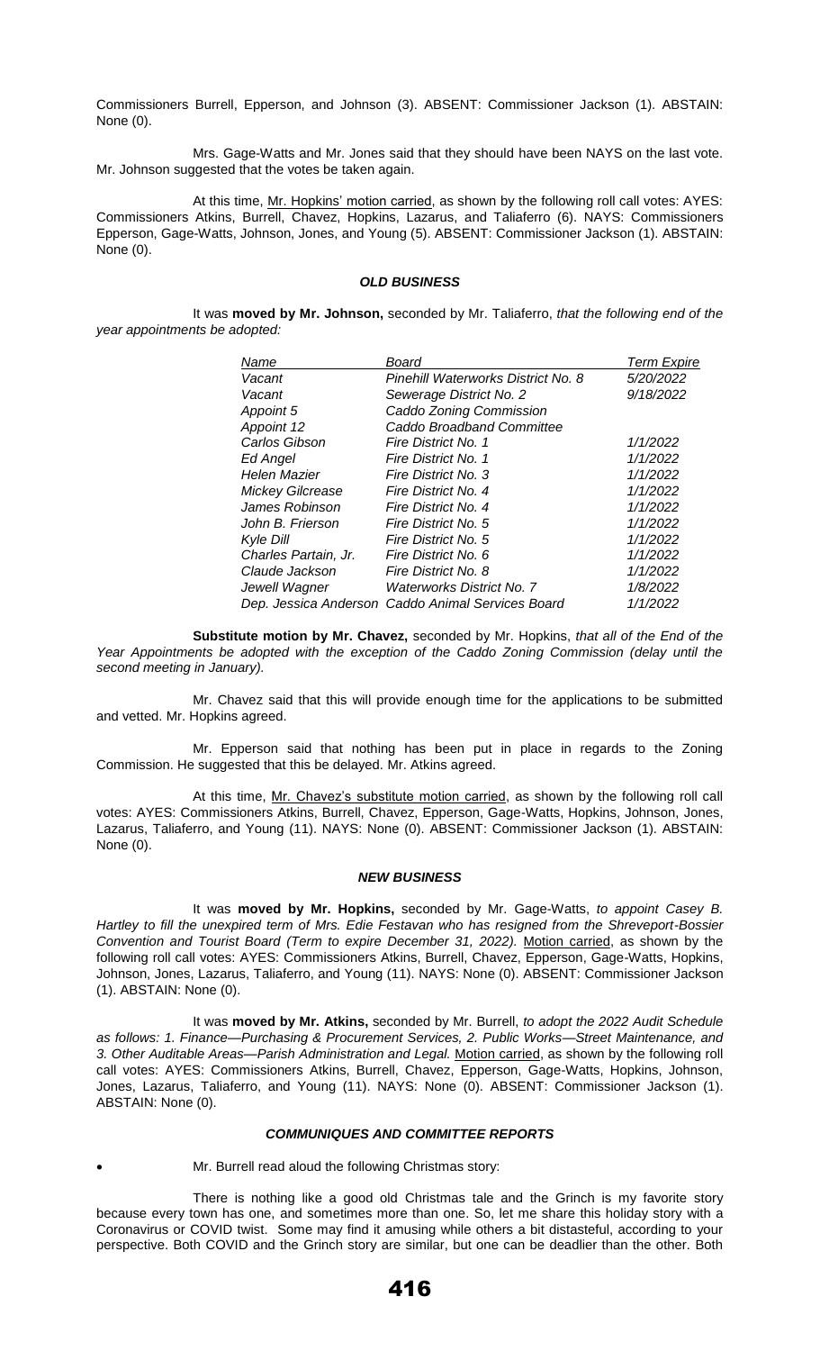Commissioners Burrell, Epperson, and Johnson (3). ABSENT: Commissioner Jackson (1). ABSTAIN: None (0).

Mrs. Gage-Watts and Mr. Jones said that they should have been NAYS on the last vote. Mr. Johnson suggested that the votes be taken again.

At this time, Mr. Hopkins' motion carried, as shown by the following roll call votes: AYES: Commissioners Atkins, Burrell, Chavez, Hopkins, Lazarus, and Taliaferro (6). NAYS: Commissioners Epperson, Gage-Watts, Johnson, Jones, and Young (5). ABSENT: Commissioner Jackson (1). ABSTAIN: None (0).

### *OLD BUSINESS*

It was **moved by Mr. Johnson,** seconded by Mr. Taliaferro, *that the following end of the year appointments be adopted:*

| *Name* | *Board* | *Term Expire* |
|---|---|---|
| *Vacant* | *Pinehill Waterworks District No. 8* | *5/20/2022* |
| *Vacant* | *Sewerage District No. 2* | *9/18/2022* |
| *Appoint 5* | *Caddo Zoning Commission* | |
| *Appoint 12* | *Caddo Broadband Committee* | |
| *Carlos Gibson* | *Fire District No. 1* | *1/1/2022* |
| *Ed Angel* | *Fire District No. 1* | *1/1/2022* |
| *Helen Mazier* | *Fire District No. 3* | *1/1/2022* |
| *Mickey Gilcrease* | *Fire District No. 4* | *1/1/2022* |
| *James Robinson* | *Fire District No. 4* | *1/1/2022* |
| *John B. Frierson* | *Fire District No. 5* | *1/1/2022* |
| *Kyle Dill* | *Fire District No. 5* | *1/1/2022* |
| *Charles Partain, Jr.* | *Fire District No. 6* | *1/1/2022* |
| *Claude Jackson* | *Fire District No. 8* | *1/1/2022* |
| *Jewell Wagner* | *Waterworks District No. 7* | *1/8/2022* |
| *Dep. Jessica Anderson* | *Caddo Animal Services Board* | *1/1/2022* |

**Substitute motion by Mr. Chavez,** seconded by Mr. Hopkins, *that all of the End of the Year Appointments be adopted with the exception of the Caddo Zoning Commission (delay until the second meeting in January).*

Mr. Chavez said that this will provide enough time for the applications to be submitted and vetted. Mr. Hopkins agreed.

Mr. Epperson said that nothing has been put in place in regards to the Zoning Commission. He suggested that this be delayed. Mr. Atkins agreed.

At this time, Mr. Chavez's substitute motion carried, as shown by the following roll call votes: AYES: Commissioners Atkins, Burrell, Chavez, Epperson, Gage-Watts, Hopkins, Johnson, Jones, Lazarus, Taliaferro, and Young (11). NAYS: None (0). ABSENT: Commissioner Jackson (1). ABSTAIN: None (0).

### *NEW BUSINESS*

It was **moved by Mr. Hopkins,** seconded by Mr. Gage-Watts, *to appoint Casey B. Hartley to fill the unexpired term of Mrs. Edie Festavan who has resigned from the Shreveport-Bossier Convention and Tourist Board (Term to expire December 31, 2022).* Motion carried, as shown by the following roll call votes: AYES: Commissioners Atkins, Burrell, Chavez, Epperson, Gage-Watts, Hopkins, Johnson, Jones, Lazarus, Taliaferro, and Young (11). NAYS: None (0). ABSENT: Commissioner Jackson (1). ABSTAIN: None (0).

It was **moved by Mr. Atkins,** seconded by Mr. Burrell, *to adopt the 2022 Audit Schedule as follows: 1. Finance—Purchasing & Procurement Services, 2. Public Works—Street Maintenance, and 3. Other Auditable Areas—Parish Administration and Legal.* Motion carried, as shown by the following roll call votes: AYES: Commissioners Atkins, Burrell, Chavez, Epperson, Gage-Watts, Hopkins, Johnson, Jones, Lazarus, Taliaferro, and Young (11). NAYS: None (0). ABSENT: Commissioner Jackson (1). ABSTAIN: None (0).

### *COMMUNIQUES AND COMMITTEE REPORTS*

- Mr. Burrell read aloud the following Christmas story:

There is nothing like a good old Christmas tale and the Grinch is my favorite story because every town has one, and sometimes more than one. So, let me share this holiday story with a Coronavirus or COVID twist. Some may find it amusing while others a bit distasteful, according to your perspective. Both COVID and the Grinch story are similar, but one can be deadlier than the other. Both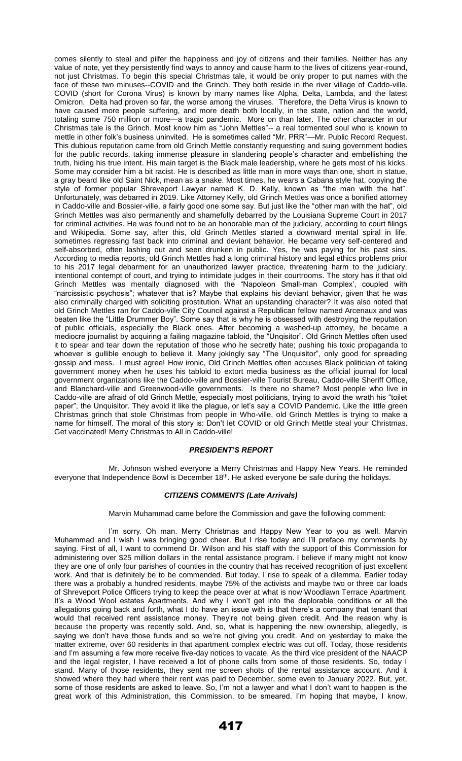comes silently to steal and pilfer the happiness and joy of citizens and their families. Neither has any value of note, yet they persistently find ways to annoy and cause harm to the lives of citizens year-round, not just Christmas. To begin this special Christmas tale, it would be only proper to put names with the face of these two minuses--COVID and the Grinch. They both reside in the river village of Caddo-ville. COVID (short for Corona Virus) is known by many names like Alpha, Delta, Lambda, and the latest Omicron. Delta had proven so far, the worse among the viruses. Therefore, the Delta Virus is known to have caused more people suffering, and more death both locally, in the state, nation and the world, totaling some 750 million or more—a tragic pandemic. More on than later. The other character in our Christmas tale is the Grinch. Most know him as "John Mettles"-- a real tormented soul who is known to mettle in other folk's business uninvited. He is sometimes called "Mr. PRR"—Mr. Public Record Request. This dubious reputation came from old Grinch Mettle constantly requesting and suing government bodies for the public records, taking immense pleasure in slandering people's character and embellishing the truth, hiding his true intent. His main target is the Black male leadership, where he gets most of his kicks. Some may consider him a bit racist. He is described as little man in more ways than one, short in statue, a gray beard like old Saint Nick, mean as a snake. Most times, he wears a Cabana style hat, copying the style of former popular Shreveport Lawyer named K. D. Kelly, known as "the man with the hat". Unfortunately, was debarred in 2019. Like Attorney Kelly, old Grinch Mettles was once a bonified attorney in Caddo-ville and Bossier-ville, a fairly good one some say. But just like the "other man with the hat", old Grinch Mettles was also permanently and shamefully debarred by the Louisiana Supreme Court in 2017 for criminal activities. He was found not to be an honorable man of the judiciary, according to court filings and Wikipedia. Some say, after this, old Grinch Mettles started a downward mental spiral in life, sometimes regressing fast back into criminal and deviant behavior. He became very self-centered and self-absorbed, often lashing out and seen drunken in public. Yes, he was paying for his past sins. According to media reports, old Grinch Mettles had a long criminal history and legal ethics problems prior to his 2017 legal debarment for an unauthorized lawyer practice, threatening harm to the judiciary, intentional contempt of court, and trying to intimidate judges in their courtrooms. The story has it that old Grinch Mettles was mentally diagnosed with the "Napoleon Small-man Complex', coupled with "narcissistic psychosis"; whatever that is? Maybe that explains his deviant behavior, given that he was also criminally charged with soliciting prostitution. What an upstanding character? It was also noted that old Grinch Mettles ran for Caddo-ville City Council against a Republican fellow named Arcenaux and was beaten like the "Little Drummer Boy". Some say that is why he is obsessed with destroying the reputation of public officials, especially the Black ones. After becoming a washed-up attorney, he became a mediocre journalist by acquiring a failing magazine tabloid, the "Unqisitor". Old Grinch Mettles often used it to spear and tear down the reputation of those who he secretly hate; pushing his toxic propaganda to whoever is gullible enough to believe it. Many jokingly say "The Unquisitor", only good for spreading gossip and mess. I must agree! How ironic, Old Grinch Mettles often accuses Black politician of taking government money when he uses his tabloid to extort media business as the official journal for local government organizations like the Caddo-ville and Bossier-ville Tourist Bureau, Caddo-ville Sheriff Office, and Blanchard-ville and Greenwood-ville governments. Is there no shame? Most people who live in Caddo-ville are afraid of old Grinch Mettle, especially most politicians, trying to avoid the wrath his "toilet paper", the Unquisitor. They avoid it like the plague, or let's say a COVID Pandemic. Like the little green Christmas grinch that stole Christmas from people in Who-ville, old Grinch Mettles is trying to make a name for himself. The moral of this story is: Don't let COVID or old Grinch Mettle steal your Christmas. Get vaccinated! Merry Christmas to All in Caddo-ville!

### *PRESIDENT'S REPORT*

Mr. Johnson wished everyone a Merry Christmas and Happy New Years. He reminded everyone that Independence Bowl is December 18th. He asked everyone be safe during the holidays.

### *CITIZENS COMMENTS (Late Arrivals)*

Marvin Muhammad came before the Commission and gave the following comment:

I'm sorry. Oh man. Merry Christmas and Happy New Year to you as well. Marvin Muhammad and I wish I was bringing good cheer. But I rise today and I'll preface my comments by saying. First of all, I want to commend Dr. Wilson and his staff with the support of this Commission for administering over $25 million dollars in the rental assistance program. I believe if many might not know they are one of only four parishes of counties in the country that has received recognition of just excellent work. And that is definitely be to be commended. But today, I rise to speak of a dilemma. Earlier today there was a probably a hundred residents, maybe 75% of the activists and maybe two or three car loads of Shreveport Police Officers trying to keep the peace over at what is now Woodlawn Terrace Apartment. It's a Wood Wool estates Apartments. And why I won't get into the deplorable conditions or all the allegations going back and forth, what I do have an issue with is that there's a company that tenant that would that received rent assistance money. They're not being given credit. And the reason why is because the property was recently sold. And, so, what is happening the new ownership, allegedly, is saying we don't have those funds and so we're not giving you credit. And on yesterday to make the matter extreme, over 60 residents in that apartment complex electric was cut off. Today, those residents and I'm assuming a few more receive five-day notices to vacate. As the third vice president of the NAACP and the legal register, I have received a lot of phone calls from some of those residents. So, today I stand. Many of those residents, they sent me screen shots of the rental assistance account. And it showed where they had where their rent was paid to December, some even to January 2022. But, yet, some of those residents are asked to leave. So, I'm not a lawyer and what I don't want to happen is the great work of this Administration, this Commission, to be smeared. I'm hoping that maybe, I know,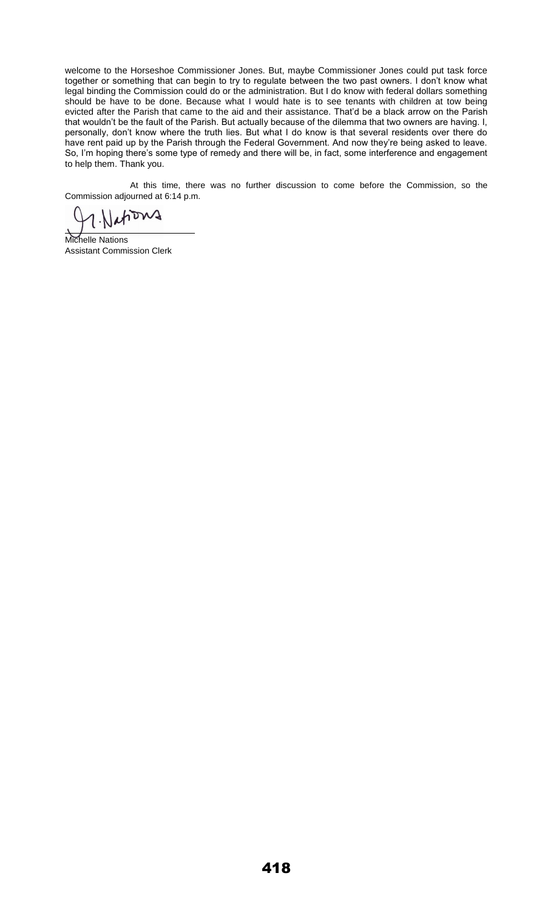welcome to the Horseshoe Commissioner Jones. But, maybe Commissioner Jones could put task force together or something that can begin to try to regulate between the two past owners. I don't know what legal binding the Commission could do or the administration. But I do know with federal dollars something should be have to be done. Because what I would hate is to see tenants with children at tow being evicted after the Parish that came to the aid and their assistance. That'd be a black arrow on the Parish that wouldn't be the fault of the Parish. But actually because of the dilemma that two owners are having. I, personally, don't know where the truth lies. But what I do know is that several residents over there do have rent paid up by the Parish through the Federal Government. And now they're being asked to leave. So, I'm hoping there's some type of remedy and there will be, in fact, some interference and engagement to help them. Thank you.

At this time, there was no further discussion to come before the Commission, so the Commission adjourned at 6:14 p.m.

M. Nations

Michelle Nations
Assistant Commission Clerk